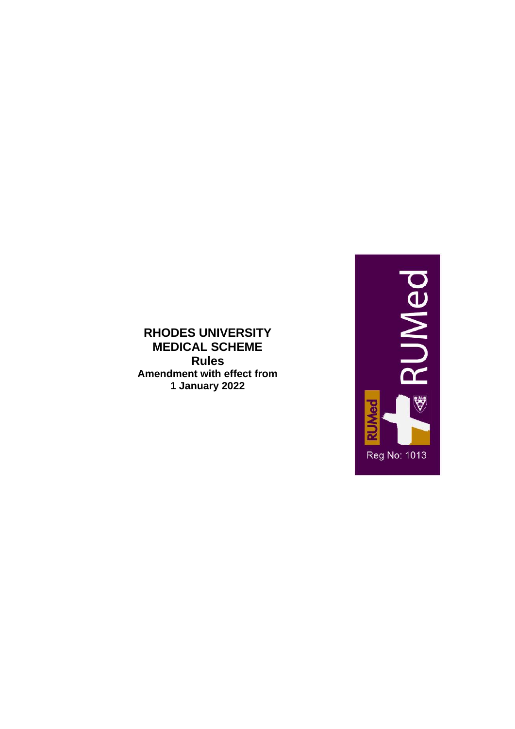**RHODES UNIVERSITY**
**MEDICAL SCHEME**
**Rules**
**Amendment with effect from**
**1 January 2022**

RUMed

RUMed

Reg No: 1013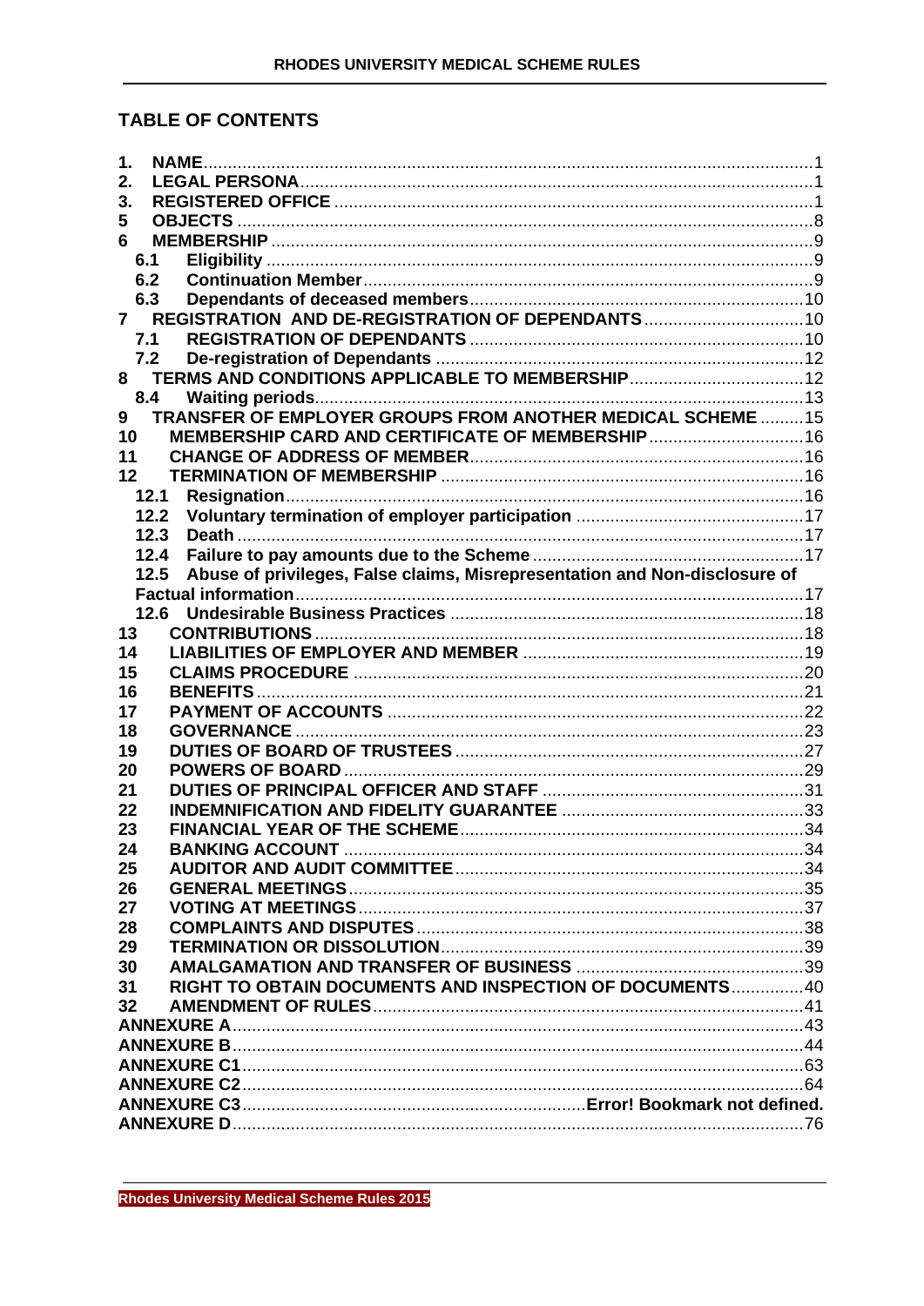## TABLE OF CONTENTS

1. **NAME** ... 1
2. **LEGAL PERSONA** ... 1
3. **REGISTERED OFFICE** ... 1
5 **OBJECTS** ... 8
6 **MEMBERSHIP** ... 9
   - 6.1 **Eligibility** ... 9
   - 6.2 **Continuation Member** ... 9
   - 6.3 **Dependants of deceased members** ... 10
7 **REGISTRATION AND DE-REGISTRATION OF DEPENDANTS** ... 10
   - 7.1 **REGISTRATION OF DEPENDANTS** ... 10
   - 7.2 **De-registration of Dependants** ... 12
8 **TERMS AND CONDITIONS APPLICABLE TO MEMBERSHIP** ... 12
   - 8.4 **Waiting periods** ... 13
9 **TRANSFER OF EMPLOYER GROUPS FROM ANOTHER MEDICAL SCHEME** ... 15
10 **MEMBERSHIP CARD AND CERTIFICATE OF MEMBERSHIP** ... 16
11 **CHANGE OF ADDRESS OF MEMBER** ... 16
12 **TERMINATION OF MEMBERSHIP** ... 16
   - 12.1 **Resignation** ... 16
   - 12.2 **Voluntary termination of employer participation** ... 17
   - 12.3 **Death** ... 17
   - 12.4 **Failure to pay amounts due to the Scheme** ... 17
   - 12.5 **Abuse of privileges, False claims, Misrepresentation and Non-disclosure of Factual information** ... 17
   - 12.6 **Undesirable Business Practices** ... 18
13 **CONTRIBUTIONS** ... 18
14 **LIABILITIES OF EMPLOYER AND MEMBER** ... 19
15 **CLAIMS PROCEDURE** ... 20
16 **BENEFITS** ... 21
17 **PAYMENT OF ACCOUNTS** ... 22
18 **GOVERNANCE** ... 23
19 **DUTIES OF BOARD OF TRUSTEES** ... 27
20 **POWERS OF BOARD** ... 29
21 **DUTIES OF PRINCIPAL OFFICER AND STAFF** ... 31
22 **INDEMNIFICATION AND FIDELITY GUARANTEE** ... 33
23 **FINANCIAL YEAR OF THE SCHEME** ... 34
24 **BANKING ACCOUNT** ... 34
25 **AUDITOR AND AUDIT COMMITTEE** ... 34
26 **GENERAL MEETINGS** ... 35
27 **VOTING AT MEETINGS** ... 37
28 **COMPLAINTS AND DISPUTES** ... 38
29 **TERMINATION OR DISSOLUTION** ... 39
30 **AMALGAMATION AND TRANSFER OF BUSINESS** ... 39
31 **RIGHT TO OBTAIN DOCUMENTS AND INSPECTION OF DOCUMENTS** ... 40
32 **AMENDMENT OF RULES** ... 41

**ANNEXURE A** ... 43
**ANNEXURE B** ... 44
**ANNEXURE C1** ... 63
**ANNEXURE C2** ... 64
**ANNEXURE C3** ... **Error! Bookmark not defined.**
**ANNEXURE D** ... 76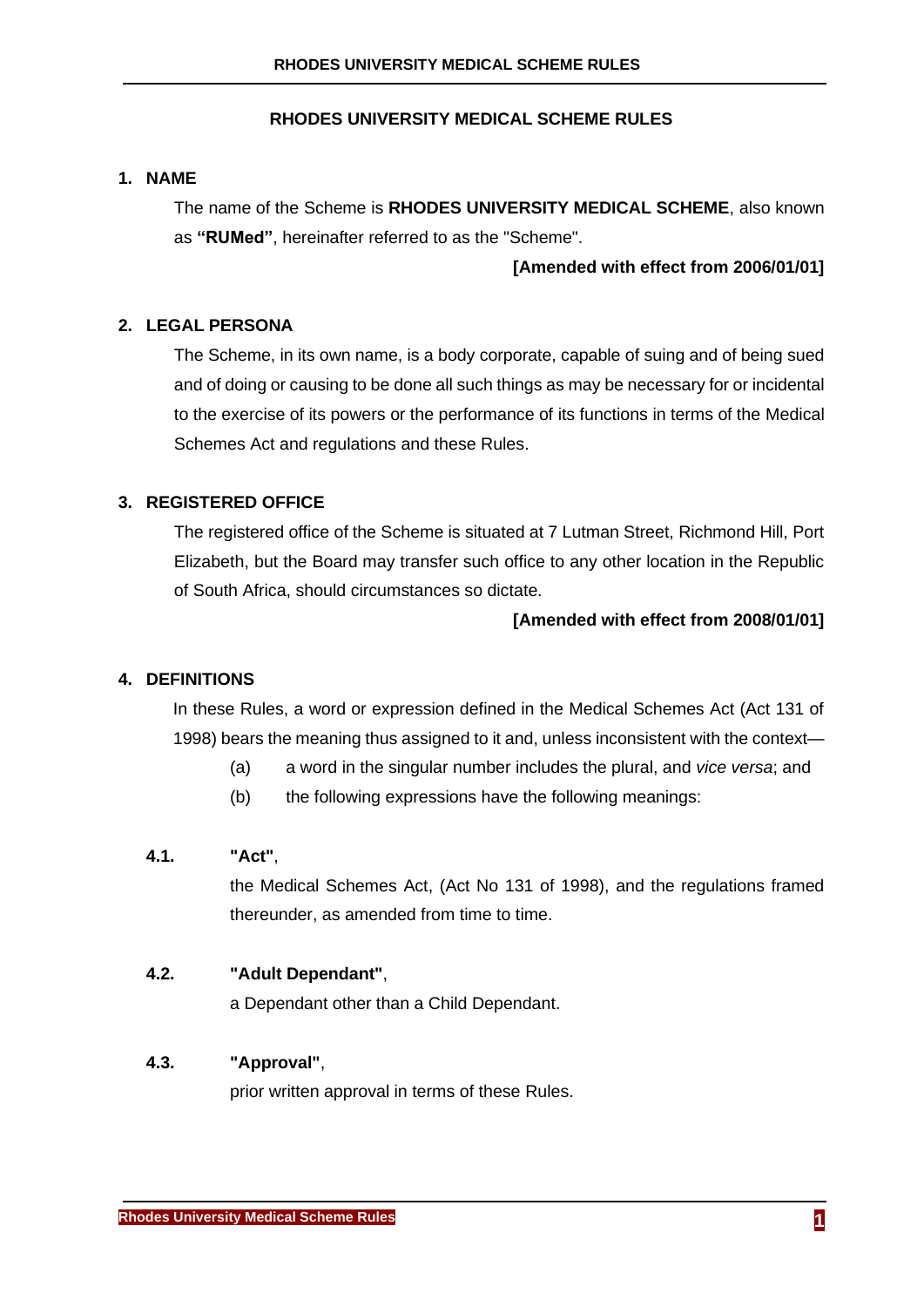# RHODES UNIVERSITY MEDICAL SCHEME RULES

## 1. NAME

The name of the Scheme is **RHODES UNIVERSITY MEDICAL SCHEME**, also known as **"RUMed"**, hereinafter referred to as the "Scheme".

**[Amended with effect from 2006/01/01]**

## 2. LEGAL PERSONA

The Scheme, in its own name, is a body corporate, capable of suing and of being sued and of doing or causing to be done all such things as may be necessary for or incidental to the exercise of its powers or the performance of its functions in terms of the Medical Schemes Act and regulations and these Rules.

## 3. REGISTERED OFFICE

The registered office of the Scheme is situated at 7 Lutman Street, Richmond Hill, Port Elizabeth, but the Board may transfer such office to any other location in the Republic of South Africa, should circumstances so dictate.

**[Amended with effect from 2008/01/01]**

## 4. DEFINITIONS

In these Rules, a word or expression defined in the Medical Schemes Act (Act 131 of 1998) bears the meaning thus assigned to it and, unless inconsistent with the context—

(a) a word in the singular number includes the plural, and *vice versa*; and

(b) the following expressions have the following meanings:

**4.1. "Act"**,

the Medical Schemes Act, (Act No 131 of 1998), and the regulations framed thereunder, as amended from time to time.

**4.2. "Adult Dependant"**,

a Dependant other than a Child Dependant.

**4.3. "Approval"**,

prior written approval in terms of these Rules.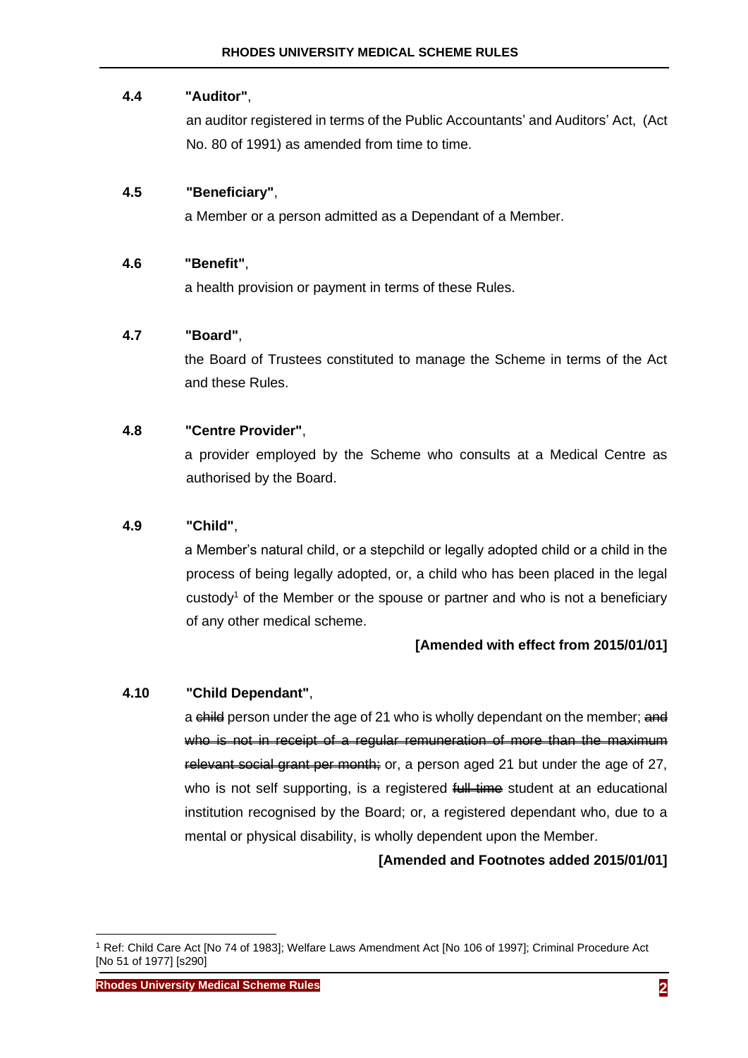**4.4 "Auditor"**,

an auditor registered in terms of the Public Accountants' and Auditors' Act, (Act No. 80 of 1991) as amended from time to time.

**4.5 "Beneficiary"**,

a Member or a person admitted as a Dependant of a Member.

**4.6 "Benefit"**,

a health provision or payment in terms of these Rules.

**4.7 "Board"**,

the Board of Trustees constituted to manage the Scheme in terms of the Act and these Rules.

**4.8 "Centre Provider"**,

a provider employed by the Scheme who consults at a Medical Centre as authorised by the Board.

**4.9 "Child"**,

a Member's natural child, or a stepchild or legally adopted child or a child in the process of being legally adopted, or, a child who has been placed in the legal custody[1] of the Member or the spouse or partner and who is not a beneficiary of any other medical scheme.

**[Amended with effect from 2015/01/01]**

**4.10 "Child Dependant"**,

a ~~child~~ person under the age of 21 who is wholly dependant on the member; ~~and who is not in receipt of a regular remuneration of more than the maximum relevant social grant per month;~~ or, a person aged 21 but under the age of 27, who is not self supporting, is a registered ~~full time~~ student at an educational institution recognised by the Board; or, a registered dependant who, due to a mental or physical disability, is wholly dependent upon the Member.

**[Amended and Footnotes added 2015/01/01]**

---

[1] Ref: Child Care Act [No 74 of 1983]; Welfare Laws Amendment Act [No 106 of 1997]; Criminal Procedure Act [No 51 of 1977] [s290]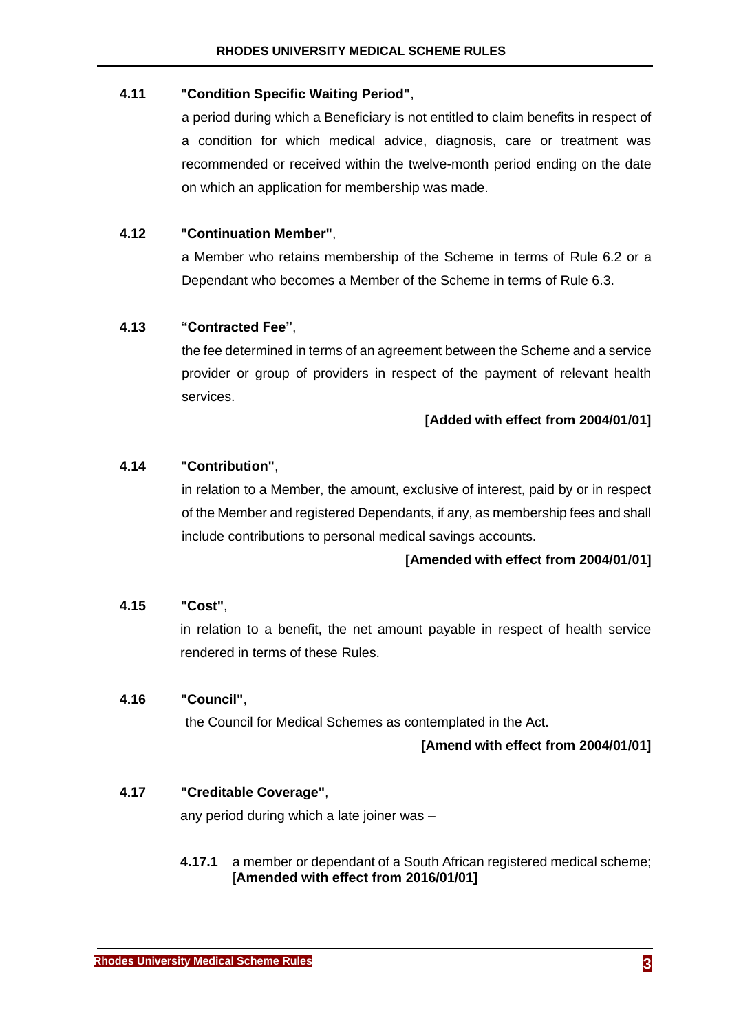**4.11 "Condition Specific Waiting Period"**,

a period during which a Beneficiary is not entitled to claim benefits in respect of a condition for which medical advice, diagnosis, care or treatment was recommended or received within the twelve-month period ending on the date on which an application for membership was made.

**4.12 "Continuation Member"**,

a Member who retains membership of the Scheme in terms of Rule 6.2 or a Dependant who becomes a Member of the Scheme in terms of Rule 6.3.

**4.13 "Contracted Fee"**,

the fee determined in terms of an agreement between the Scheme and a service provider or group of providers in respect of the payment of relevant health services.

**[Added with effect from 2004/01/01]**

**4.14 "Contribution"**,

in relation to a Member, the amount, exclusive of interest, paid by or in respect of the Member and registered Dependants, if any, as membership fees and shall include contributions to personal medical savings accounts.

**[Amended with effect from 2004/01/01]**

**4.15 "Cost"**,

in relation to a benefit, the net amount payable in respect of health service rendered in terms of these Rules.

**4.16 "Council"**,

the Council for Medical Schemes as contemplated in the Act.

**[Amend with effect from 2004/01/01]**

**4.17 "Creditable Coverage"**,

any period during which a late joiner was –

**4.17.1** a member or dependant of a South African registered medical scheme; [**Amended with effect from 2016/01/01]**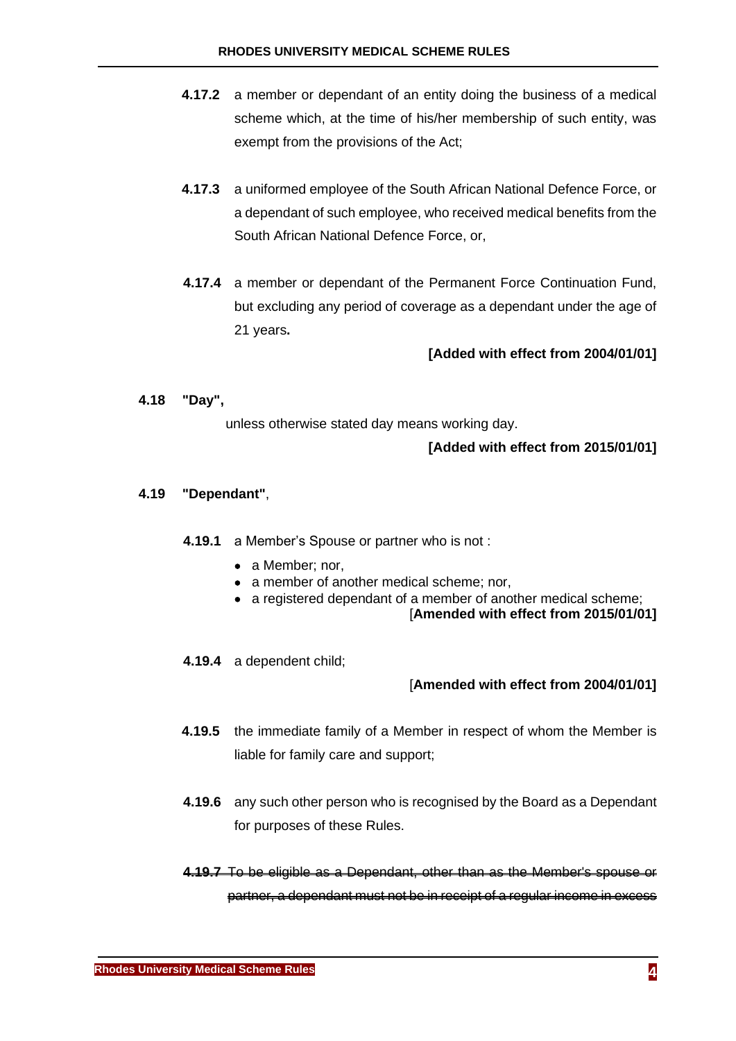**4.17.2** a member or dependant of an entity doing the business of a medical scheme which, at the time of his/her membership of such entity, was exempt from the provisions of the Act;

**4.17.3** a uniformed employee of the South African National Defence Force, or a dependant of such employee, who received medical benefits from the South African National Defence Force, or,

**4.17.4** a member or dependant of the Permanent Force Continuation Fund, but excluding any period of coverage as a dependant under the age of 21 years**.**

**[Added with effect from 2004/01/01]**

**4.18 "Day",**

unless otherwise stated day means working day.

**[Added with effect from 2015/01/01]**

**4.19 "Dependant"**,

**4.19.1** a Member's Spouse or partner who is not :

- a Member; nor,
- a member of another medical scheme; nor,
- a registered dependant of a member of another medical scheme;

[**Amended with effect from 2015/01/01]**

**4.19.4** a dependent child;

[**Amended with effect from 2004/01/01]**

**4.19.5** the immediate family of a Member in respect of whom the Member is liable for family care and support;

**4.19.6** any such other person who is recognised by the Board as a Dependant for purposes of these Rules.

~~**4.19.7** To be eligible as a Dependant, other than as the Member's spouse or partner, a dependant must not be in receipt of a regular income in excess~~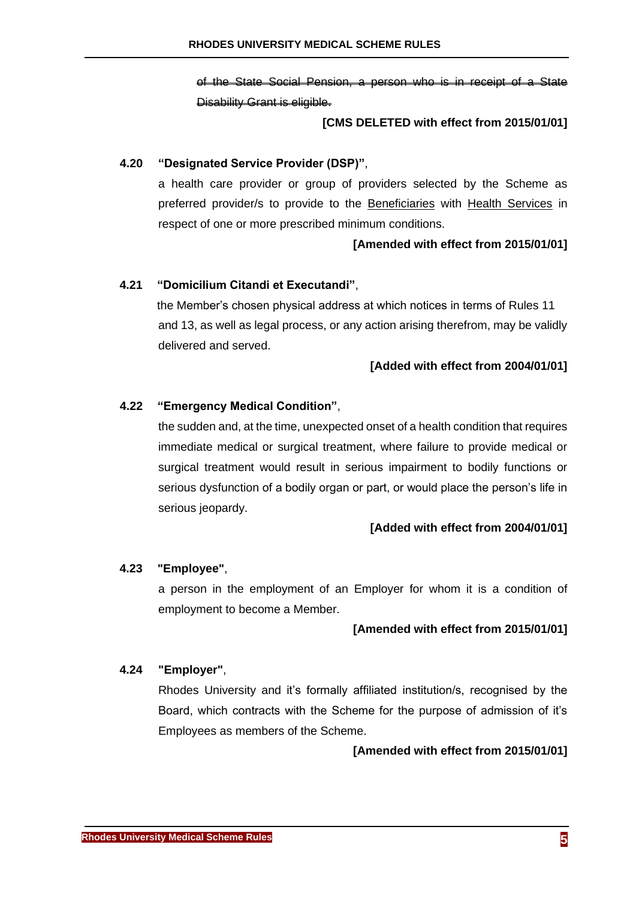~~of the State Social Pension, a person who is in receipt of a State Disability Grant is eligible.~~

**[CMS DELETED with effect from 2015/01/01]**

**4.20 "Designated Service Provider (DSP)"**,

a health care provider or group of providers selected by the Scheme as preferred provider/s to provide to the Beneficiaries with Health Services in respect of one or more prescribed minimum conditions.

**[Amended with effect from 2015/01/01]**

**4.21 "Domicilium Citandi et Executandi"**,

the Member's chosen physical address at which notices in terms of Rules 11 and 13, as well as legal process, or any action arising therefrom, may be validly delivered and served.

**[Added with effect from 2004/01/01]**

**4.22 "Emergency Medical Condition"**,

the sudden and, at the time, unexpected onset of a health condition that requires immediate medical or surgical treatment, where failure to provide medical or surgical treatment would result in serious impairment to bodily functions or serious dysfunction of a bodily organ or part, or would place the person's life in serious jeopardy.

**[Added with effect from 2004/01/01]**

**4.23 "Employee"**,

a person in the employment of an Employer for whom it is a condition of employment to become a Member.

**[Amended with effect from 2015/01/01]**

**4.24 "Employer"**,

Rhodes University and it's formally affiliated institution/s, recognised by the Board, which contracts with the Scheme for the purpose of admission of it's Employees as members of the Scheme.

**[Amended with effect from 2015/01/01]**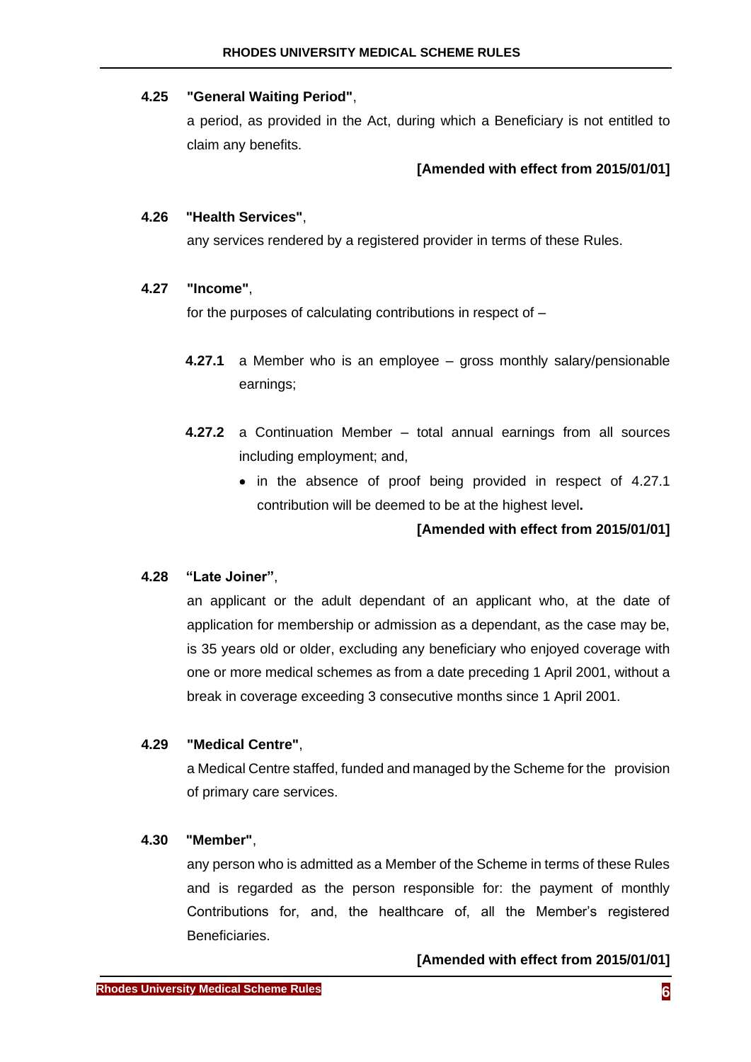**4.25 "General Waiting Period"**,

a period, as provided in the Act, during which a Beneficiary is not entitled to claim any benefits.

**[Amended with effect from 2015/01/01]**

**4.26 "Health Services"**,

any services rendered by a registered provider in terms of these Rules.

**4.27 "Income"**,

for the purposes of calculating contributions in respect of –

**4.27.1** a Member who is an employee – gross monthly salary/pensionable earnings;

**4.27.2** a Continuation Member – total annual earnings from all sources including employment; and,

- in the absence of proof being provided in respect of 4.27.1 contribution will be deemed to be at the highest level**.**

**[Amended with effect from 2015/01/01]**

**4.28 "Late Joiner"**,

an applicant or the adult dependant of an applicant who, at the date of application for membership or admission as a dependant, as the case may be, is 35 years old or older, excluding any beneficiary who enjoyed coverage with one or more medical schemes as from a date preceding 1 April 2001, without a break in coverage exceeding 3 consecutive months since 1 April 2001.

**4.29 "Medical Centre"**,

a Medical Centre staffed, funded and managed by the Scheme for the provision of primary care services.

**4.30 "Member"**,

any person who is admitted as a Member of the Scheme in terms of these Rules and is regarded as the person responsible for: the payment of monthly Contributions for, and, the healthcare of, all the Member's registered Beneficiaries.

**[Amended with effect from 2015/01/01]**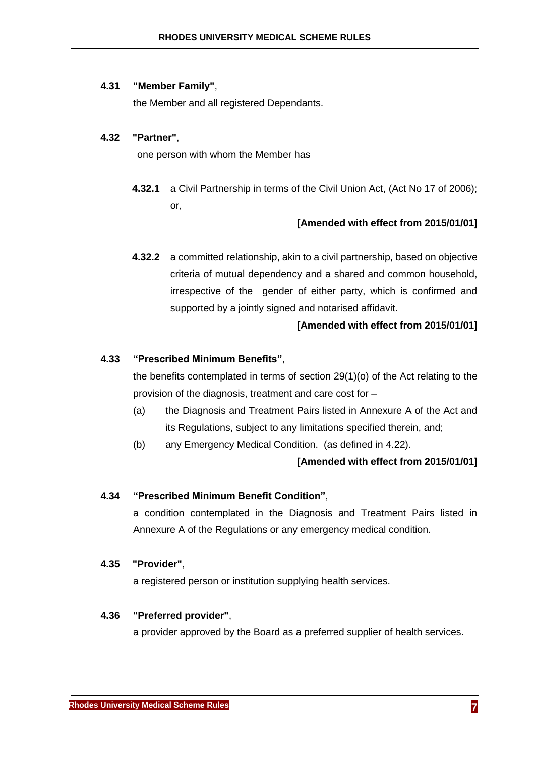**4.31 "Member Family"**,

the Member and all registered Dependants.

**4.32 "Partner"**,

one person with whom the Member has

**4.32.1** a Civil Partnership in terms of the Civil Union Act, (Act No 17 of 2006); or,

**[Amended with effect from 2015/01/01]**

**4.32.2** a committed relationship, akin to a civil partnership, based on objective criteria of mutual dependency and a shared and common household, irrespective of the gender of either party, which is confirmed and supported by a jointly signed and notarised affidavit.

**[Amended with effect from 2015/01/01]**

**4.33 "Prescribed Minimum Benefits"**,

the benefits contemplated in terms of section 29(1)(o) of the Act relating to the provision of the diagnosis, treatment and care cost for –

(a) the Diagnosis and Treatment Pairs listed in Annexure A of the Act and its Regulations, subject to any limitations specified therein, and;

(b) any Emergency Medical Condition. (as defined in 4.22).

**[Amended with effect from 2015/01/01]**

**4.34 "Prescribed Minimum Benefit Condition"**,

a condition contemplated in the Diagnosis and Treatment Pairs listed in Annexure A of the Regulations or any emergency medical condition.

**4.35 "Provider"**,

a registered person or institution supplying health services.

**4.36 "Preferred provider"**,

a provider approved by the Board as a preferred supplier of health services.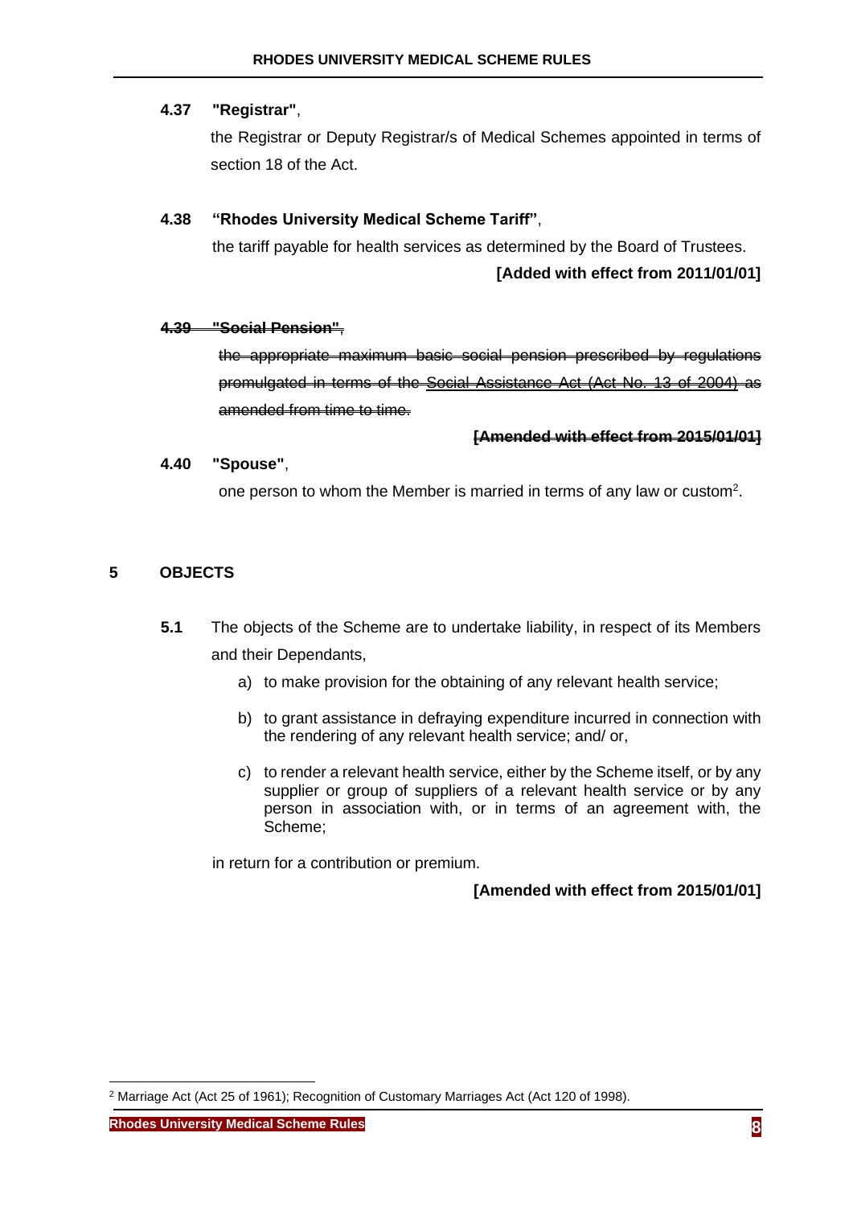**4.37 "Registrar"**,

the Registrar or Deputy Registrar/s of Medical Schemes appointed in terms of section 18 of the Act.

**4.38 "Rhodes University Medical Scheme Tariff"**,

the tariff payable for health services as determined by the Board of Trustees.

**[Added with effect from 2011/01/01]**

~~**4.39 "Social Pension"**,~~

~~the appropriate maximum basic social pension prescribed by regulations promulgated in terms of the Social Assistance Act (Act No. 13 of 2004) as amended from time to time.~~

~~**[Amended with effect from 2015/01/01]**~~

**4.40 "Spouse"**,

one person to whom the Member is married in terms of any law or custom[2].

## 5 OBJECTS

**5.1** The objects of the Scheme are to undertake liability, in respect of its Members and their Dependants,

a) to make provision for the obtaining of any relevant health service;

b) to grant assistance in defraying expenditure incurred in connection with the rendering of any relevant health service; and/ or,

c) to render a relevant health service, either by the Scheme itself, or by any supplier or group of suppliers of a relevant health service or by any person in association with, or in terms of an agreement with, the Scheme;

in return for a contribution or premium.

**[Amended with effect from 2015/01/01]**

[2] Marriage Act (Act 25 of 1961); Recognition of Customary Marriages Act (Act 120 of 1998).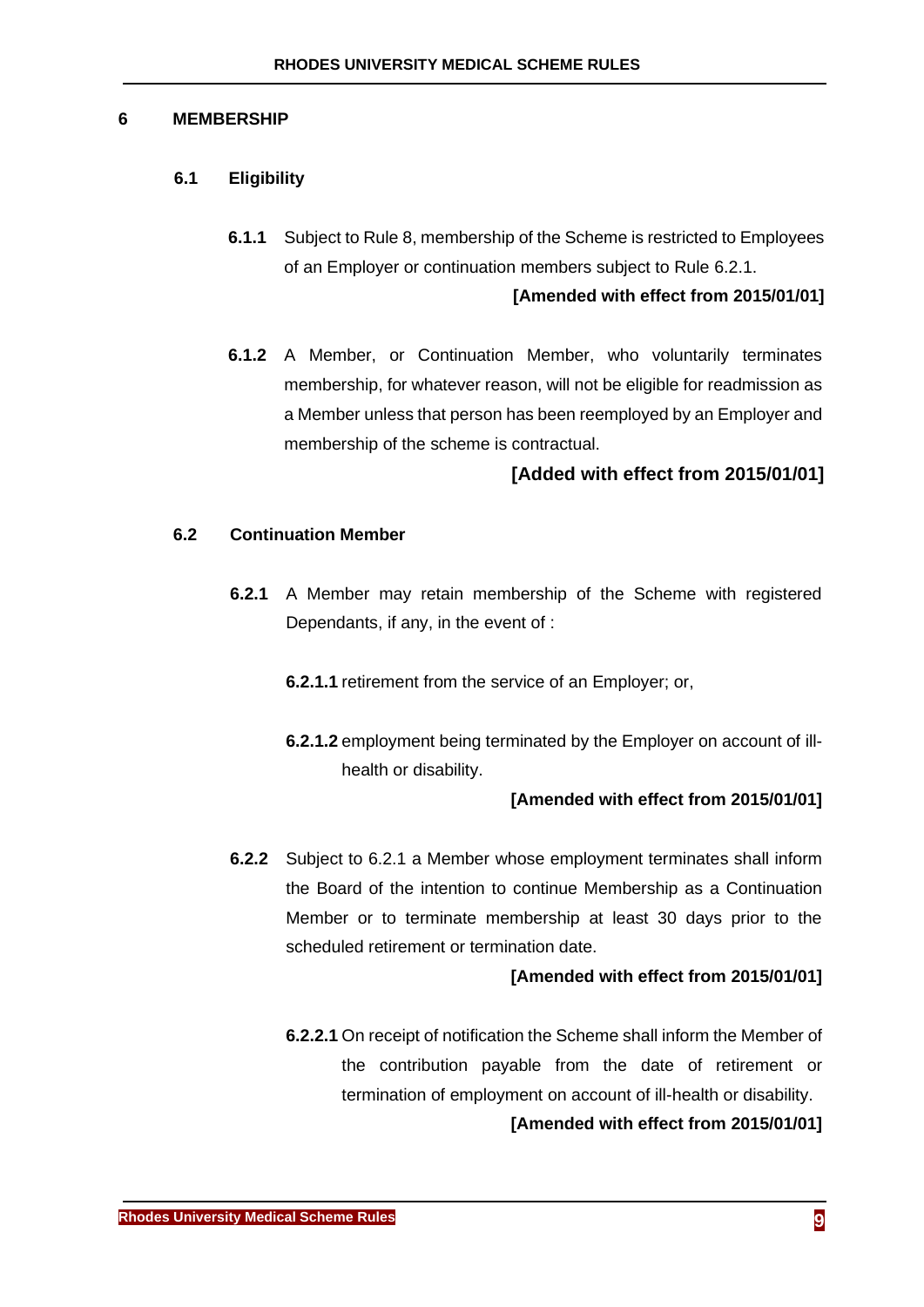## 6 MEMBERSHIP

### 6.1 Eligibility

**6.1.1** Subject to Rule 8, membership of the Scheme is restricted to Employees of an Employer or continuation members subject to Rule 6.2.1.

**[Amended with effect from 2015/01/01]**

**6.1.2** A Member, or Continuation Member, who voluntarily terminates membership, for whatever reason, will not be eligible for readmission as a Member unless that person has been reemployed by an Employer and membership of the scheme is contractual.

**[Added with effect from 2015/01/01]**

### 6.2 Continuation Member

**6.2.1** A Member may retain membership of the Scheme with registered Dependants, if any, in the event of :

**6.2.1.1** retirement from the service of an Employer; or,

**6.2.1.2** employment being terminated by the Employer on account of ill-health or disability.

**[Amended with effect from 2015/01/01]**

**6.2.2** Subject to 6.2.1 a Member whose employment terminates shall inform the Board of the intention to continue Membership as a Continuation Member or to terminate membership at least 30 days prior to the scheduled retirement or termination date.

**[Amended with effect from 2015/01/01]**

**6.2.2.1** On receipt of notification the Scheme shall inform the Member of the contribution payable from the date of retirement or termination of employment on account of ill-health or disability.

**[Amended with effect from 2015/01/01]**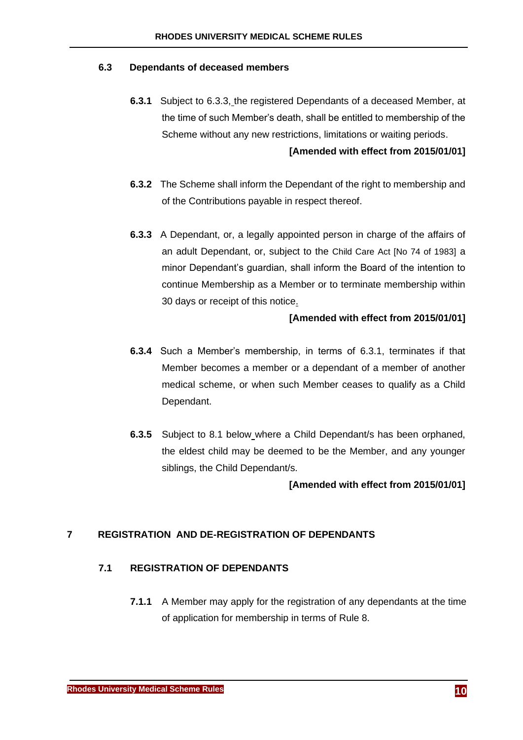### 6.3 Dependants of deceased members

**6.3.1** Subject to 6.3.3, the registered Dependants of a deceased Member, at the time of such Member's death, shall be entitled to membership of the Scheme without any new restrictions, limitations or waiting periods.

**[Amended with effect from 2015/01/01]**

**6.3.2** The Scheme shall inform the Dependant of the right to membership and of the Contributions payable in respect thereof.

**6.3.3** A Dependant, or, a legally appointed person in charge of the affairs of an adult Dependant, or, subject to the Child Care Act [No 74 of 1983] a minor Dependant's guardian, shall inform the Board of the intention to continue Membership as a Member or to terminate membership within 30 days or receipt of this notice.

**[Amended with effect from 2015/01/01]**

**6.3.4** Such a Member's membership, in terms of 6.3.1, terminates if that Member becomes a member or a dependant of a member of another medical scheme, or when such Member ceases to qualify as a Child Dependant.

**6.3.5** Subject to 8.1 below where a Child Dependant/s has been orphaned, the eldest child may be deemed to be the Member, and any younger siblings, the Child Dependant/s.

**[Amended with effect from 2015/01/01]**

## 7 REGISTRATION AND DE-REGISTRATION OF DEPENDANTS

### 7.1 REGISTRATION OF DEPENDANTS

**7.1.1** A Member may apply for the registration of any dependants at the time of application for membership in terms of Rule 8.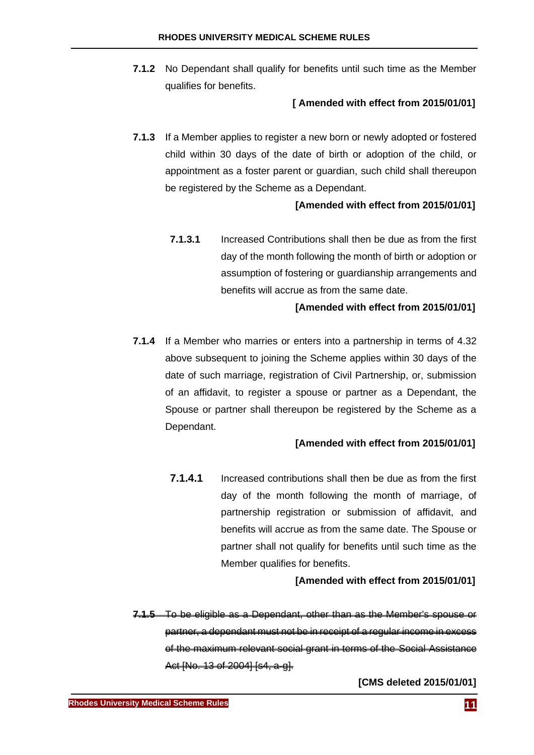**7.1.2** No Dependant shall qualify for benefits until such time as the Member qualifies for benefits.

**[ Amended with effect from 2015/01/01]**

**7.1.3** If a Member applies to register a new born or newly adopted or fostered child within 30 days of the date of birth or adoption of the child, or appointment as a foster parent or guardian, such child shall thereupon be registered by the Scheme as a Dependant.

**[Amended with effect from 2015/01/01]**

**7.1.3.1** Increased Contributions shall then be due as from the first day of the month following the month of birth or adoption or assumption of fostering or guardianship arrangements and benefits will accrue as from the same date.

**[Amended with effect from 2015/01/01]**

**7.1.4** If a Member who marries or enters into a partnership in terms of 4.32 above subsequent to joining the Scheme applies within 30 days of the date of such marriage, registration of Civil Partnership, or, submission of an affidavit, to register a spouse or partner as a Dependant, the Spouse or partner shall thereupon be registered by the Scheme as a Dependant.

**[Amended with effect from 2015/01/01]**

**7.1.4.1** Increased contributions shall then be due as from the first day of the month following the month of marriage, of partnership registration or submission of affidavit, and benefits will accrue as from the same date. The Spouse or partner shall not qualify for benefits until such time as the Member qualifies for benefits.

**[Amended with effect from 2015/01/01]**

~~**7.1.5** To be eligible as a Dependant, other than as the Member's spouse or partner, a dependant must not be in receipt of a regular income in excess of the maximum relevant social grant in terms of the Social Assistance Act [No. 13 of 2004] [s4, a-g].~~

**[CMS deleted 2015/01/01]**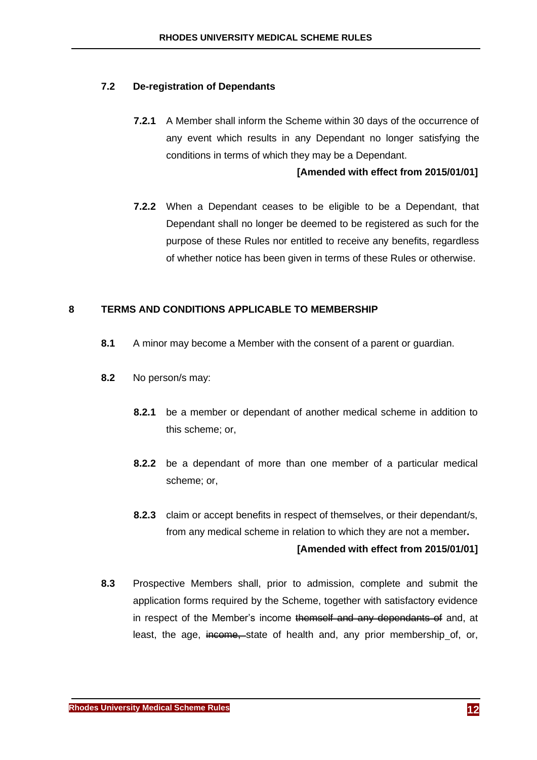### 7.2 De-registration of Dependants

**7.2.1** A Member shall inform the Scheme within 30 days of the occurrence of any event which results in any Dependant no longer satisfying the conditions in terms of which they may be a Dependant.

**[Amended with effect from 2015/01/01]**

**7.2.2** When a Dependant ceases to be eligible to be a Dependant, that Dependant shall no longer be deemed to be registered as such for the purpose of these Rules nor entitled to receive any benefits, regardless of whether notice has been given in terms of these Rules or otherwise.

## 8 TERMS AND CONDITIONS APPLICABLE TO MEMBERSHIP

**8.1** A minor may become a Member with the consent of a parent or guardian.

**8.2** No person/s may:

**8.2.1** be a member or dependant of another medical scheme in addition to this scheme; or,

**8.2.2** be a dependant of more than one member of a particular medical scheme; or,

**8.2.3** claim or accept benefits in respect of themselves, or their dependant/s, from any medical scheme in relation to which they are not a member**.**

**[Amended with effect from 2015/01/01]**

**8.3** Prospective Members shall, prior to admission, complete and submit the application forms required by the Scheme, together with satisfactory evidence in respect of the Member's income ~~themself and any dependants of~~ and, at least, the age, ~~income,~~ state of health and, any prior membership_of, or,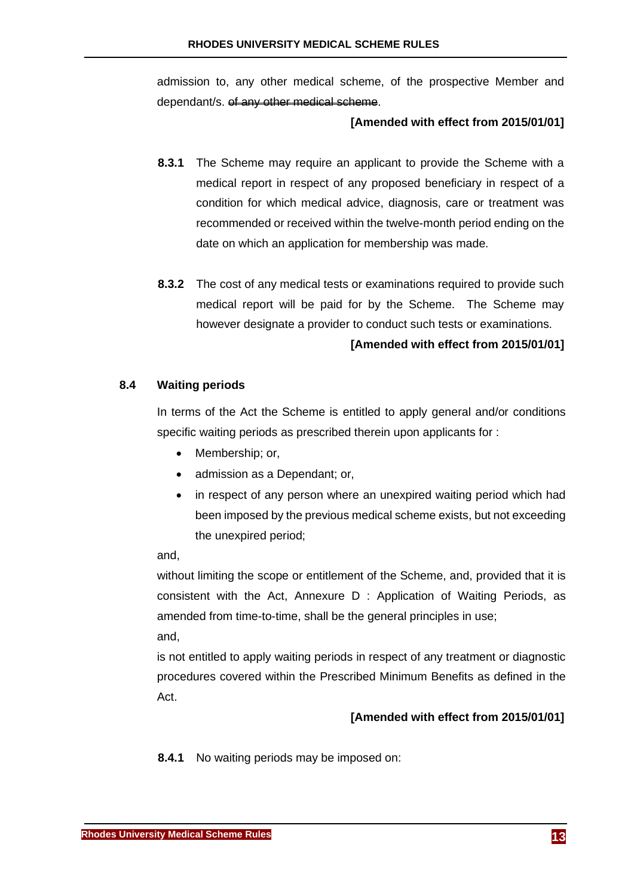admission to, any other medical scheme, of the prospective Member and dependant/s. ~~of any other medical scheme~~.

**[Amended with effect from 2015/01/01]**

**8.3.1** The Scheme may require an applicant to provide the Scheme with a medical report in respect of any proposed beneficiary in respect of a condition for which medical advice, diagnosis, care or treatment was recommended or received within the twelve-month period ending on the date on which an application for membership was made.

**8.3.2** The cost of any medical tests or examinations required to provide such medical report will be paid for by the Scheme. The Scheme may however designate a provider to conduct such tests or examinations.

**[Amended with effect from 2015/01/01]**

### 8.4 Waiting periods

In terms of the Act the Scheme is entitled to apply general and/or conditions specific waiting periods as prescribed therein upon applicants for :

- Membership; or,
- admission as a Dependant; or,
- in respect of any person where an unexpired waiting period which had been imposed by the previous medical scheme exists, but not exceeding the unexpired period;

and,

without limiting the scope or entitlement of the Scheme, and, provided that it is consistent with the Act, Annexure D : Application of Waiting Periods, as amended from time-to-time, shall be the general principles in use;

and,

is not entitled to apply waiting periods in respect of any treatment or diagnostic procedures covered within the Prescribed Minimum Benefits as defined in the Act.

**[Amended with effect from 2015/01/01]**

**8.4.1** No waiting periods may be imposed on: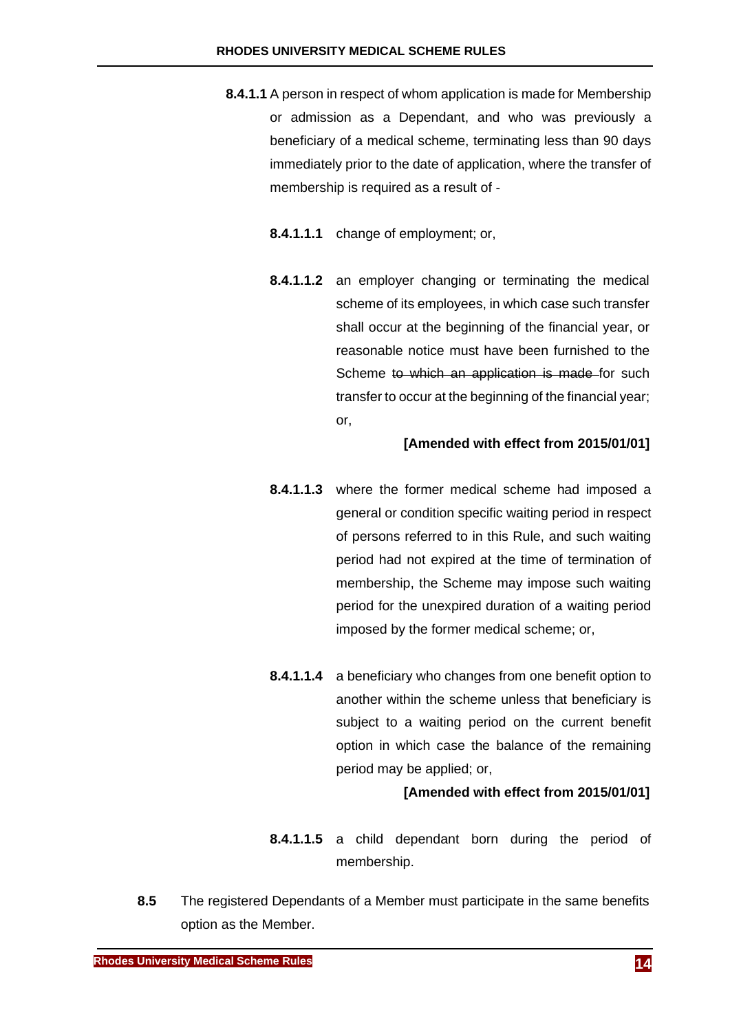**8.4.1.1** A person in respect of whom application is made for Membership or admission as a Dependant, and who was previously a beneficiary of a medical scheme, terminating less than 90 days immediately prior to the date of application, where the transfer of membership is required as a result of -

**8.4.1.1.1** change of employment; or,

**8.4.1.1.2** an employer changing or terminating the medical scheme of its employees, in which case such transfer shall occur at the beginning of the financial year, or reasonable notice must have been furnished to the Scheme ~~to which an application is made~~ for such transfer to occur at the beginning of the financial year; or,

**[Amended with effect from 2015/01/01]**

**8.4.1.1.3** where the former medical scheme had imposed a general or condition specific waiting period in respect of persons referred to in this Rule, and such waiting period had not expired at the time of termination of membership, the Scheme may impose such waiting period for the unexpired duration of a waiting period imposed by the former medical scheme; or,

**8.4.1.1.4** a beneficiary who changes from one benefit option to another within the scheme unless that beneficiary is subject to a waiting period on the current benefit option in which case the balance of the remaining period may be applied; or,

**[Amended with effect from 2015/01/01]**

**8.4.1.1.5** a child dependant born during the period of membership.

**8.5** The registered Dependants of a Member must participate in the same benefits option as the Member.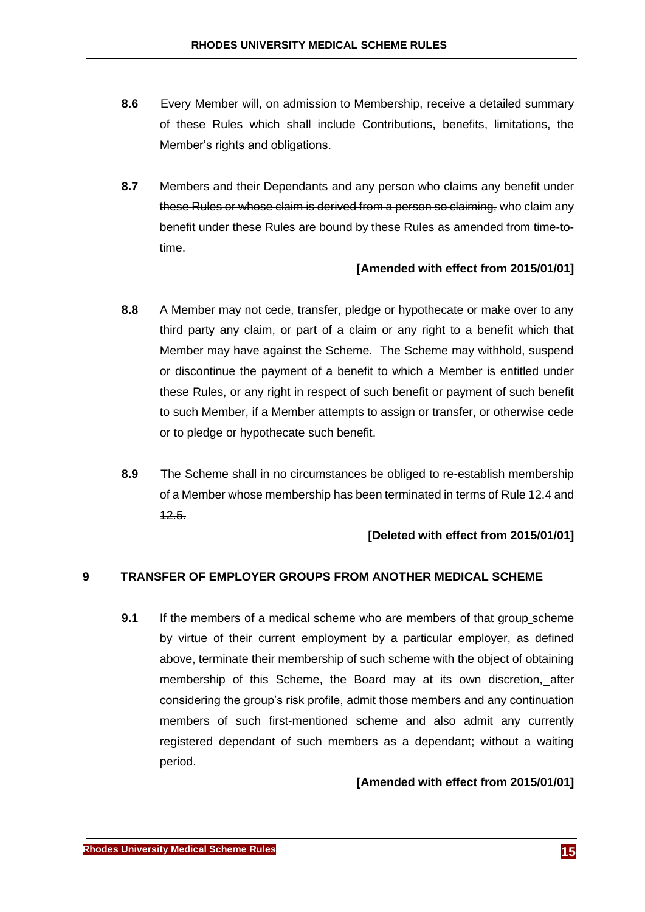**8.6** Every Member will, on admission to Membership, receive a detailed summary of these Rules which shall include Contributions, benefits, limitations, the Member's rights and obligations.

**8.7** Members and their Dependants ~~and any person who claims any benefit under these Rules or whose claim is derived from a person so claiming,~~ who claim any benefit under these Rules are bound by these Rules as amended from time-to-time.

**[Amended with effect from 2015/01/01]**

**8.8** A Member may not cede, transfer, pledge or hypothecate or make over to any third party any claim, or part of a claim or any right to a benefit which that Member may have against the Scheme. The Scheme may withhold, suspend or discontinue the payment of a benefit to which a Member is entitled under these Rules, or any right in respect of such benefit or payment of such benefit to such Member, if a Member attempts to assign or transfer, or otherwise cede or to pledge or hypothecate such benefit.

~~**8.9** The Scheme shall in no circumstances be obliged to re-establish membership of a Member whose membership has been terminated in terms of Rule 12.4 and 12.5.~~

**[Deleted with effect from 2015/01/01]**

## 9 TRANSFER OF EMPLOYER GROUPS FROM ANOTHER MEDICAL SCHEME

**9.1** If the members of a medical scheme who are members of that group scheme by virtue of their current employment by a particular employer, as defined above, terminate their membership of such scheme with the object of obtaining membership of this Scheme, the Board may at its own discretion, after considering the group's risk profile, admit those members and any continuation members of such first-mentioned scheme and also admit any currently registered dependant of such members as a dependant; without a waiting period.

**[Amended with effect from 2015/01/01]**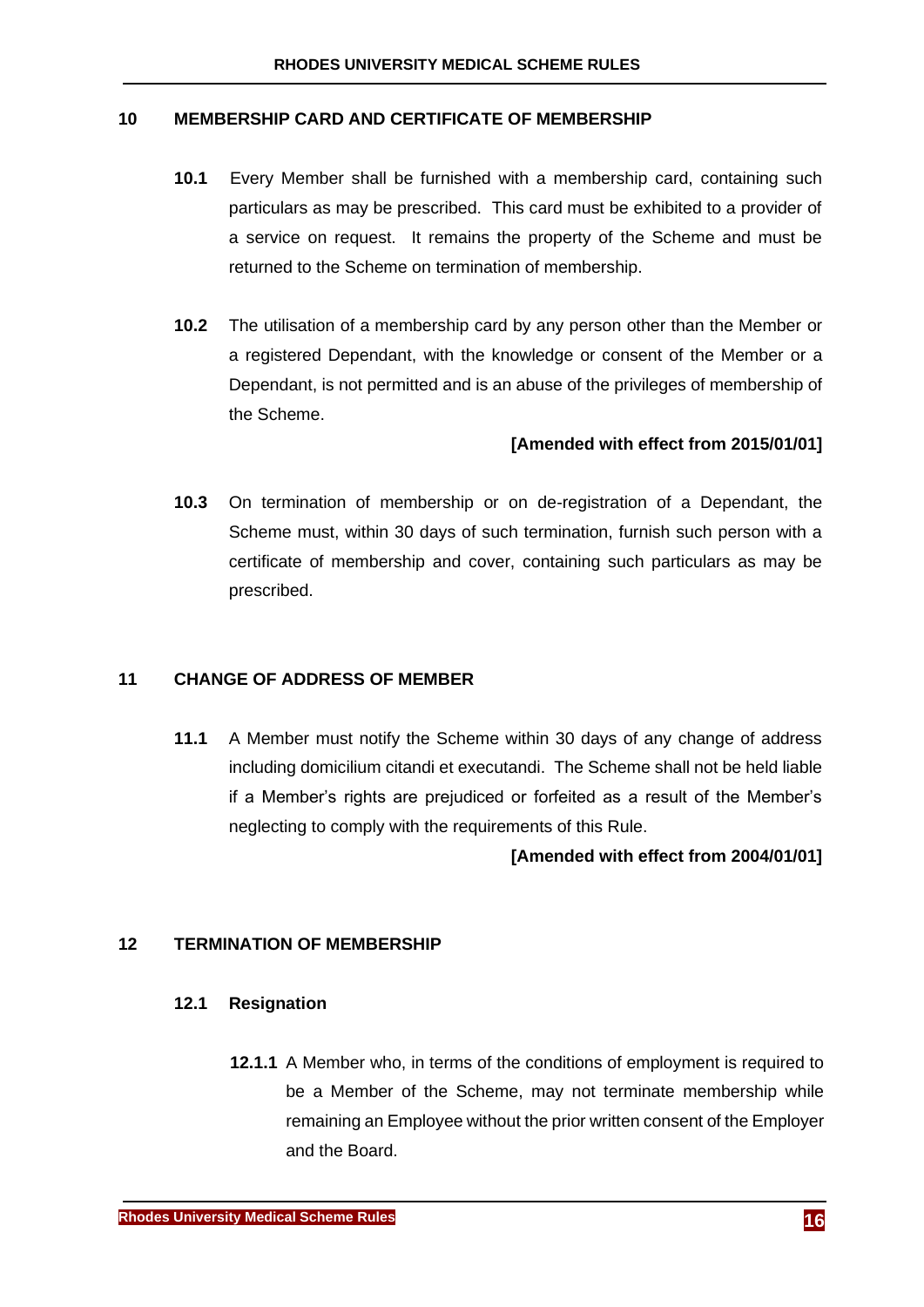## 10 MEMBERSHIP CARD AND CERTIFICATE OF MEMBERSHIP

**10.1** Every Member shall be furnished with a membership card, containing such particulars as may be prescribed. This card must be exhibited to a provider of a service on request. It remains the property of the Scheme and must be returned to the Scheme on termination of membership.

**10.2** The utilisation of a membership card by any person other than the Member or a registered Dependant, with the knowledge or consent of the Member or a Dependant, is not permitted and is an abuse of the privileges of membership of the Scheme.

**[Amended with effect from 2015/01/01]**

**10.3** On termination of membership or on de-registration of a Dependant, the Scheme must, within 30 days of such termination, furnish such person with a certificate of membership and cover, containing such particulars as may be prescribed.

## 11 CHANGE OF ADDRESS OF MEMBER

**11.1** A Member must notify the Scheme within 30 days of any change of address including domicilium citandi et executandi. The Scheme shall not be held liable if a Member's rights are prejudiced or forfeited as a result of the Member's neglecting to comply with the requirements of this Rule.

**[Amended with effect from 2004/01/01]**

## 12 TERMINATION OF MEMBERSHIP

### 12.1 Resignation

**12.1.1** A Member who, in terms of the conditions of employment is required to be a Member of the Scheme, may not terminate membership while remaining an Employee without the prior written consent of the Employer and the Board.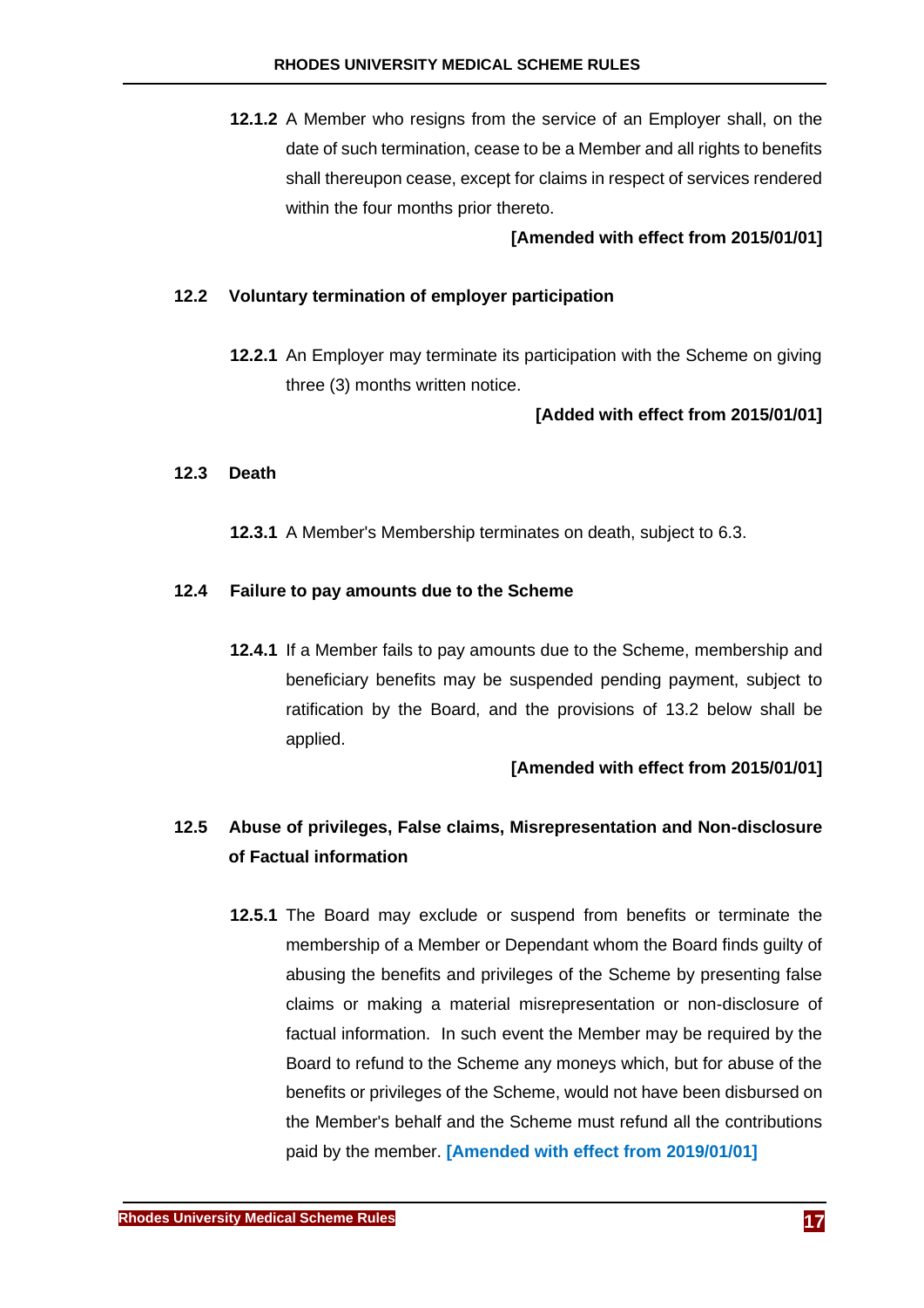**12.1.2** A Member who resigns from the service of an Employer shall, on the date of such termination, cease to be a Member and all rights to benefits shall thereupon cease, except for claims in respect of services rendered within the four months prior thereto.

**[Amended with effect from 2015/01/01]**

### 12.2 Voluntary termination of employer participation

**12.2.1** An Employer may terminate its participation with the Scheme on giving three (3) months written notice.

**[Added with effect from 2015/01/01]**

### 12.3 Death

**12.3.1** A Member's Membership terminates on death, subject to 6.3.

### 12.4 Failure to pay amounts due to the Scheme

**12.4.1** If a Member fails to pay amounts due to the Scheme, membership and beneficiary benefits may be suspended pending payment, subject to ratification by the Board, and the provisions of 13.2 below shall be applied.

**[Amended with effect from 2015/01/01]**

### 12.5 Abuse of privileges, False claims, Misrepresentation and Non-disclosure of Factual information

**12.5.1** The Board may exclude or suspend from benefits or terminate the membership of a Member or Dependant whom the Board finds guilty of abusing the benefits and privileges of the Scheme by presenting false claims or making a material misrepresentation or non-disclosure of factual information. In such event the Member may be required by the Board to refund to the Scheme any moneys which, but for abuse of the benefits or privileges of the Scheme, would not have been disbursed on the Member's behalf and the Scheme must refund all the contributions paid by the member. **[Amended with effect from 2019/01/01]**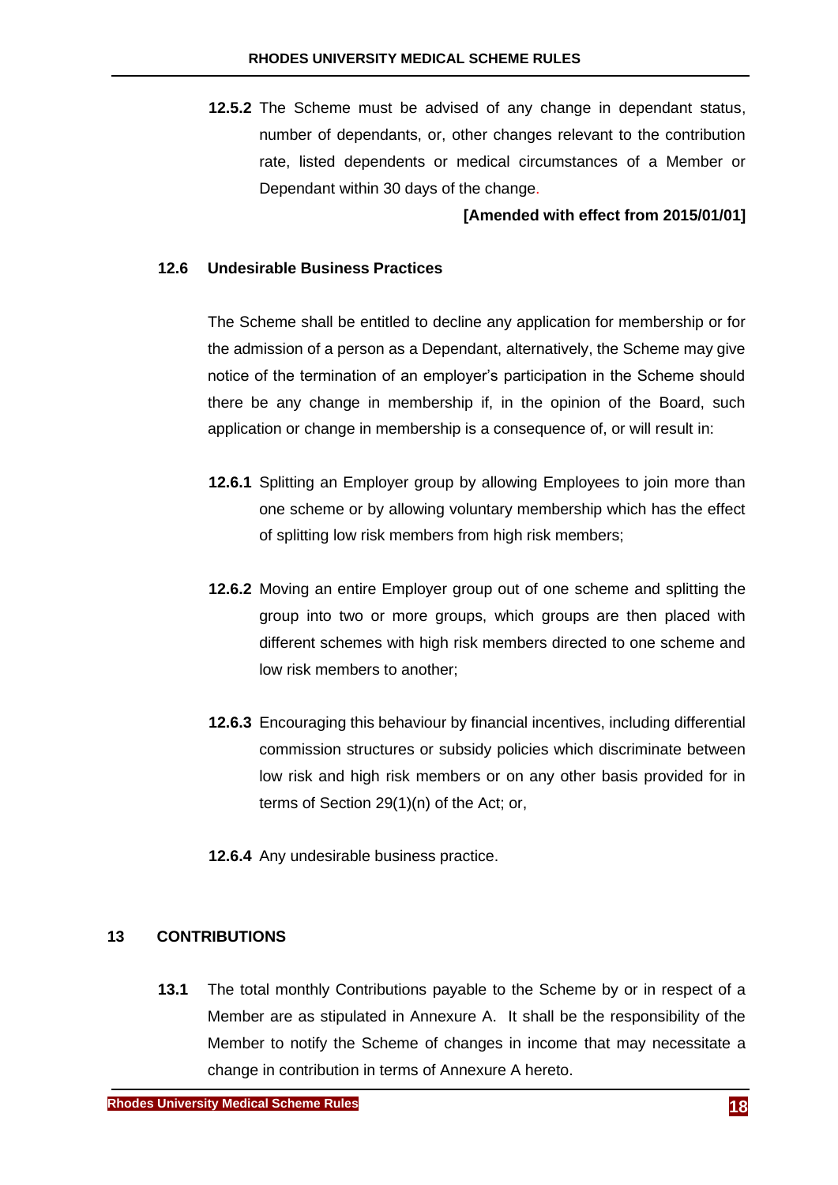**12.5.2** The Scheme must be advised of any change in dependant status, number of dependants, or, other changes relevant to the contribution rate, listed dependents or medical circumstances of a Member or Dependant within 30 days of the change.

**[Amended with effect from 2015/01/01]**

### 12.6 Undesirable Business Practices

The Scheme shall be entitled to decline any application for membership or for the admission of a person as a Dependant, alternatively, the Scheme may give notice of the termination of an employer's participation in the Scheme should there be any change in membership if, in the opinion of the Board, such application or change in membership is a consequence of, or will result in:

**12.6.1** Splitting an Employer group by allowing Employees to join more than one scheme or by allowing voluntary membership which has the effect of splitting low risk members from high risk members;

**12.6.2** Moving an entire Employer group out of one scheme and splitting the group into two or more groups, which groups are then placed with different schemes with high risk members directed to one scheme and low risk members to another;

**12.6.3** Encouraging this behaviour by financial incentives, including differential commission structures or subsidy policies which discriminate between low risk and high risk members or on any other basis provided for in terms of Section 29(1)(n) of the Act; or,

**12.6.4** Any undesirable business practice.

## 13 CONTRIBUTIONS

**13.1** The total monthly Contributions payable to the Scheme by or in respect of a Member are as stipulated in Annexure A. It shall be the responsibility of the Member to notify the Scheme of changes in income that may necessitate a change in contribution in terms of Annexure A hereto.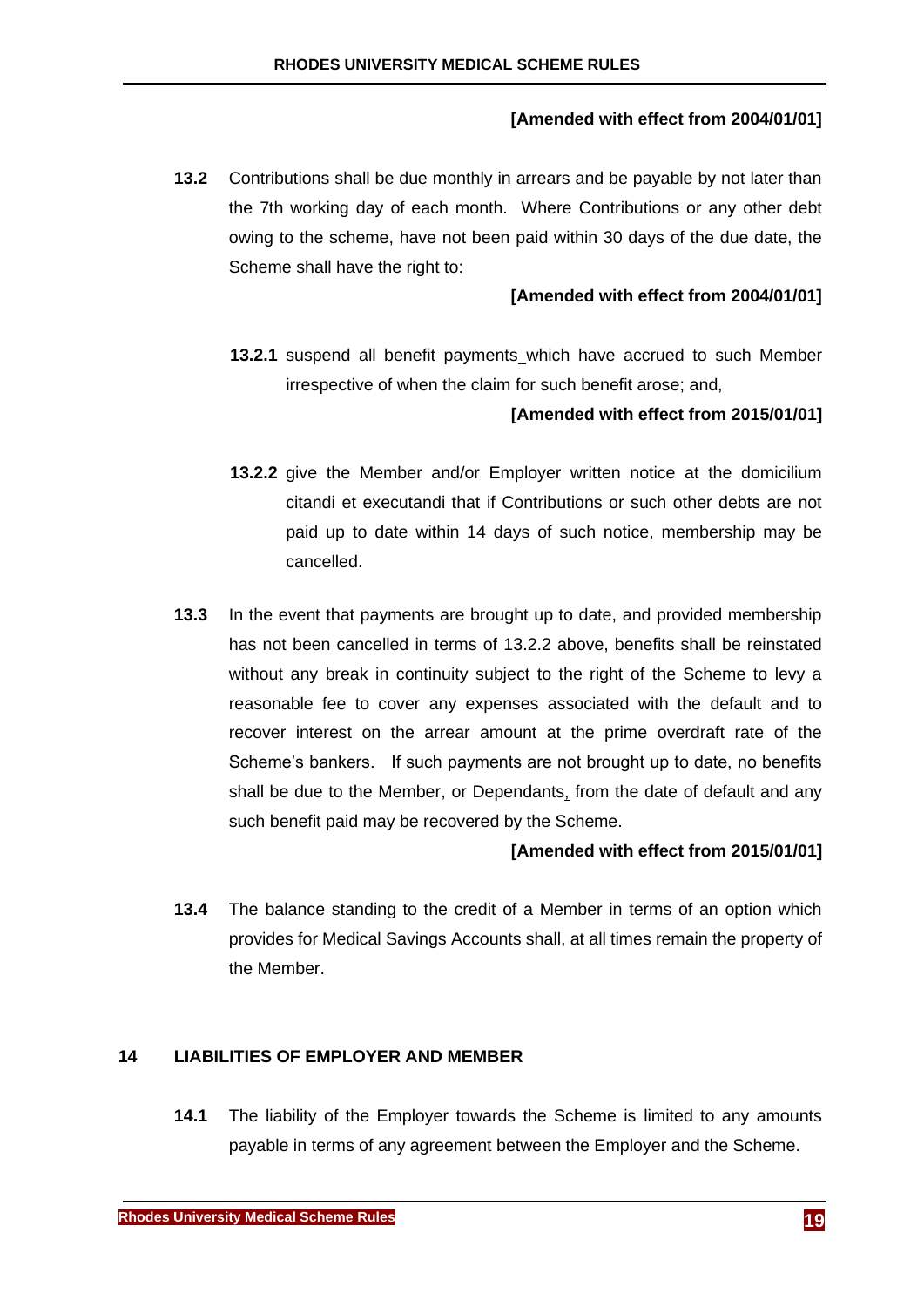**[Amended with effect from 2004/01/01]**

**13.2** Contributions shall be due monthly in arrears and be payable by not later than the 7th working day of each month. Where Contributions or any other debt owing to the scheme, have not been paid within 30 days of the due date, the Scheme shall have the right to:

**[Amended with effect from 2004/01/01]**

**13.2.1** suspend all benefit payments which have accrued to such Member irrespective of when the claim for such benefit arose; and,

**[Amended with effect from 2015/01/01]**

**13.2.2** give the Member and/or Employer written notice at the domicilium citandi et executandi that if Contributions or such other debts are not paid up to date within 14 days of such notice, membership may be cancelled.

**13.3** In the event that payments are brought up to date, and provided membership has not been cancelled in terms of 13.2.2 above, benefits shall be reinstated without any break in continuity subject to the right of the Scheme to levy a reasonable fee to cover any expenses associated with the default and to recover interest on the arrear amount at the prime overdraft rate of the Scheme's bankers. If such payments are not brought up to date, no benefits shall be due to the Member, or Dependants, from the date of default and any such benefit paid may be recovered by the Scheme.

**[Amended with effect from 2015/01/01]**

**13.4** The balance standing to the credit of a Member in terms of an option which provides for Medical Savings Accounts shall, at all times remain the property of the Member.

## 14 LIABILITIES OF EMPLOYER AND MEMBER

**14.1** The liability of the Employer towards the Scheme is limited to any amounts payable in terms of any agreement between the Employer and the Scheme.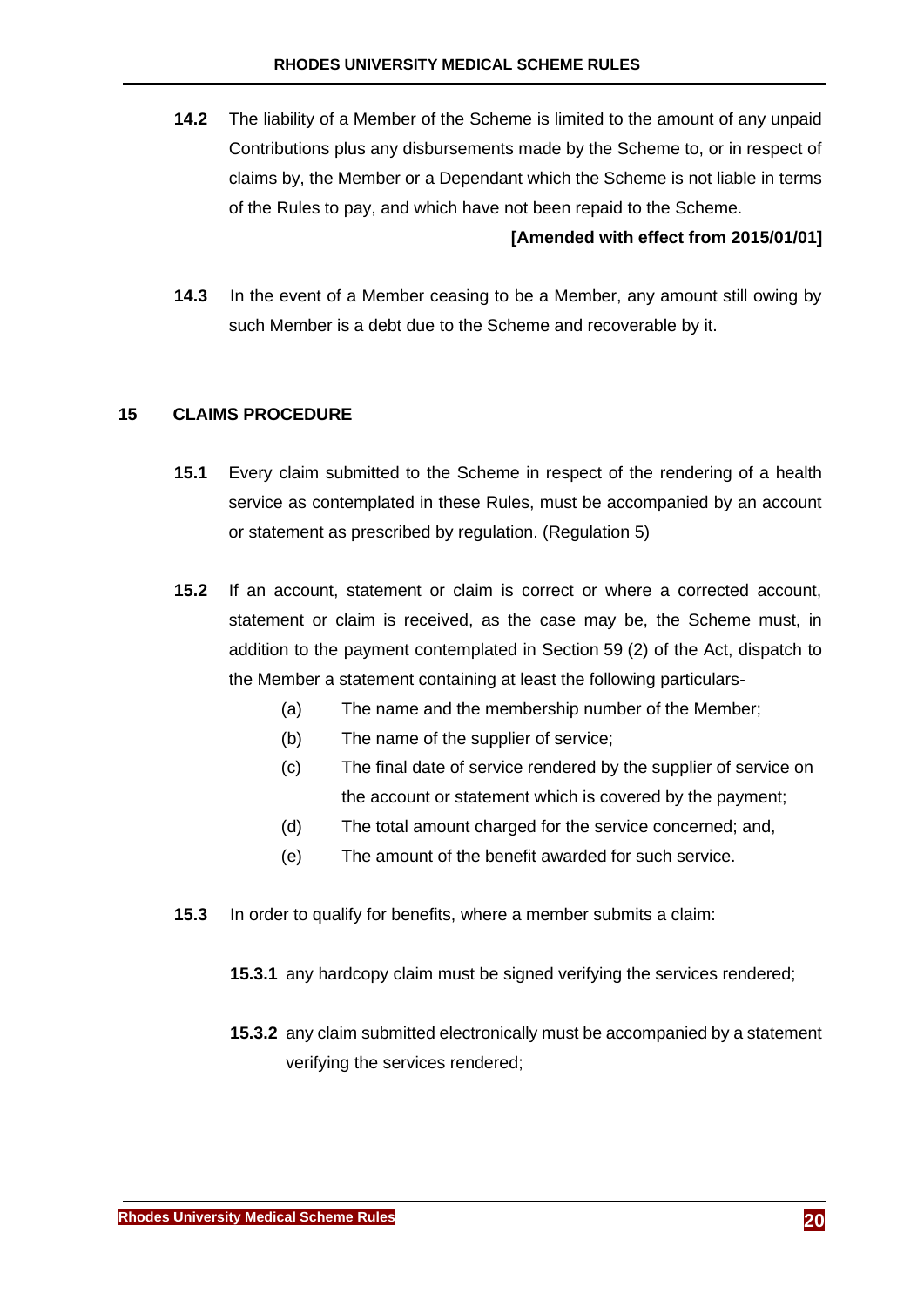**14.2** The liability of a Member of the Scheme is limited to the amount of any unpaid Contributions plus any disbursements made by the Scheme to, or in respect of claims by, the Member or a Dependant which the Scheme is not liable in terms of the Rules to pay, and which have not been repaid to the Scheme.

**[Amended with effect from 2015/01/01]**

**14.3** In the event of a Member ceasing to be a Member, any amount still owing by such Member is a debt due to the Scheme and recoverable by it.

## 15 CLAIMS PROCEDURE

**15.1** Every claim submitted to the Scheme in respect of the rendering of a health service as contemplated in these Rules, must be accompanied by an account or statement as prescribed by regulation. (Regulation 5)

**15.2** If an account, statement or claim is correct or where a corrected account, statement or claim is received, as the case may be, the Scheme must, in addition to the payment contemplated in Section 59 (2) of the Act, dispatch to the Member a statement containing at least the following particulars-

- (a) The name and the membership number of the Member;
- (b) The name of the supplier of service;
- (c) The final date of service rendered by the supplier of service on the account or statement which is covered by the payment;
- (d) The total amount charged for the service concerned; and,
- (e) The amount of the benefit awarded for such service.

**15.3** In order to qualify for benefits, where a member submits a claim:

**15.3.1** any hardcopy claim must be signed verifying the services rendered;

**15.3.2** any claim submitted electronically must be accompanied by a statement verifying the services rendered;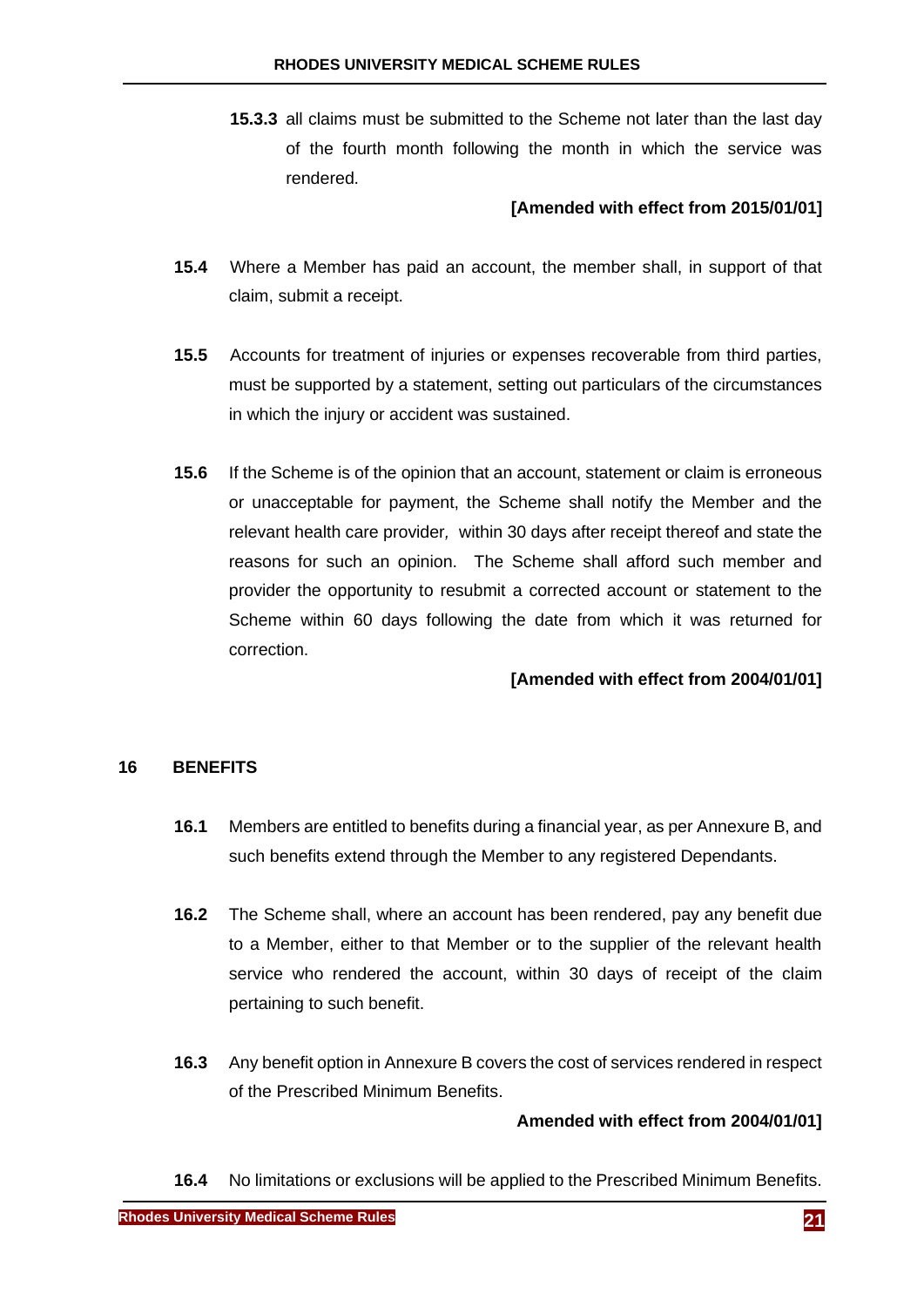**15.3.3** all claims must be submitted to the Scheme not later than the last day of the fourth month following the month in which the service was rendered.

**[Amended with effect from 2015/01/01]**

**15.4** Where a Member has paid an account, the member shall, in support of that claim, submit a receipt.

**15.5** Accounts for treatment of injuries or expenses recoverable from third parties, must be supported by a statement, setting out particulars of the circumstances in which the injury or accident was sustained.

**15.6** If the Scheme is of the opinion that an account, statement or claim is erroneous or unacceptable for payment, the Scheme shall notify the Member and the relevant health care provider, within 30 days after receipt thereof and state the reasons for such an opinion. The Scheme shall afford such member and provider the opportunity to resubmit a corrected account or statement to the Scheme within 60 days following the date from which it was returned for correction.

**[Amended with effect from 2004/01/01]**

## 16 BENEFITS

**16.1** Members are entitled to benefits during a financial year, as per Annexure B, and such benefits extend through the Member to any registered Dependants.

**16.2** The Scheme shall, where an account has been rendered, pay any benefit due to a Member, either to that Member or to the supplier of the relevant health service who rendered the account, within 30 days of receipt of the claim pertaining to such benefit.

**16.3** Any benefit option in Annexure B covers the cost of services rendered in respect of the Prescribed Minimum Benefits.

**Amended with effect from 2004/01/01]**

**16.4** No limitations or exclusions will be applied to the Prescribed Minimum Benefits.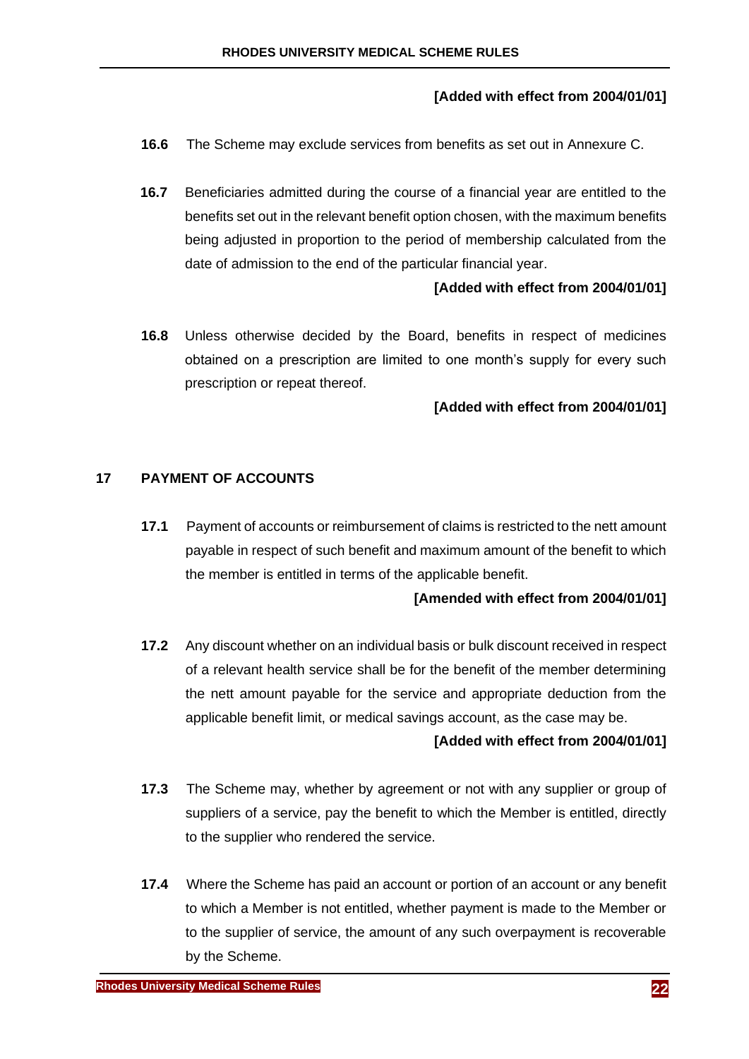**[Added with effect from 2004/01/01]**

**16.6** The Scheme may exclude services from benefits as set out in Annexure C.

**16.7** Beneficiaries admitted during the course of a financial year are entitled to the benefits set out in the relevant benefit option chosen, with the maximum benefits being adjusted in proportion to the period of membership calculated from the date of admission to the end of the particular financial year.

**[Added with effect from 2004/01/01]**

**16.8** Unless otherwise decided by the Board, benefits in respect of medicines obtained on a prescription are limited to one month's supply for every such prescription or repeat thereof.

**[Added with effect from 2004/01/01]**

## 17 PAYMENT OF ACCOUNTS

**17.1** Payment of accounts or reimbursement of claims is restricted to the nett amount payable in respect of such benefit and maximum amount of the benefit to which the member is entitled in terms of the applicable benefit.

**[Amended with effect from 2004/01/01]**

**17.2** Any discount whether on an individual basis or bulk discount received in respect of a relevant health service shall be for the benefit of the member determining the nett amount payable for the service and appropriate deduction from the applicable benefit limit, or medical savings account, as the case may be.

**[Added with effect from 2004/01/01]**

**17.3** The Scheme may, whether by agreement or not with any supplier or group of suppliers of a service, pay the benefit to which the Member is entitled, directly to the supplier who rendered the service.

**17.4** Where the Scheme has paid an account or portion of an account or any benefit to which a Member is not entitled, whether payment is made to the Member or to the supplier of service, the amount of any such overpayment is recoverable by the Scheme.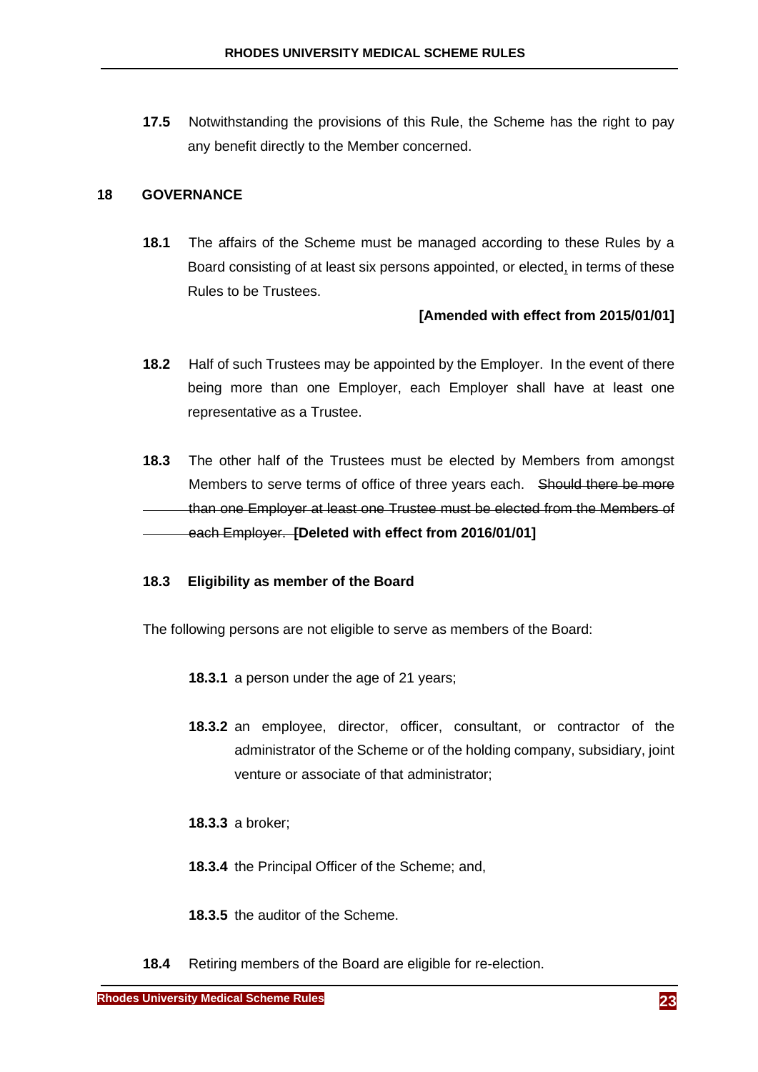**17.5** Notwithstanding the provisions of this Rule, the Scheme has the right to pay any benefit directly to the Member concerned.

## 18 GOVERNANCE

**18.1** The affairs of the Scheme must be managed according to these Rules by a Board consisting of at least six persons appointed, or elected, in terms of these Rules to be Trustees.

**[Amended with effect from 2015/01/01]**

**18.2** Half of such Trustees may be appointed by the Employer. In the event of there being more than one Employer, each Employer shall have at least one representative as a Trustee.

**18.3** The other half of the Trustees must be elected by Members from amongst Members to serve terms of office of three years each. ~~Should there be more than one Employer at least one Trustee must be elected from the Members of each Employer.~~ **[Deleted with effect from 2016/01/01]**

### 18.3 Eligibility as member of the Board

The following persons are not eligible to serve as members of the Board:

**18.3.1** a person under the age of 21 years;

**18.3.2** an employee, director, officer, consultant, or contractor of the administrator of the Scheme or of the holding company, subsidiary, joint venture or associate of that administrator;

**18.3.3** a broker;

**18.3.4** the Principal Officer of the Scheme; and,

**18.3.5** the auditor of the Scheme.

**18.4** Retiring members of the Board are eligible for re-election.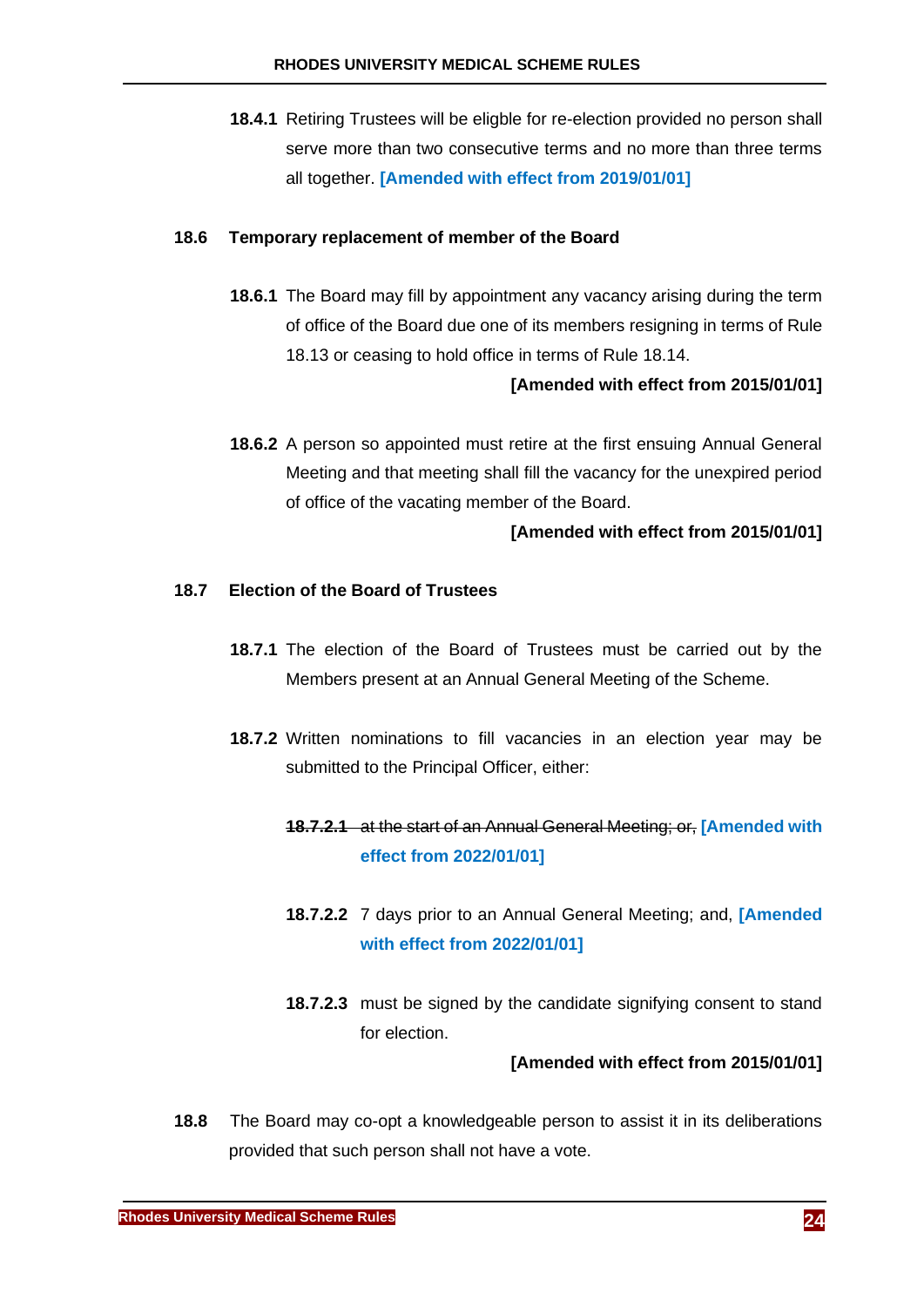**18.4.1** Retiring Trustees will be eligble for re-election provided no person shall serve more than two consecutive terms and no more than three terms all together. **[Amended with effect from 2019/01/01]**

### 18.6 Temporary replacement of member of the Board

**18.6.1** The Board may fill by appointment any vacancy arising during the term of office of the Board due one of its members resigning in terms of Rule 18.13 or ceasing to hold office in terms of Rule 18.14.

**[Amended with effect from 2015/01/01]**

**18.6.2** A person so appointed must retire at the first ensuing Annual General Meeting and that meeting shall fill the vacancy for the unexpired period of office of the vacating member of the Board.

**[Amended with effect from 2015/01/01]**

### 18.7 Election of the Board of Trustees

**18.7.1** The election of the Board of Trustees must be carried out by the Members present at an Annual General Meeting of the Scheme.

**18.7.2** Written nominations to fill vacancies in an election year may be submitted to the Principal Officer, either:

~~**18.7.2.1** at the start of an Annual General Meeting; or,~~ **[Amended with effect from 2022/01/01]**

**18.7.2.2** 7 days prior to an Annual General Meeting; and, **[Amended with effect from 2022/01/01]**

**18.7.2.3** must be signed by the candidate signifying consent to stand for election.

**[Amended with effect from 2015/01/01]**

**18.8** The Board may co-opt a knowledgeable person to assist it in its deliberations provided that such person shall not have a vote.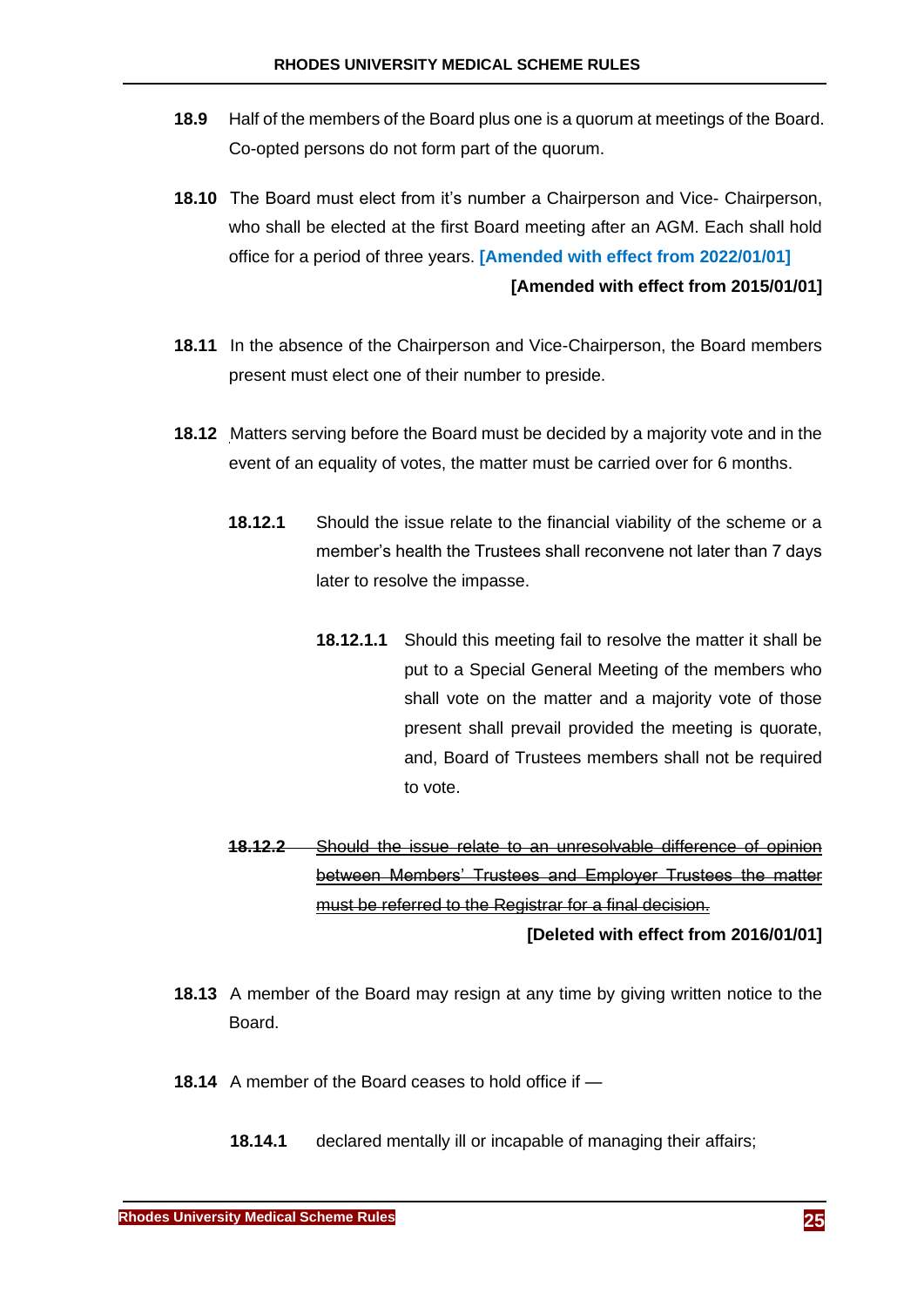**18.9** Half of the members of the Board plus one is a quorum at meetings of the Board. Co-opted persons do not form part of the quorum.

**18.10** The Board must elect from it's number a Chairperson and Vice- Chairperson, who shall be elected at the first Board meeting after an AGM. Each shall hold office for a period of three years. **[Amended with effect from 2022/01/01]**

**[Amended with effect from 2015/01/01]**

**18.11** In the absence of the Chairperson and Vice-Chairperson, the Board members present must elect one of their number to preside.

**18.12** Matters serving before the Board must be decided by a majority vote and in the event of an equality of votes, the matter must be carried over for 6 months.

> **18.12.1** Should the issue relate to the financial viability of the scheme or a member's health the Trustees shall reconvene not later than 7 days later to resolve the impasse.
>
> > **18.12.1.1** Should this meeting fail to resolve the matter it shall be put to a Special General Meeting of the members who shall vote on the matter and a majority vote of those present shall prevail provided the meeting is quorate, and, Board of Trustees members shall not be required to vote.
>
> ~~**18.12.2** Should the issue relate to an unresolvable difference of opinion between Members' Trustees and Employer Trustees the matter must be referred to the Registrar for a final decision.~~
>
> **[Deleted with effect from 2016/01/01]**

**18.13** A member of the Board may resign at any time by giving written notice to the Board.

**18.14** A member of the Board ceases to hold office if —

> **18.14.1** declared mentally ill or incapable of managing their affairs;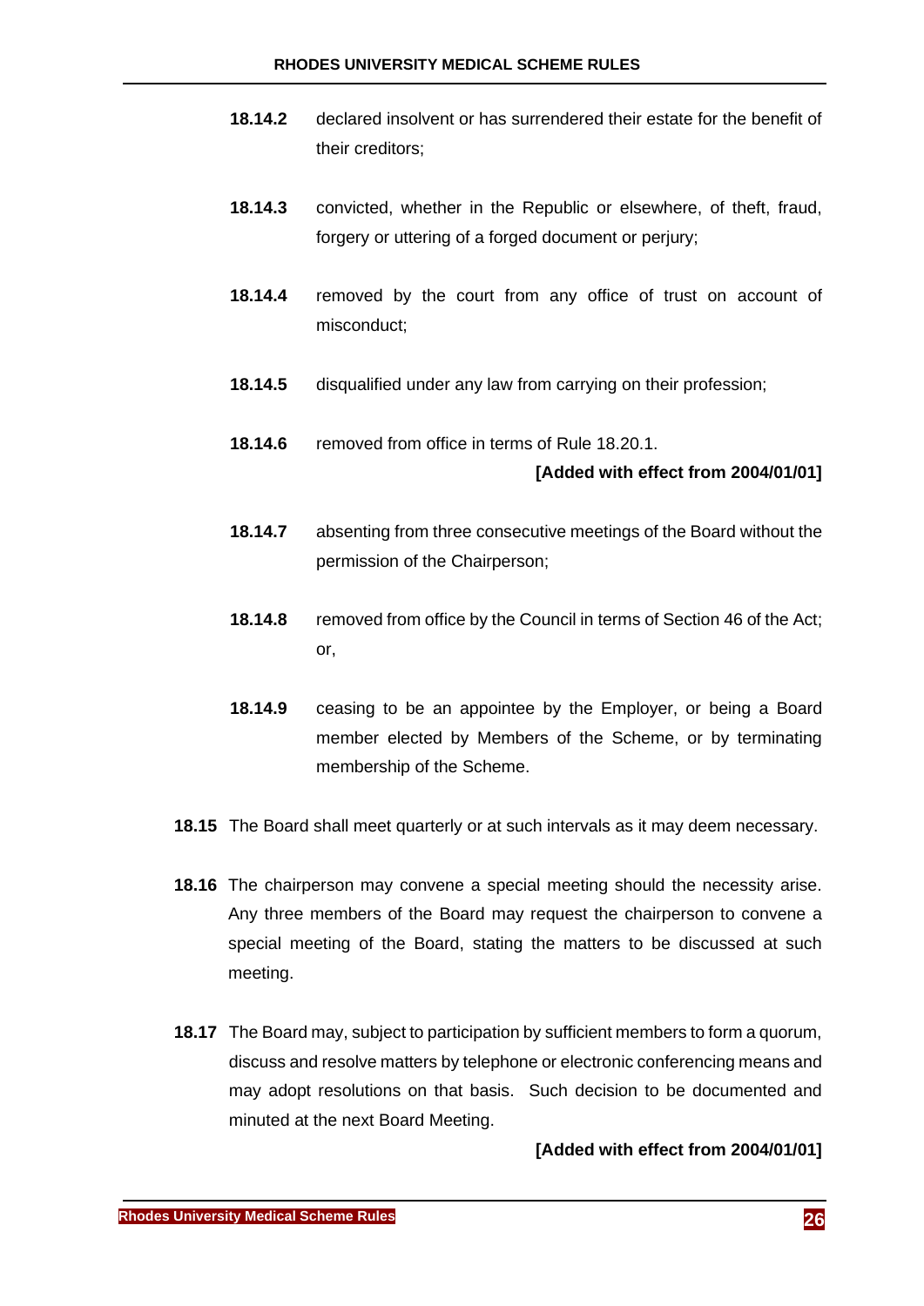**18.14.2** declared insolvent or has surrendered their estate for the benefit of their creditors;

**18.14.3** convicted, whether in the Republic or elsewhere, of theft, fraud, forgery or uttering of a forged document or perjury;

**18.14.4** removed by the court from any office of trust on account of misconduct;

**18.14.5** disqualified under any law from carrying on their profession;

**18.14.6** removed from office in terms of Rule 18.20.1.

**[Added with effect from 2004/01/01]**

**18.14.7** absenting from three consecutive meetings of the Board without the permission of the Chairperson;

**18.14.8** removed from office by the Council in terms of Section 46 of the Act; or,

**18.14.9** ceasing to be an appointee by the Employer, or being a Board member elected by Members of the Scheme, or by terminating membership of the Scheme.

**18.15** The Board shall meet quarterly or at such intervals as it may deem necessary.

**18.16** The chairperson may convene a special meeting should the necessity arise. Any three members of the Board may request the chairperson to convene a special meeting of the Board, stating the matters to be discussed at such meeting.

**18.17** The Board may, subject to participation by sufficient members to form a quorum, discuss and resolve matters by telephone or electronic conferencing means and may adopt resolutions on that basis. Such decision to be documented and minuted at the next Board Meeting.

**[Added with effect from 2004/01/01]**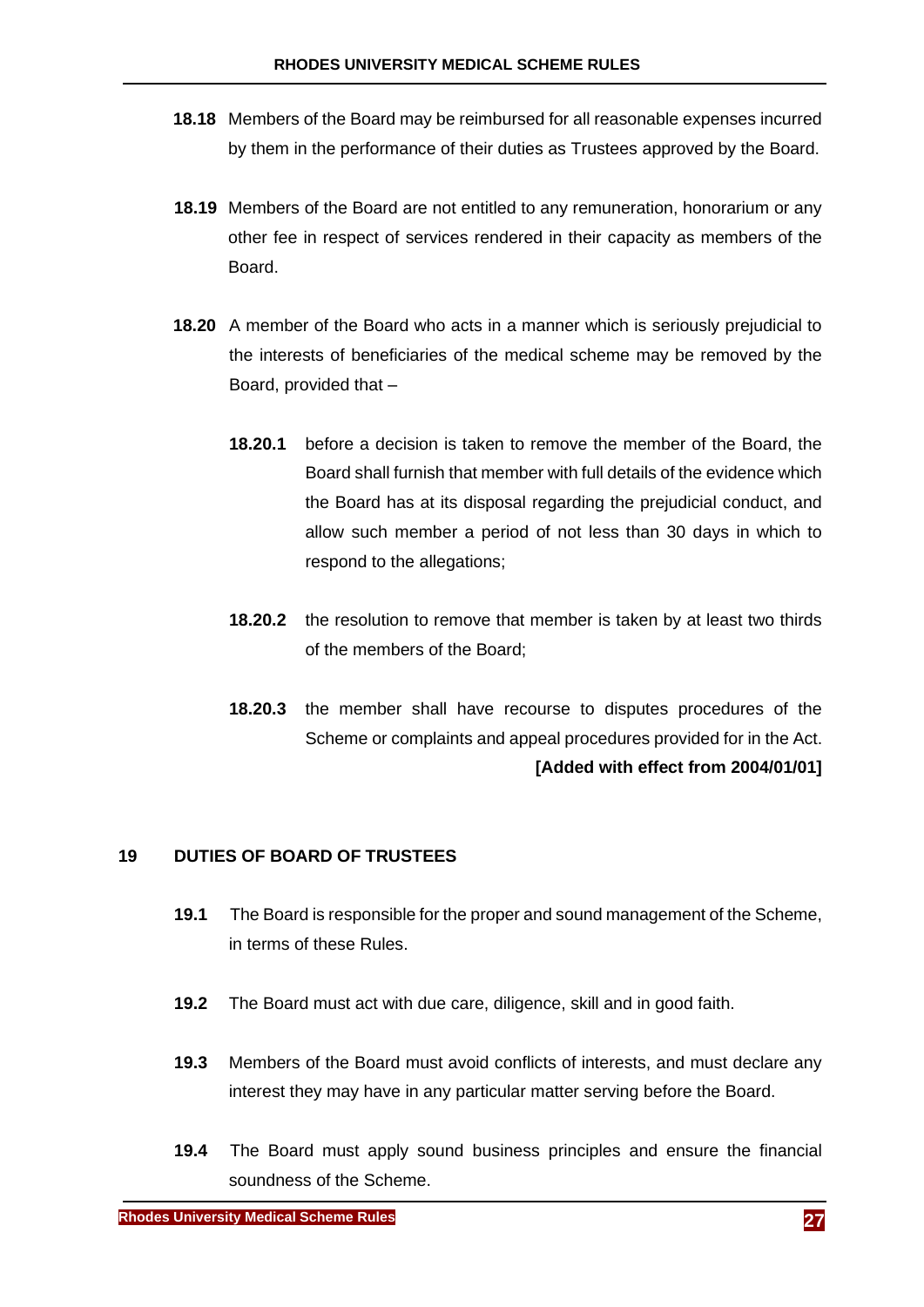**18.18** Members of the Board may be reimbursed for all reasonable expenses incurred by them in the performance of their duties as Trustees approved by the Board.

**18.19** Members of the Board are not entitled to any remuneration, honorarium or any other fee in respect of services rendered in their capacity as members of the Board.

**18.20** A member of the Board who acts in a manner which is seriously prejudicial to the interests of beneficiaries of the medical scheme may be removed by the Board, provided that –

**18.20.1** before a decision is taken to remove the member of the Board, the Board shall furnish that member with full details of the evidence which the Board has at its disposal regarding the prejudicial conduct, and allow such member a period of not less than 30 days in which to respond to the allegations;

**18.20.2** the resolution to remove that member is taken by at least two thirds of the members of the Board;

**18.20.3** the member shall have recourse to disputes procedures of the Scheme or complaints and appeal procedures provided for in the Act.

**[Added with effect from 2004/01/01]**

## 19 DUTIES OF BOARD OF TRUSTEES

**19.1** The Board is responsible for the proper and sound management of the Scheme, in terms of these Rules.

**19.2** The Board must act with due care, diligence, skill and in good faith.

**19.3** Members of the Board must avoid conflicts of interests, and must declare any interest they may have in any particular matter serving before the Board.

**19.4** The Board must apply sound business principles and ensure the financial soundness of the Scheme.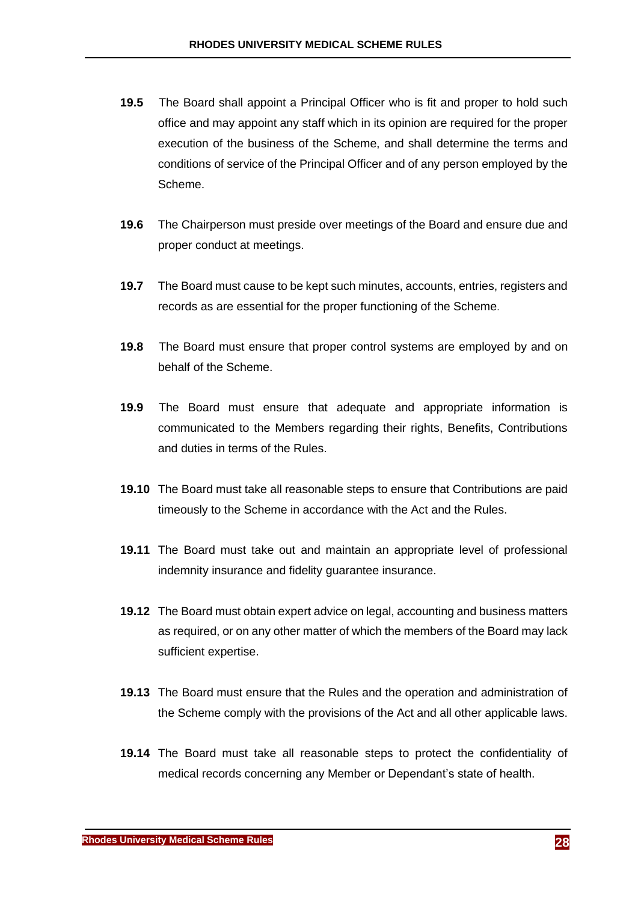**19.5** The Board shall appoint a Principal Officer who is fit and proper to hold such office and may appoint any staff which in its opinion are required for the proper execution of the business of the Scheme, and shall determine the terms and conditions of service of the Principal Officer and of any person employed by the Scheme.

**19.6** The Chairperson must preside over meetings of the Board and ensure due and proper conduct at meetings.

**19.7** The Board must cause to be kept such minutes, accounts, entries, registers and records as are essential for the proper functioning of the Scheme.

**19.8** The Board must ensure that proper control systems are employed by and on behalf of the Scheme.

**19.9** The Board must ensure that adequate and appropriate information is communicated to the Members regarding their rights, Benefits, Contributions and duties in terms of the Rules.

**19.10** The Board must take all reasonable steps to ensure that Contributions are paid timeously to the Scheme in accordance with the Act and the Rules.

**19.11** The Board must take out and maintain an appropriate level of professional indemnity insurance and fidelity guarantee insurance.

**19.12** The Board must obtain expert advice on legal, accounting and business matters as required, or on any other matter of which the members of the Board may lack sufficient expertise.

**19.13** The Board must ensure that the Rules and the operation and administration of the Scheme comply with the provisions of the Act and all other applicable laws.

**19.14** The Board must take all reasonable steps to protect the confidentiality of medical records concerning any Member or Dependant's state of health.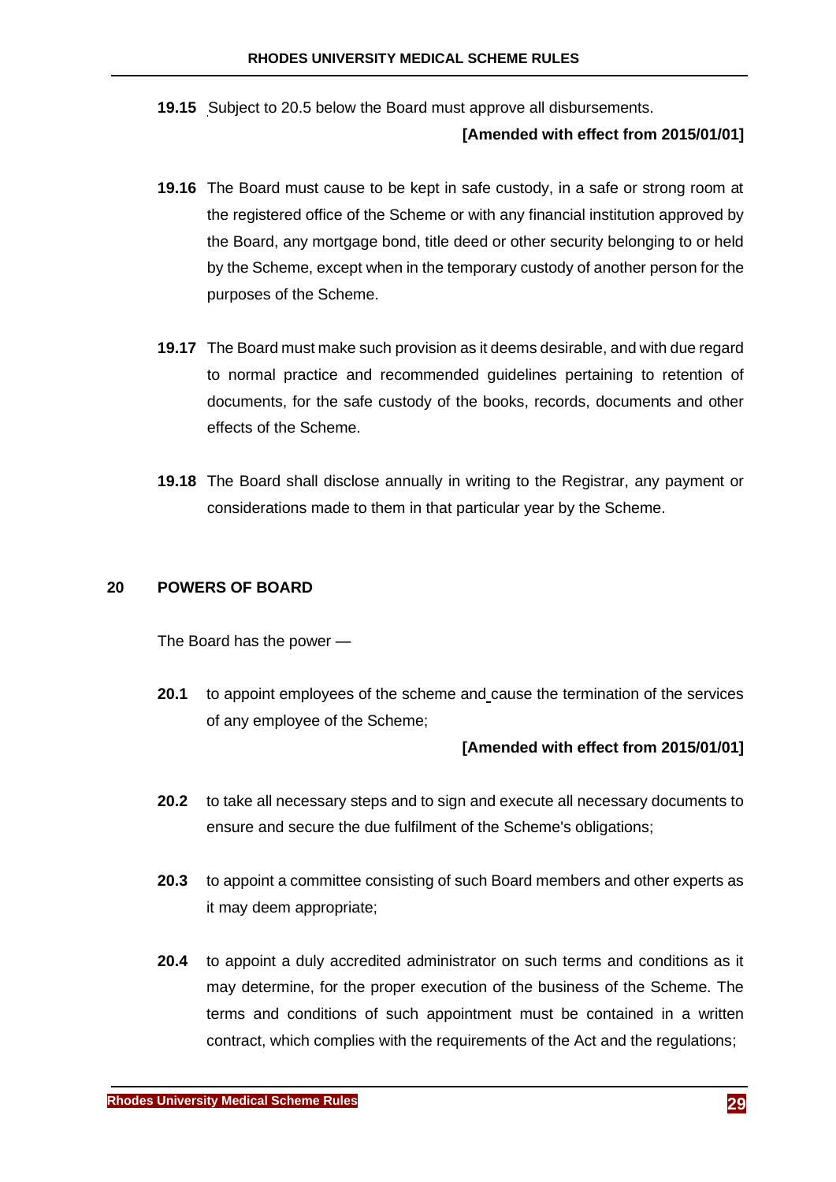**19.15** Subject to 20.5 below the Board must approve all disbursements.

**[Amended with effect from 2015/01/01]**

**19.16** The Board must cause to be kept in safe custody, in a safe or strong room at the registered office of the Scheme or with any financial institution approved by the Board, any mortgage bond, title deed or other security belonging to or held by the Scheme, except when in the temporary custody of another person for the purposes of the Scheme.

**19.17** The Board must make such provision as it deems desirable, and with due regard to normal practice and recommended guidelines pertaining to retention of documents, for the safe custody of the books, records, documents and other effects of the Scheme.

**19.18** The Board shall disclose annually in writing to the Registrar, any payment or considerations made to them in that particular year by the Scheme.

## 20 POWERS OF BOARD

The Board has the power —

**20.1** to appoint employees of the scheme and cause the termination of the services of any employee of the Scheme;

**[Amended with effect from 2015/01/01]**

**20.2** to take all necessary steps and to sign and execute all necessary documents to ensure and secure the due fulfilment of the Scheme's obligations;

**20.3** to appoint a committee consisting of such Board members and other experts as it may deem appropriate;

**20.4** to appoint a duly accredited administrator on such terms and conditions as it may determine, for the proper execution of the business of the Scheme. The terms and conditions of such appointment must be contained in a written contract, which complies with the requirements of the Act and the regulations;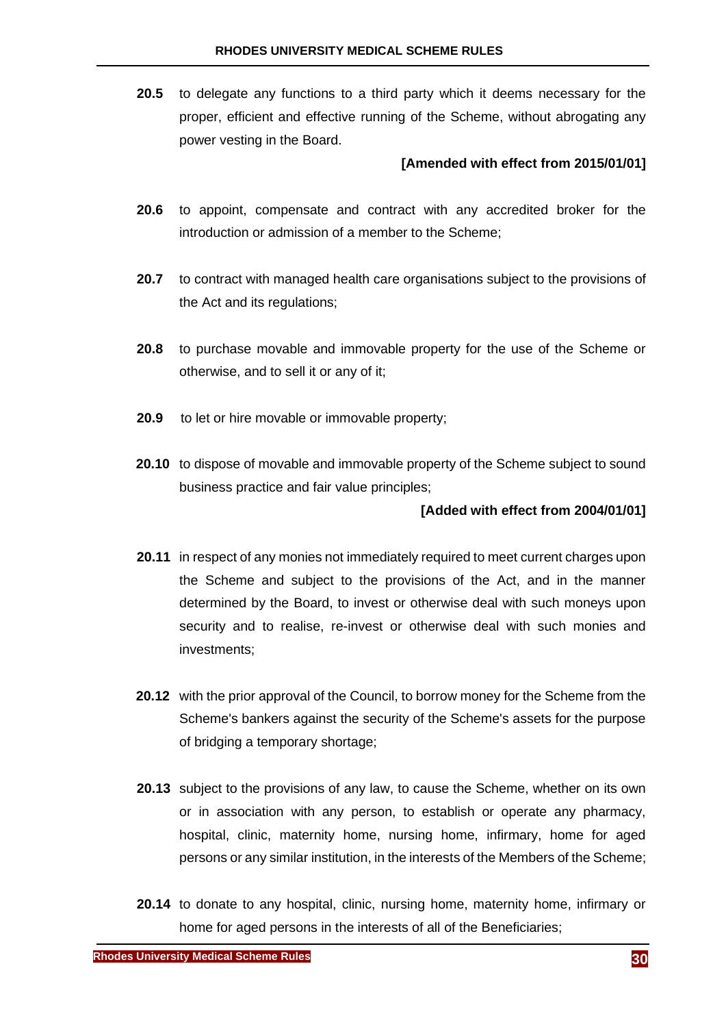**20.5** to delegate any functions to a third party which it deems necessary for the proper, efficient and effective running of the Scheme, without abrogating any power vesting in the Board.

**[Amended with effect from 2015/01/01]**

**20.6** to appoint, compensate and contract with any accredited broker for the introduction or admission of a member to the Scheme;

**20.7** to contract with managed health care organisations subject to the provisions of the Act and its regulations;

**20.8** to purchase movable and immovable property for the use of the Scheme or otherwise, and to sell it or any of it;

**20.9** to let or hire movable or immovable property;

**20.10** to dispose of movable and immovable property of the Scheme subject to sound business practice and fair value principles;

**[Added with effect from 2004/01/01]**

**20.11** in respect of any monies not immediately required to meet current charges upon the Scheme and subject to the provisions of the Act, and in the manner determined by the Board, to invest or otherwise deal with such moneys upon security and to realise, re-invest or otherwise deal with such monies and investments;

**20.12** with the prior approval of the Council, to borrow money for the Scheme from the Scheme's bankers against the security of the Scheme's assets for the purpose of bridging a temporary shortage;

**20.13** subject to the provisions of any law, to cause the Scheme, whether on its own or in association with any person, to establish or operate any pharmacy, hospital, clinic, maternity home, nursing home, infirmary, home for aged persons or any similar institution, in the interests of the Members of the Scheme;

**20.14** to donate to any hospital, clinic, nursing home, maternity home, infirmary or home for aged persons in the interests of all of the Beneficiaries;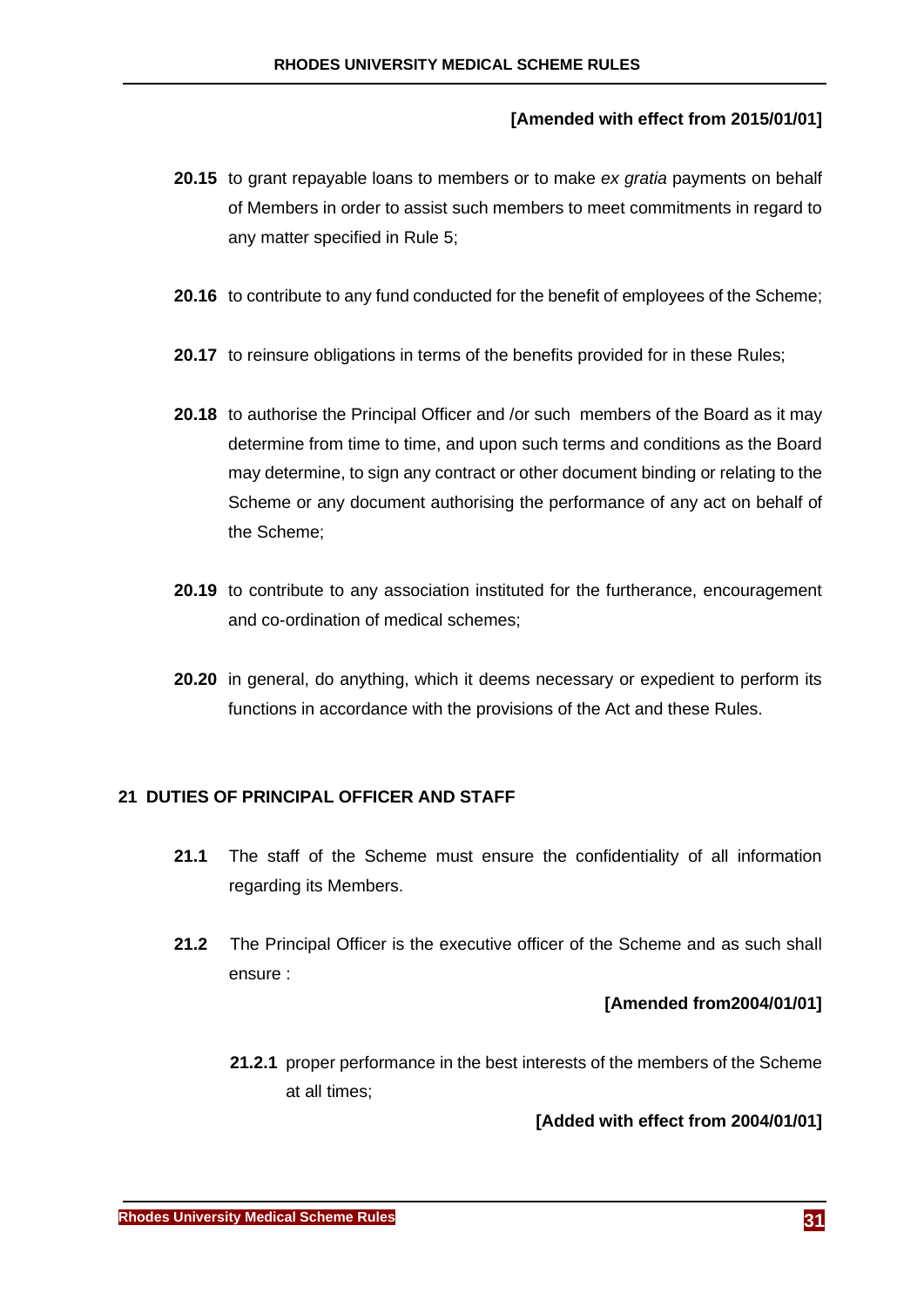**[Amended with effect from 2015/01/01]**

**20.15** to grant repayable loans to members or to make *ex gratia* payments on behalf of Members in order to assist such members to meet commitments in regard to any matter specified in Rule 5;

**20.16** to contribute to any fund conducted for the benefit of employees of the Scheme;

**20.17** to reinsure obligations in terms of the benefits provided for in these Rules;

**20.18** to authorise the Principal Officer and /or such members of the Board as it may determine from time to time, and upon such terms and conditions as the Board may determine, to sign any contract or other document binding or relating to the Scheme or any document authorising the performance of any act on behalf of the Scheme;

**20.19** to contribute to any association instituted for the furtherance, encouragement and co-ordination of medical schemes;

**20.20** in general, do anything, which it deems necessary or expedient to perform its functions in accordance with the provisions of the Act and these Rules.

## 21 DUTIES OF PRINCIPAL OFFICER AND STAFF

**21.1** The staff of the Scheme must ensure the confidentiality of all information regarding its Members.

**21.2** The Principal Officer is the executive officer of the Scheme and as such shall ensure :

**[Amended from2004/01/01]**

**21.2.1** proper performance in the best interests of the members of the Scheme at all times;

**[Added with effect from 2004/01/01]**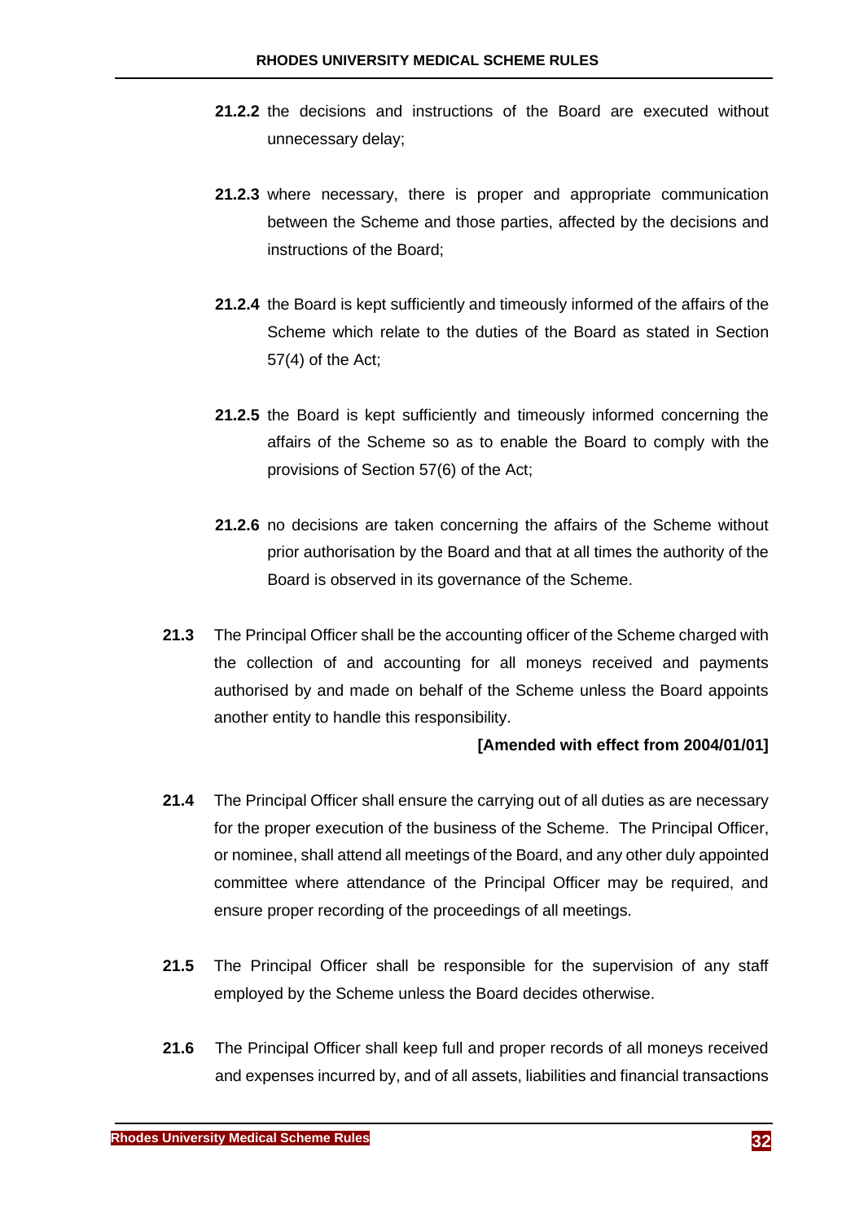**21.2.2** the decisions and instructions of the Board are executed without unnecessary delay;

**21.2.3** where necessary, there is proper and appropriate communication between the Scheme and those parties, affected by the decisions and instructions of the Board;

**21.2.4** the Board is kept sufficiently and timeously informed of the affairs of the Scheme which relate to the duties of the Board as stated in Section 57(4) of the Act;

**21.2.5** the Board is kept sufficiently and timeously informed concerning the affairs of the Scheme so as to enable the Board to comply with the provisions of Section 57(6) of the Act;

**21.2.6** no decisions are taken concerning the affairs of the Scheme without prior authorisation by the Board and that at all times the authority of the Board is observed in its governance of the Scheme.

**21.3** The Principal Officer shall be the accounting officer of the Scheme charged with the collection of and accounting for all moneys received and payments authorised by and made on behalf of the Scheme unless the Board appoints another entity to handle this responsibility.

**[Amended with effect from 2004/01/01]**

**21.4** The Principal Officer shall ensure the carrying out of all duties as are necessary for the proper execution of the business of the Scheme. The Principal Officer, or nominee, shall attend all meetings of the Board, and any other duly appointed committee where attendance of the Principal Officer may be required, and ensure proper recording of the proceedings of all meetings.

**21.5** The Principal Officer shall be responsible for the supervision of any staff employed by the Scheme unless the Board decides otherwise.

**21.6** The Principal Officer shall keep full and proper records of all moneys received and expenses incurred by, and of all assets, liabilities and financial transactions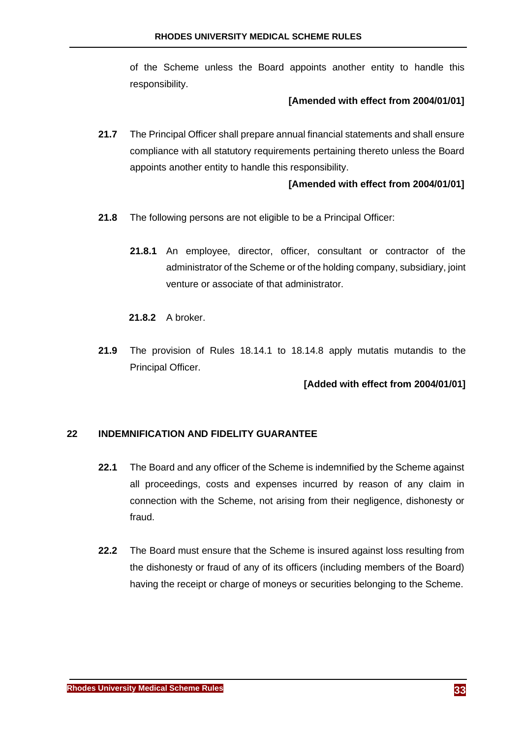of the Scheme unless the Board appoints another entity to handle this responsibility.

**[Amended with effect from 2004/01/01]**

**21.7** The Principal Officer shall prepare annual financial statements and shall ensure compliance with all statutory requirements pertaining thereto unless the Board appoints another entity to handle this responsibility.

**[Amended with effect from 2004/01/01]**

**21.8** The following persons are not eligible to be a Principal Officer:

**21.8.1** An employee, director, officer, consultant or contractor of the administrator of the Scheme or of the holding company, subsidiary, joint venture or associate of that administrator.

**21.8.2** A broker.

**21.9** The provision of Rules 18.14.1 to 18.14.8 apply mutatis mutandis to the Principal Officer.

**[Added with effect from 2004/01/01]**

## 22 INDEMNIFICATION AND FIDELITY GUARANTEE

**22.1** The Board and any officer of the Scheme is indemnified by the Scheme against all proceedings, costs and expenses incurred by reason of any claim in connection with the Scheme, not arising from their negligence, dishonesty or fraud.

**22.2** The Board must ensure that the Scheme is insured against loss resulting from the dishonesty or fraud of any of its officers (including members of the Board) having the receipt or charge of moneys or securities belonging to the Scheme.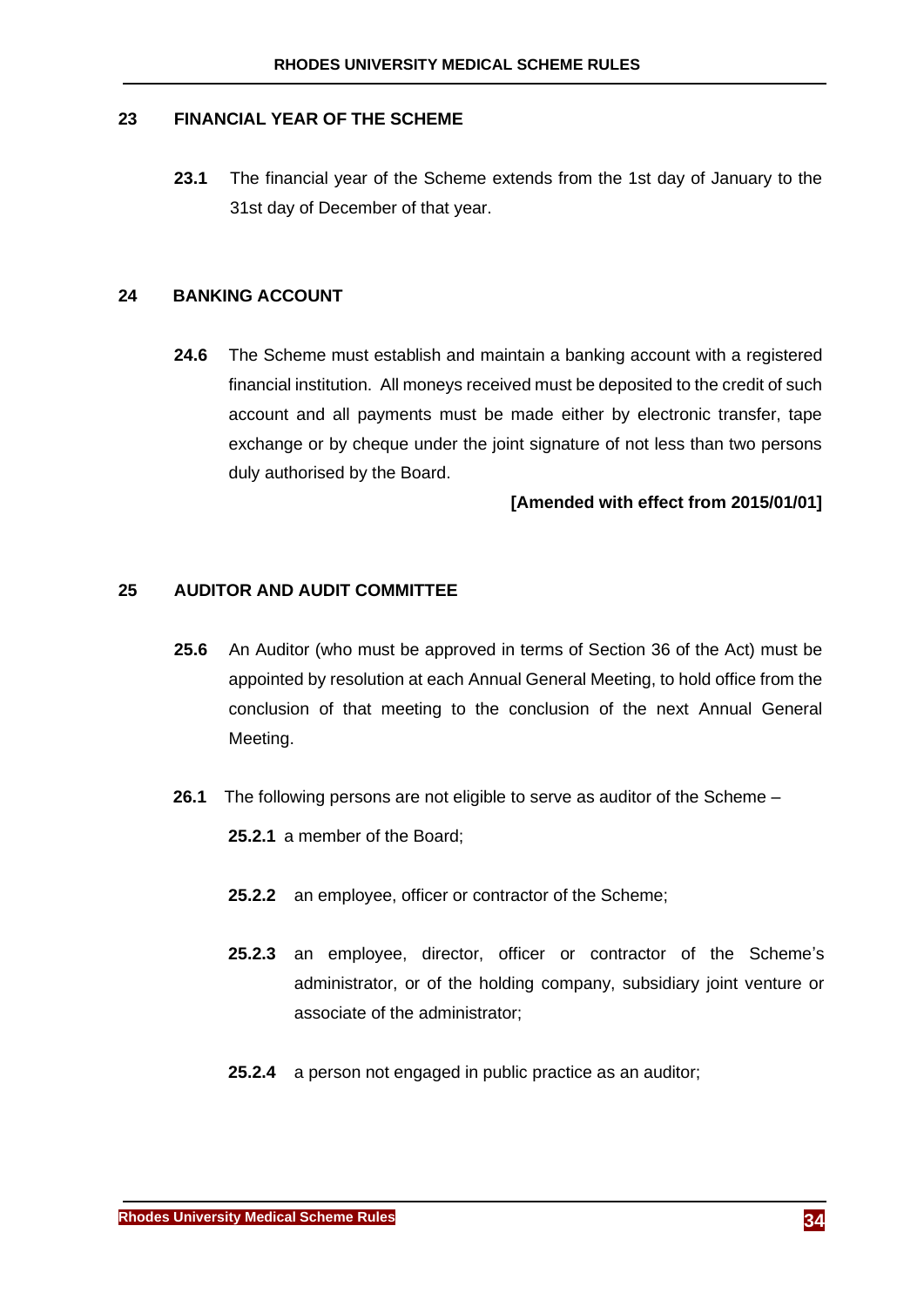## 23 FINANCIAL YEAR OF THE SCHEME

**23.1** The financial year of the Scheme extends from the 1st day of January to the 31st day of December of that year.

## 24 BANKING ACCOUNT

**24.6** The Scheme must establish and maintain a banking account with a registered financial institution. All moneys received must be deposited to the credit of such account and all payments must be made either by electronic transfer, tape exchange or by cheque under the joint signature of not less than two persons duly authorised by the Board.

**[Amended with effect from 2015/01/01]**

## 25 AUDITOR AND AUDIT COMMITTEE

**25.6** An Auditor (who must be approved in terms of Section 36 of the Act) must be appointed by resolution at each Annual General Meeting, to hold office from the conclusion of that meeting to the conclusion of the next Annual General Meeting.

**26.1** The following persons are not eligible to serve as auditor of the Scheme –

**25.2.1** a member of the Board;

**25.2.2** an employee, officer or contractor of the Scheme;

**25.2.3** an employee, director, officer or contractor of the Scheme's administrator, or of the holding company, subsidiary joint venture or associate of the administrator;

**25.2.4** a person not engaged in public practice as an auditor;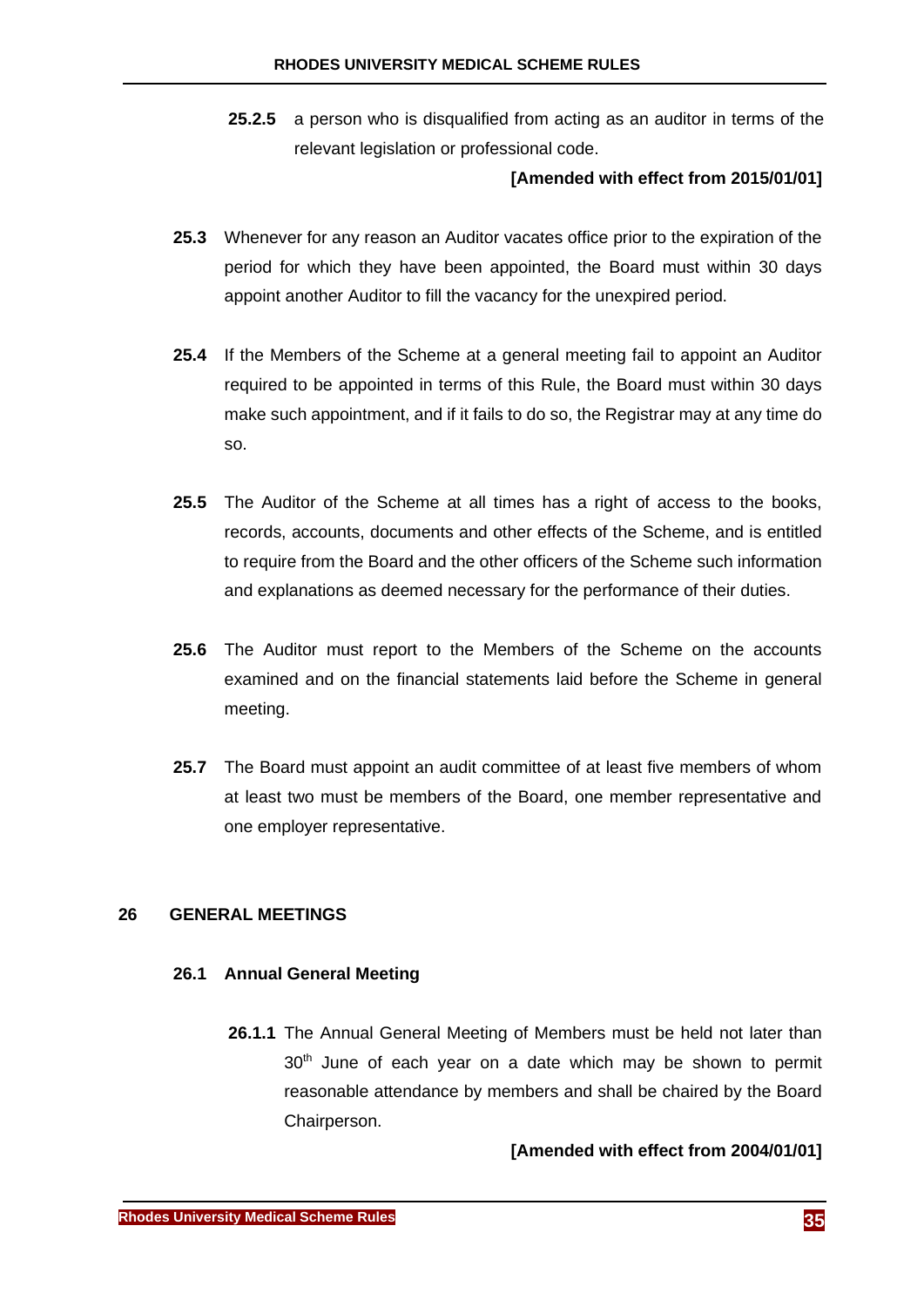**25.2.5** a person who is disqualified from acting as an auditor in terms of the relevant legislation or professional code.

**[Amended with effect from 2015/01/01]**

**25.3** Whenever for any reason an Auditor vacates office prior to the expiration of the period for which they have been appointed, the Board must within 30 days appoint another Auditor to fill the vacancy for the unexpired period.

**25.4** If the Members of the Scheme at a general meeting fail to appoint an Auditor required to be appointed in terms of this Rule, the Board must within 30 days make such appointment, and if it fails to do so, the Registrar may at any time do so.

**25.5** The Auditor of the Scheme at all times has a right of access to the books, records, accounts, documents and other effects of the Scheme, and is entitled to require from the Board and the other officers of the Scheme such information and explanations as deemed necessary for the performance of their duties.

**25.6** The Auditor must report to the Members of the Scheme on the accounts examined and on the financial statements laid before the Scheme in general meeting.

**25.7** The Board must appoint an audit committee of at least five members of whom at least two must be members of the Board, one member representative and one employer representative.

## 26 GENERAL MEETINGS

### 26.1 Annual General Meeting

**26.1.1** The Annual General Meeting of Members must be held not later than 30th June of each year on a date which may be shown to permit reasonable attendance by members and shall be chaired by the Board Chairperson.

**[Amended with effect from 2004/01/01]**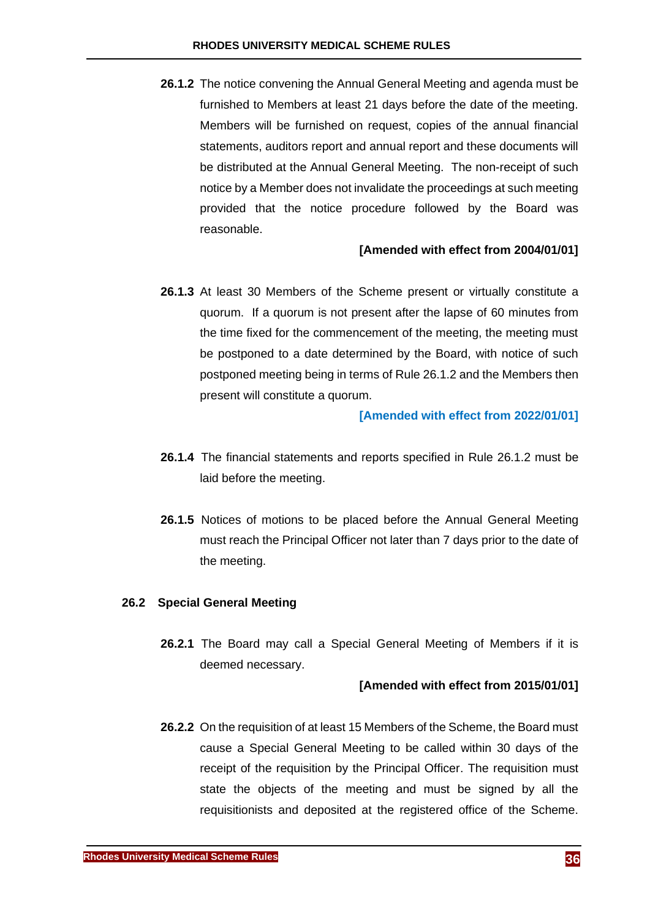**26.1.2** The notice convening the Annual General Meeting and agenda must be furnished to Members at least 21 days before the date of the meeting. Members will be furnished on request, copies of the annual financial statements, auditors report and annual report and these documents will be distributed at the Annual General Meeting. The non-receipt of such notice by a Member does not invalidate the proceedings at such meeting provided that the notice procedure followed by the Board was reasonable.

**[Amended with effect from 2004/01/01]**

**26.1.3** At least 30 Members of the Scheme present or virtually constitute a quorum. If a quorum is not present after the lapse of 60 minutes from the time fixed for the commencement of the meeting, the meeting must be postponed to a date determined by the Board, with notice of such postponed meeting being in terms of Rule 26.1.2 and the Members then present will constitute a quorum.

**[Amended with effect from 2022/01/01]**

**26.1.4** The financial statements and reports specified in Rule 26.1.2 must be laid before the meeting.

**26.1.5** Notices of motions to be placed before the Annual General Meeting must reach the Principal Officer not later than 7 days prior to the date of the meeting.

### 26.2 Special General Meeting

**26.2.1** The Board may call a Special General Meeting of Members if it is deemed necessary.

**[Amended with effect from 2015/01/01]**

**26.2.2** On the requisition of at least 15 Members of the Scheme, the Board must cause a Special General Meeting to be called within 30 days of the receipt of the requisition by the Principal Officer. The requisition must state the objects of the meeting and must be signed by all the requisitionists and deposited at the registered office of the Scheme.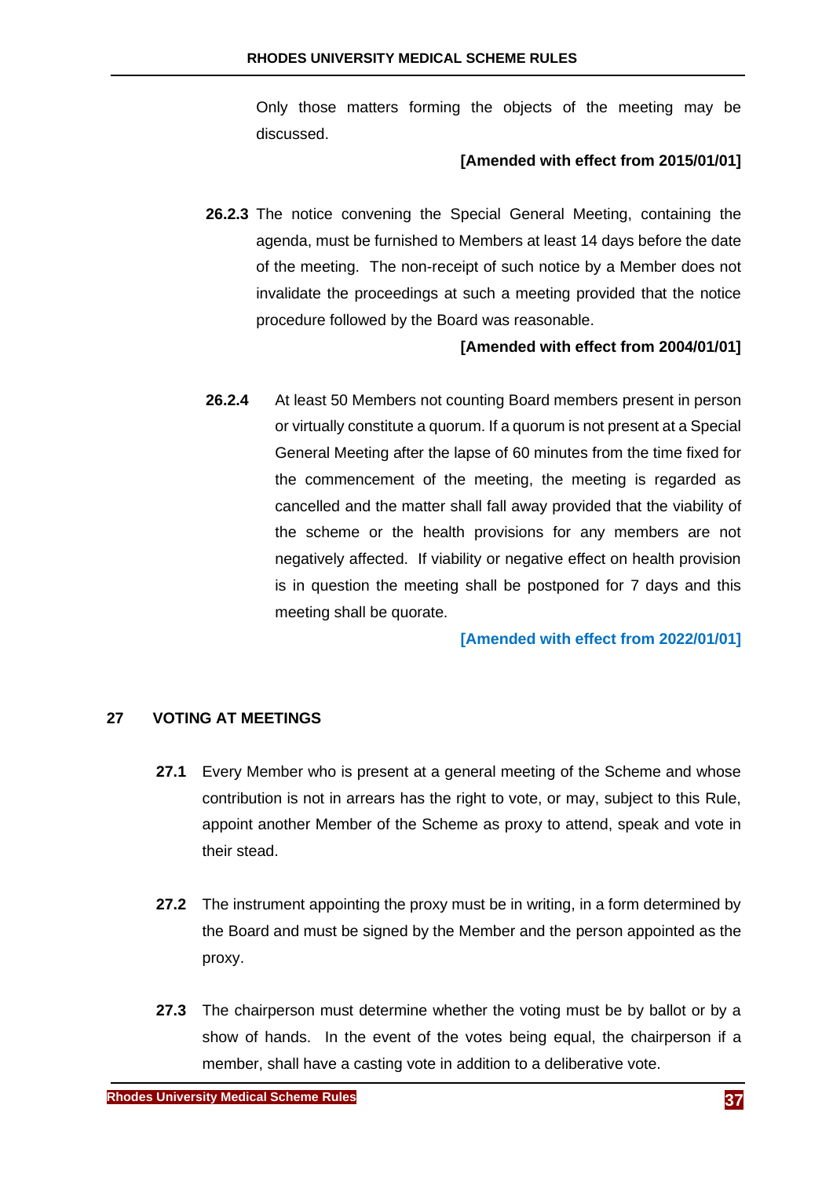Only those matters forming the objects of the meeting may be discussed.

**[Amended with effect from 2015/01/01]**

**26.2.3** The notice convening the Special General Meeting, containing the agenda, must be furnished to Members at least 14 days before the date of the meeting. The non-receipt of such notice by a Member does not invalidate the proceedings at such a meeting provided that the notice procedure followed by the Board was reasonable.

**[Amended with effect from 2004/01/01]**

**26.2.4** At least 50 Members not counting Board members present in person or virtually constitute a quorum. If a quorum is not present at a Special General Meeting after the lapse of 60 minutes from the time fixed for the commencement of the meeting, the meeting is regarded as cancelled and the matter shall fall away provided that the viability of the scheme or the health provisions for any members are not negatively affected. If viability or negative effect on health provision is in question the meeting shall be postponed for 7 days and this meeting shall be quorate.

**[Amended with effect from 2022/01/01]**

## 27 VOTING AT MEETINGS

**27.1** Every Member who is present at a general meeting of the Scheme and whose contribution is not in arrears has the right to vote, or may, subject to this Rule, appoint another Member of the Scheme as proxy to attend, speak and vote in their stead.

**27.2** The instrument appointing the proxy must be in writing, in a form determined by the Board and must be signed by the Member and the person appointed as the proxy.

**27.3** The chairperson must determine whether the voting must be by ballot or by a show of hands. In the event of the votes being equal, the chairperson if a member, shall have a casting vote in addition to a deliberative vote.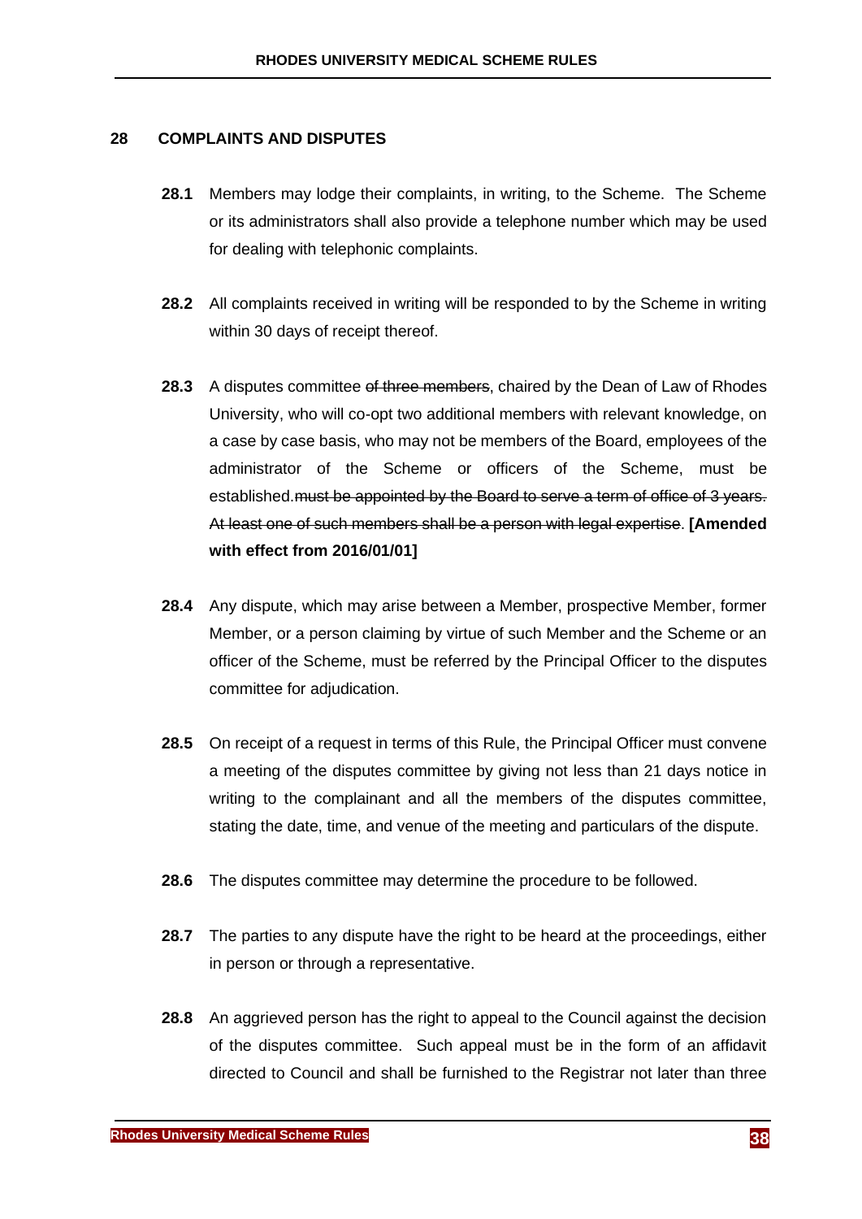## 28 COMPLAINTS AND DISPUTES

**28.1** Members may lodge their complaints, in writing, to the Scheme. The Scheme or its administrators shall also provide a telephone number which may be used for dealing with telephonic complaints.

**28.2** All complaints received in writing will be responded to by the Scheme in writing within 30 days of receipt thereof.

**28.3** A disputes committee ~~of three members~~, chaired by the Dean of Law of Rhodes University, who will co-opt two additional members with relevant knowledge, on a case by case basis, who may not be members of the Board, employees of the administrator of the Scheme or officers of the Scheme, must be established.~~must be appointed by the Board to serve a term of office of 3 years. At least one of such members shall be a person with legal expertise~~. **[Amended with effect from 2016/01/01]**

**28.4** Any dispute, which may arise between a Member, prospective Member, former Member, or a person claiming by virtue of such Member and the Scheme or an officer of the Scheme, must be referred by the Principal Officer to the disputes committee for adjudication.

**28.5** On receipt of a request in terms of this Rule, the Principal Officer must convene a meeting of the disputes committee by giving not less than 21 days notice in writing to the complainant and all the members of the disputes committee, stating the date, time, and venue of the meeting and particulars of the dispute.

**28.6** The disputes committee may determine the procedure to be followed.

**28.7** The parties to any dispute have the right to be heard at the proceedings, either in person or through a representative.

**28.8** An aggrieved person has the right to appeal to the Council against the decision of the disputes committee. Such appeal must be in the form of an affidavit directed to Council and shall be furnished to the Registrar not later than three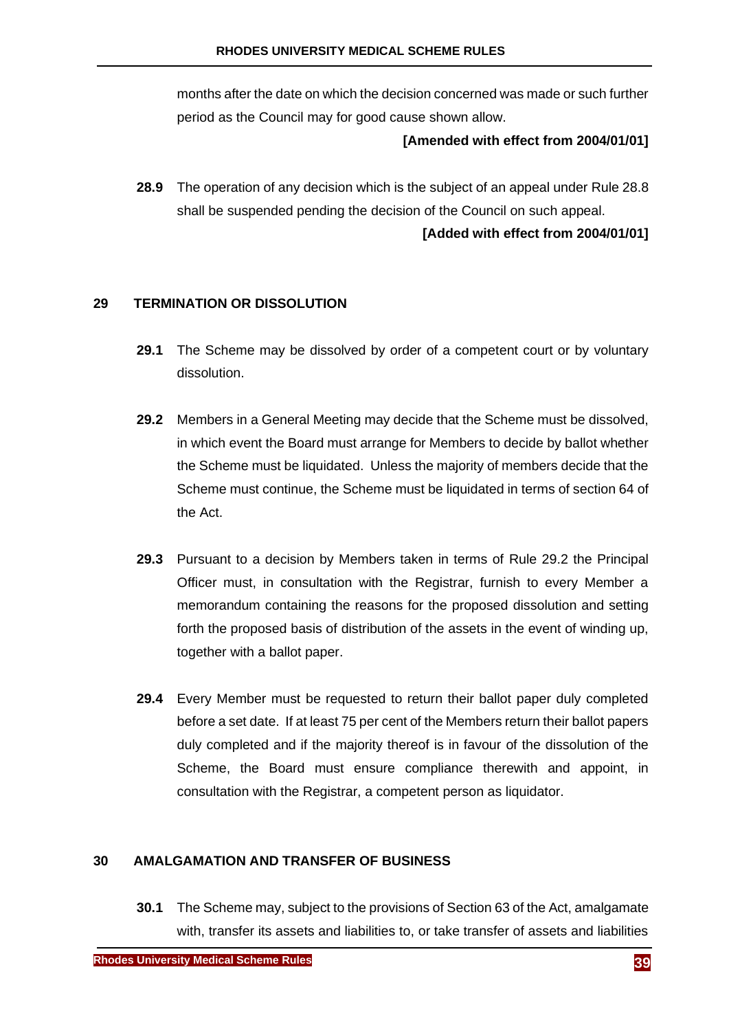months after the date on which the decision concerned was made or such further period as the Council may for good cause shown allow.

**[Amended with effect from 2004/01/01]**

**28.9** The operation of any decision which is the subject of an appeal under Rule 28.8 shall be suspended pending the decision of the Council on such appeal.

**[Added with effect from 2004/01/01]**

## 29 TERMINATION OR DISSOLUTION

**29.1** The Scheme may be dissolved by order of a competent court or by voluntary dissolution.

**29.2** Members in a General Meeting may decide that the Scheme must be dissolved, in which event the Board must arrange for Members to decide by ballot whether the Scheme must be liquidated. Unless the majority of members decide that the Scheme must continue, the Scheme must be liquidated in terms of section 64 of the Act.

**29.3** Pursuant to a decision by Members taken in terms of Rule 29.2 the Principal Officer must, in consultation with the Registrar, furnish to every Member a memorandum containing the reasons for the proposed dissolution and setting forth the proposed basis of distribution of the assets in the event of winding up, together with a ballot paper.

**29.4** Every Member must be requested to return their ballot paper duly completed before a set date. If at least 75 per cent of the Members return their ballot papers duly completed and if the majority thereof is in favour of the dissolution of the Scheme, the Board must ensure compliance therewith and appoint, in consultation with the Registrar, a competent person as liquidator.

## 30 AMALGAMATION AND TRANSFER OF BUSINESS

**30.1** The Scheme may, subject to the provisions of Section 63 of the Act, amalgamate with, transfer its assets and liabilities to, or take transfer of assets and liabilities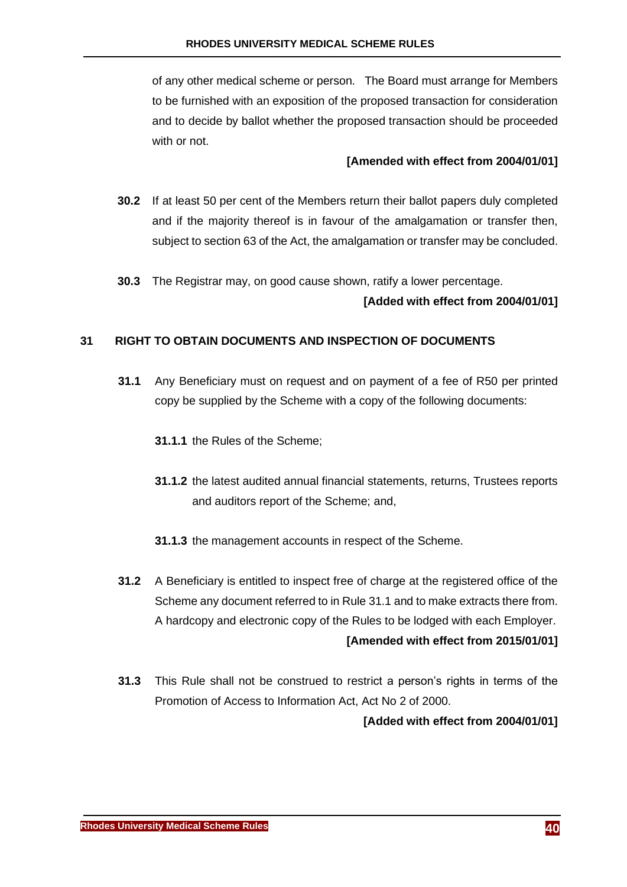of any other medical scheme or person. The Board must arrange for Members to be furnished with an exposition of the proposed transaction for consideration and to decide by ballot whether the proposed transaction should be proceeded with or not.

**[Amended with effect from 2004/01/01]**

**30.2** If at least 50 per cent of the Members return their ballot papers duly completed and if the majority thereof is in favour of the amalgamation or transfer then, subject to section 63 of the Act, the amalgamation or transfer may be concluded.

**30.3** The Registrar may, on good cause shown, ratify a lower percentage.

**[Added with effect from 2004/01/01]**

## 31 RIGHT TO OBTAIN DOCUMENTS AND INSPECTION OF DOCUMENTS

**31.1** Any Beneficiary must on request and on payment of a fee of R50 per printed copy be supplied by the Scheme with a copy of the following documents:

**31.1.1** the Rules of the Scheme;

**31.1.2** the latest audited annual financial statements, returns, Trustees reports and auditors report of the Scheme; and,

**31.1.3** the management accounts in respect of the Scheme.

**31.2** A Beneficiary is entitled to inspect free of charge at the registered office of the Scheme any document referred to in Rule 31.1 and to make extracts there from. A hardcopy and electronic copy of the Rules to be lodged with each Employer.

**[Amended with effect from 2015/01/01]**

**31.3** This Rule shall not be construed to restrict a person's rights in terms of the Promotion of Access to Information Act, Act No 2 of 2000.

**[Added with effect from 2004/01/01]**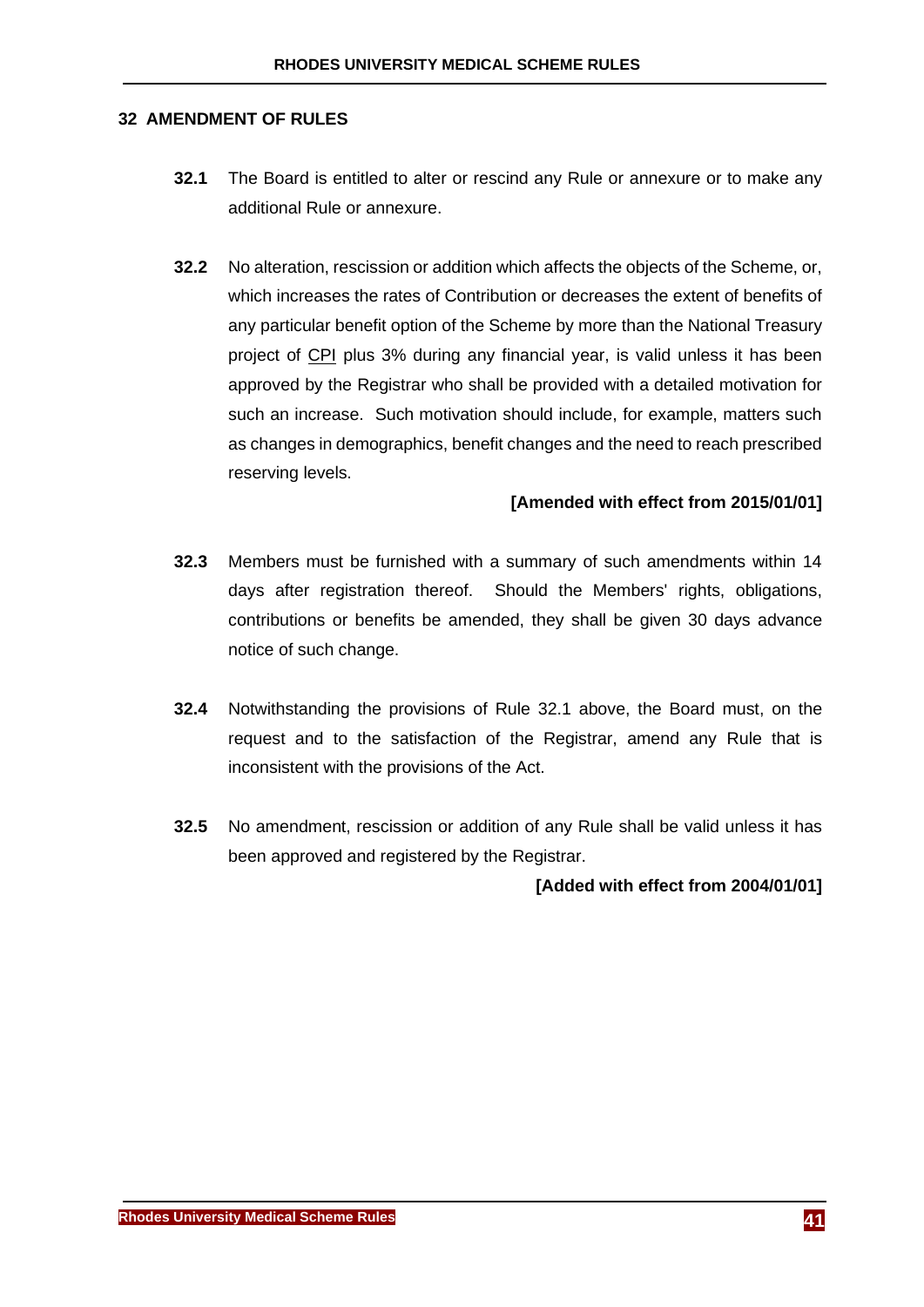## 32 AMENDMENT OF RULES

**32.1** The Board is entitled to alter or rescind any Rule or annexure or to make any additional Rule or annexure.

**32.2** No alteration, rescission or addition which affects the objects of the Scheme, or, which increases the rates of Contribution or decreases the extent of benefits of any particular benefit option of the Scheme by more than the National Treasury project of CPI plus 3% during any financial year, is valid unless it has been approved by the Registrar who shall be provided with a detailed motivation for such an increase. Such motivation should include, for example, matters such as changes in demographics, benefit changes and the need to reach prescribed reserving levels.

**[Amended with effect from 2015/01/01]**

**32.3** Members must be furnished with a summary of such amendments within 14 days after registration thereof. Should the Members' rights, obligations, contributions or benefits be amended, they shall be given 30 days advance notice of such change.

**32.4** Notwithstanding the provisions of Rule 32.1 above, the Board must, on the request and to the satisfaction of the Registrar, amend any Rule that is inconsistent with the provisions of the Act.

**32.5** No amendment, rescission or addition of any Rule shall be valid unless it has been approved and registered by the Registrar.

**[Added with effect from 2004/01/01]**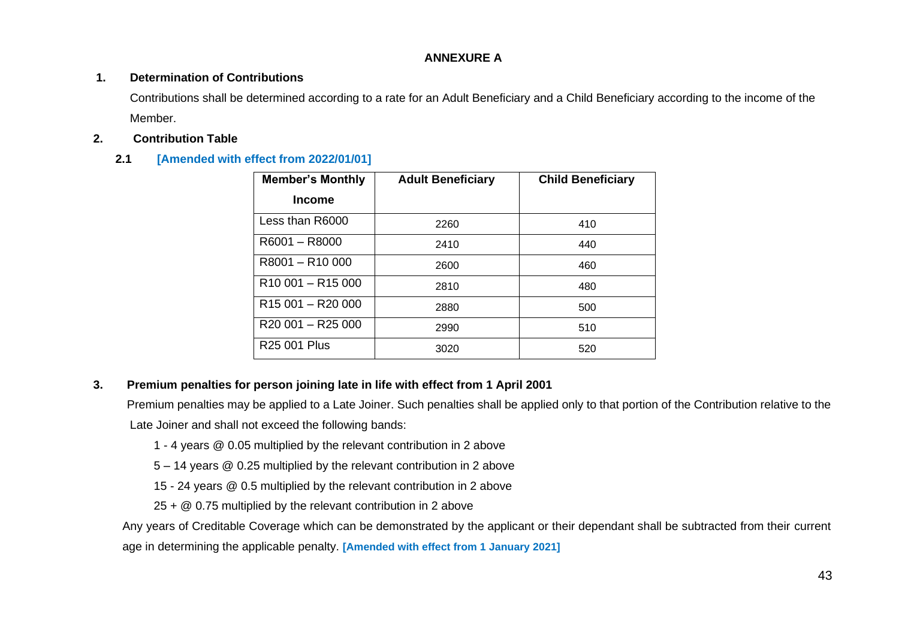# ANNEXURE A

## 1. Determination of Contributions

Contributions shall be determined according to a rate for an Adult Beneficiary and a Child Beneficiary according to the income of the Member.

## 2. Contribution Table

### 2.1 [Amended with effect from 2022/01/01]

| Member's Monthly Income | Adult Beneficiary | Child Beneficiary |
|---|---|---|
| Less than R6000 | 2260 | 410 |
| R6001 – R8000 | 2410 | 440 |
| R8001 – R10 000 | 2600 | 460 |
| R10 001 – R15 000 | 2810 | 480 |
| R15 001 – R20 000 | 2880 | 500 |
| R20 001 – R25 000 | 2990 | 510 |
| R25 001 Plus | 3020 | 520 |

## 3. Premium penalties for person joining late in life with effect from 1 April 2001

Premium penalties may be applied to a Late Joiner. Such penalties shall be applied only to that portion of the Contribution relative to the Late Joiner and shall not exceed the following bands:

1 - 4 years @ 0.05 multiplied by the relevant contribution in 2 above

5 – 14 years @ 0.25 multiplied by the relevant contribution in 2 above

15 - 24 years @ 0.5 multiplied by the relevant contribution in 2 above

25 + @ 0.75 multiplied by the relevant contribution in 2 above

Any years of Creditable Coverage which can be demonstrated by the applicant or their dependant shall be subtracted from their current age in determining the applicable penalty. **[Amended with effect from 1 January 2021]**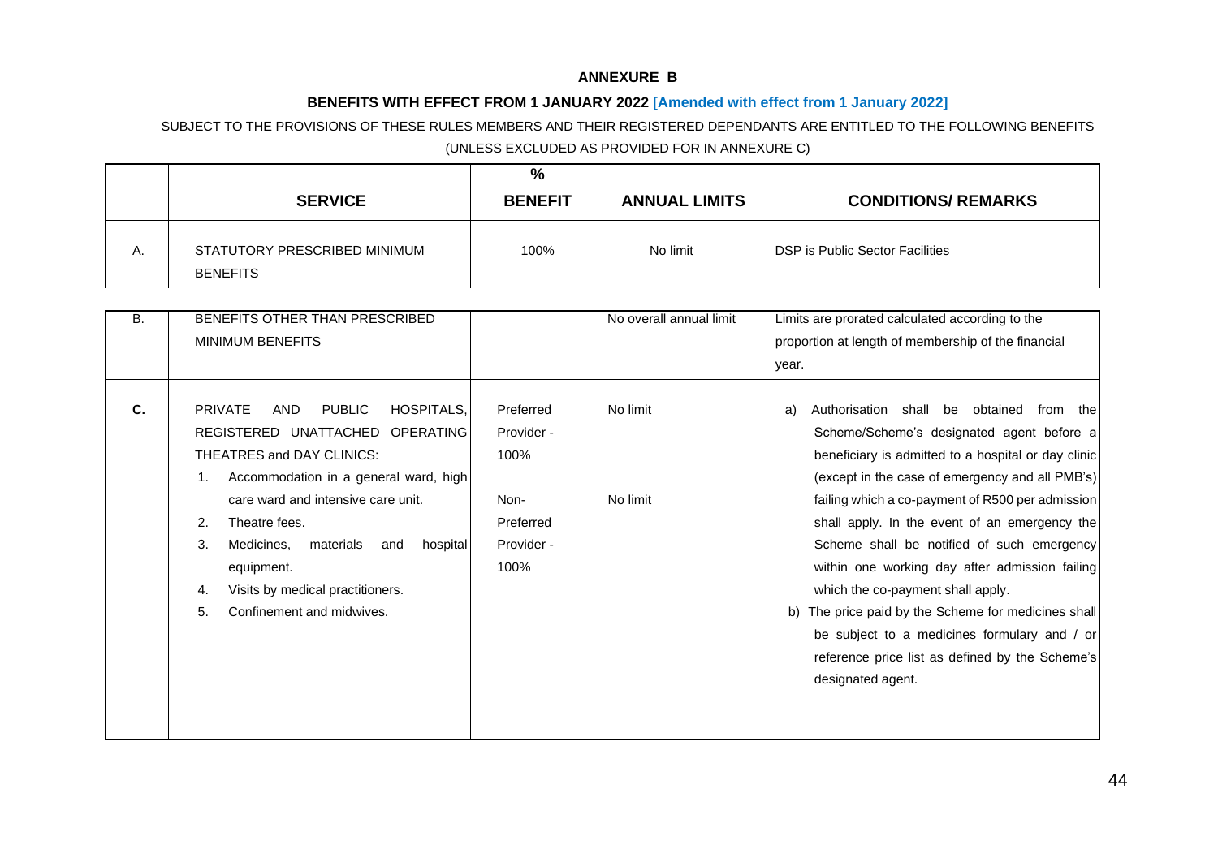# ANNEXURE B

## BENEFITS WITH EFFECT FROM 1 JANUARY 2022 [Amended with effect from 1 January 2022]

SUBJECT TO THE PROVISIONS OF THESE RULES MEMBERS AND THEIR REGISTERED DEPENDANTS ARE ENTITLED TO THE FOLLOWING BENEFITS (UNLESS EXCLUDED AS PROVIDED FOR IN ANNEXURE C)

| | SERVICE | % BENEFIT | ANNUAL LIMITS | CONDITIONS/ REMARKS |
|---|---|---|---|---|
| A. | STATUTORY PRESCRIBED MINIMUM BENEFITS | 100% | No limit | DSP is Public Sector Facilities |
| B. | BENEFITS OTHER THAN PRESCRIBED MINIMUM BENEFITS | | No overall annual limit | Limits are prorated calculated according to the proportion at length of membership of the financial year. |
| **C.** | PRIVATE AND PUBLIC HOSPITALS, REGISTERED UNATTACHED OPERATING THEATRES and DAY CLINICS:<br>1. Accommodation in a general ward, high care ward and intensive care unit.<br>2. Theatre fees.<br>3. Medicines, materials and hospital equipment.<br>4. Visits by medical practitioners.<br>5. Confinement and midwives. | Preferred Provider - 100%<br><br>Non-Preferred Provider - 100% | No limit<br><br>No limit | a) Authorisation shall be obtained from the Scheme/Scheme's designated agent before a beneficiary is admitted to a hospital or day clinic (except in the case of emergency and all PMB's) failing which a co-payment of R500 per admission shall apply. In the event of an emergency the Scheme shall be notified of such emergency within one working day after admission failing which the co-payment shall apply.<br>b) The price paid by the Scheme for medicines shall be subject to a medicines formulary and / or reference price list as defined by the Scheme's designated agent. |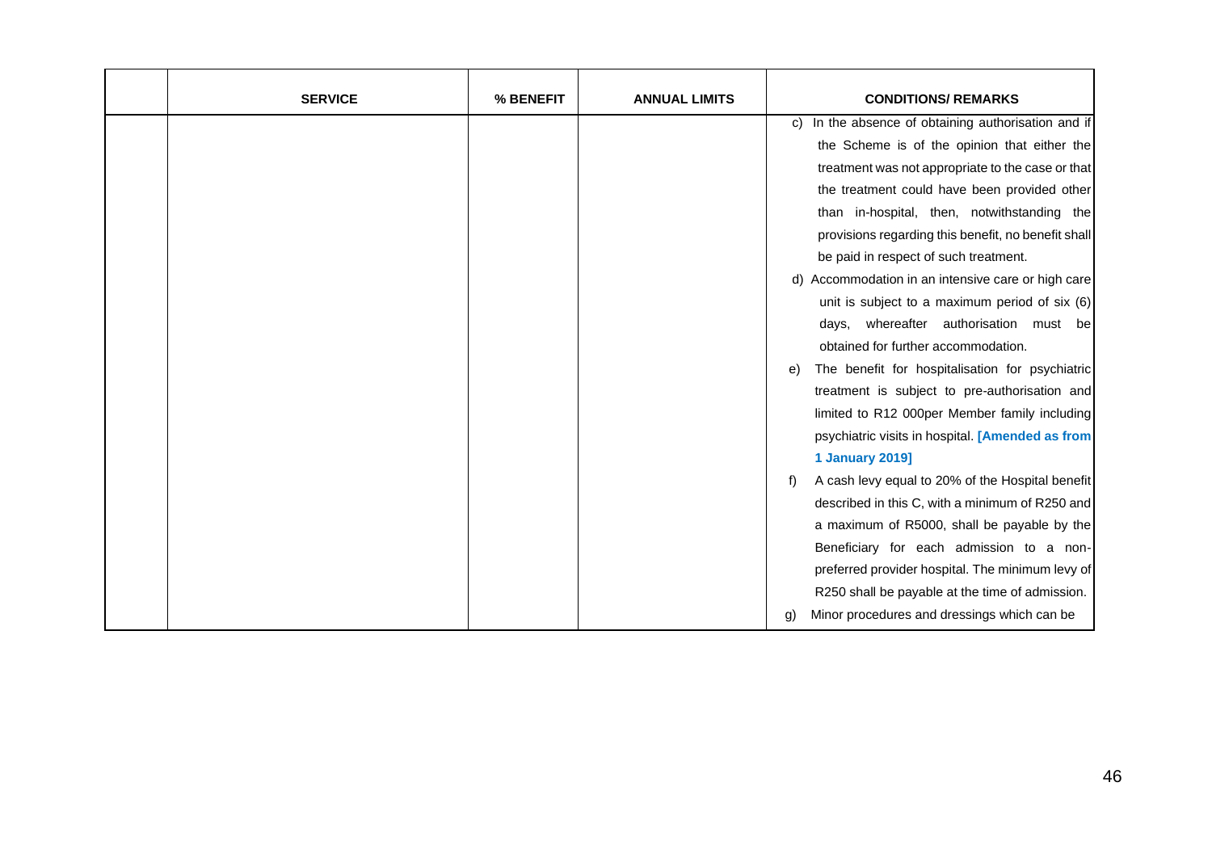| | SERVICE | % BENEFIT | ANNUAL LIMITS | CONDITIONS/ REMARKS |
|---|---|---|---|---|
| | | | | c) In the absence of obtaining authorisation and if the Scheme is of the opinion that either the treatment was not appropriate to the case or that the treatment could have been provided other than in-hospital, then, notwithstanding the provisions regarding this benefit, no benefit shall be paid in respect of such treatment.<br>d) Accommodation in an intensive care or high care unit is subject to a maximum period of six (6) days, whereafter authorisation must be obtained for further accommodation.<br>e) The benefit for hospitalisation for psychiatric treatment is subject to pre-authorisation and limited to R12 000per Member family including psychiatric visits in hospital. **[Amended as from 1 January 2019]**<br>f) A cash levy equal to 20% of the Hospital benefit described in this C, with a minimum of R250 and a maximum of R5000, shall be payable by the Beneficiary for each admission to a non-preferred provider hospital. The minimum levy of R250 shall be payable at the time of admission.<br>g) Minor procedures and dressings which can be |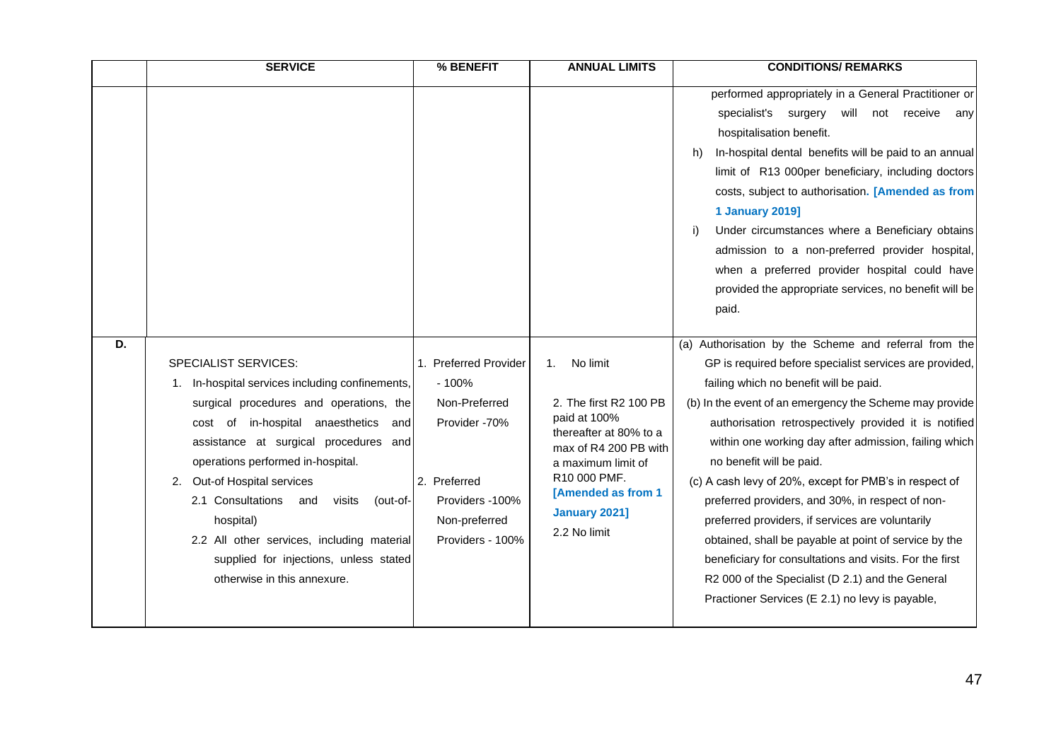| | SERVICE | % BENEFIT | ANNUAL LIMITS | CONDITIONS/ REMARKS |
|---|---|---|---|---|
| | | | | performed appropriately in a General Practitioner or specialist's surgery will not receive any hospitalisation benefit.<br>h) In-hospital dental benefits will be paid to an annual limit of R13 000per beneficiary, including doctors costs, subject to authorisation. **[Amended as from 1 January 2019]**<br>i) Under circumstances where a Beneficiary obtains admission to a non-preferred provider hospital, when a preferred provider hospital could have provided the appropriate services, no benefit will be paid. |
| D. | SPECIALIST SERVICES:<br>1. In-hospital services including confinements, surgical procedures and operations, the cost of in-hospital anaesthetics and assistance at surgical procedures and operations performed in-hospital.<br>2. Out-of Hospital services<br>2.1 Consultations and visits (out-of-hospital)<br>2.2 All other services, including material supplied for injections, unless stated otherwise in this annexure. | 1. Preferred Provider - 100%<br>Non-Preferred Provider -70%<br><br>2. Preferred Providers -100%<br>Non-preferred Providers - 100% | 1. No limit<br><br>2. The first R2 100 PB paid at 100% thereafter at 80% to a max of R4 200 PB with a maximum limit of R10 000 PMF. **[Amended as from 1 January 2021]**<br>2.2 No limit | (a) Authorisation by the Scheme and referral from the GP is required before specialist services are provided, failing which no benefit will be paid.<br>(b) In the event of an emergency the Scheme may provide authorisation retrospectively provided it is notified within one working day after admission, failing which no benefit will be paid.<br>(c) A cash levy of 20%, except for PMB's in respect of preferred providers, and 30%, in respect of non-preferred providers, if services are voluntarily obtained, shall be payable at point of service by the beneficiary for consultations and visits. For the first R2 000 of the Specialist (D 2.1) and the General Practioner Services (E 2.1) no levy is payable, |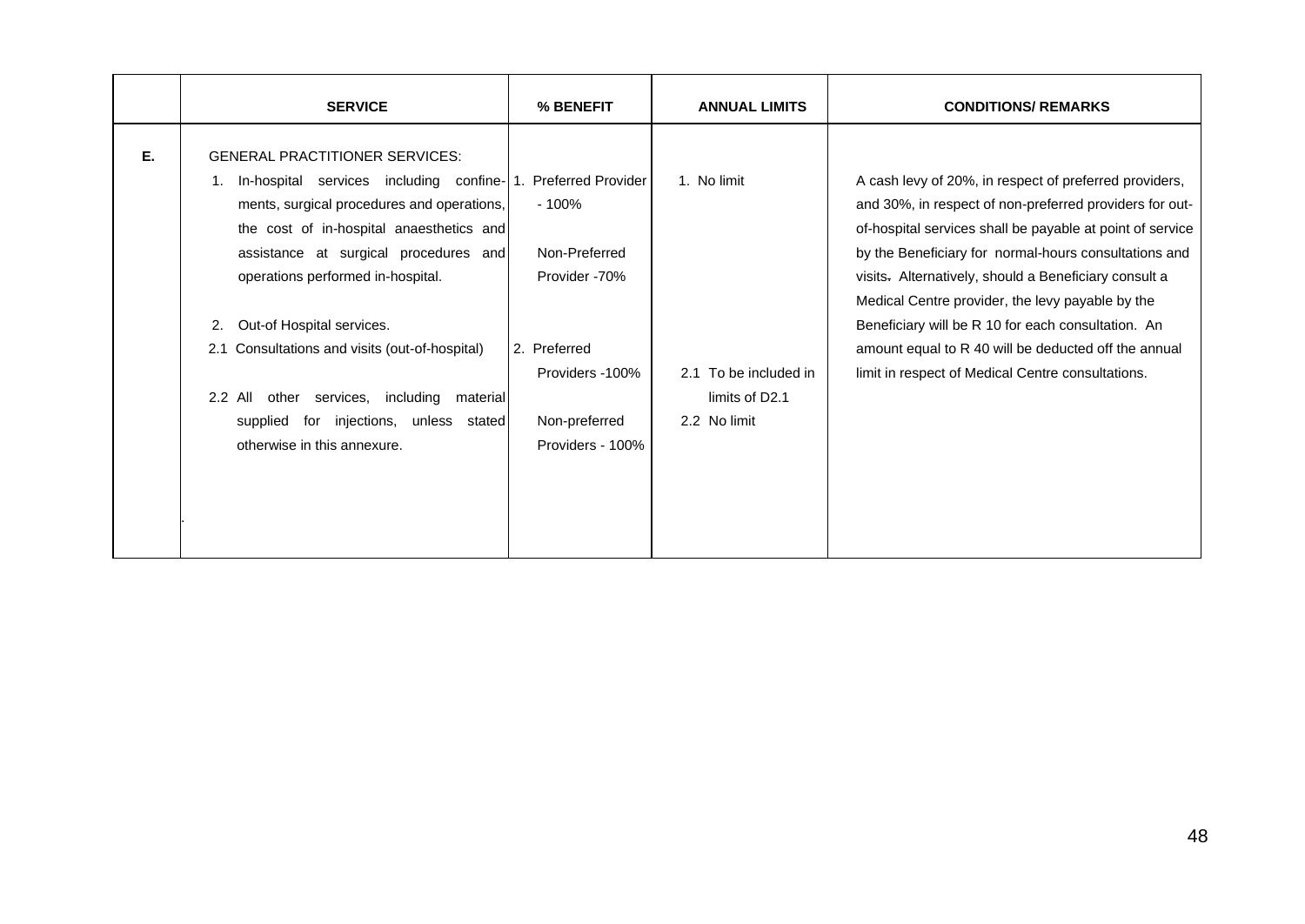| | SERVICE | % BENEFIT | ANNUAL LIMITS | CONDITIONS/ REMARKS |
|---|---|---|---|---|
| **E.** | GENERAL PRACTITIONER SERVICES:<br>1. In-hospital services including confinements, surgical procedures and operations, the cost of in-hospital anaesthetics and assistance at surgical procedures and operations performed in-hospital.<br><br>2. Out-of Hospital services.<br>2.1 Consultations and visits (out-of-hospital)<br><br>2.2 All other services, including material supplied for injections, unless stated otherwise in this annexure. | 1. Preferred Provider - 100%<br><br>Non-Preferred Provider -70%<br><br>2. Preferred Providers -100%<br><br>Non-preferred Providers - 100% | 1. No limit<br><br><br><br>2.1 To be included in limits of D2.1<br>2.2 No limit | A cash levy of 20%, in respect of preferred providers, and 30%, in respect of non-preferred providers for out-of-hospital services shall be payable at point of service by the Beneficiary for normal-hours consultations and visits. Alternatively, should a Beneficiary consult a Medical Centre provider, the levy payable by the Beneficiary will be R 10 for each consultation. An amount equal to R 40 will be deducted off the annual limit in respect of Medical Centre consultations. |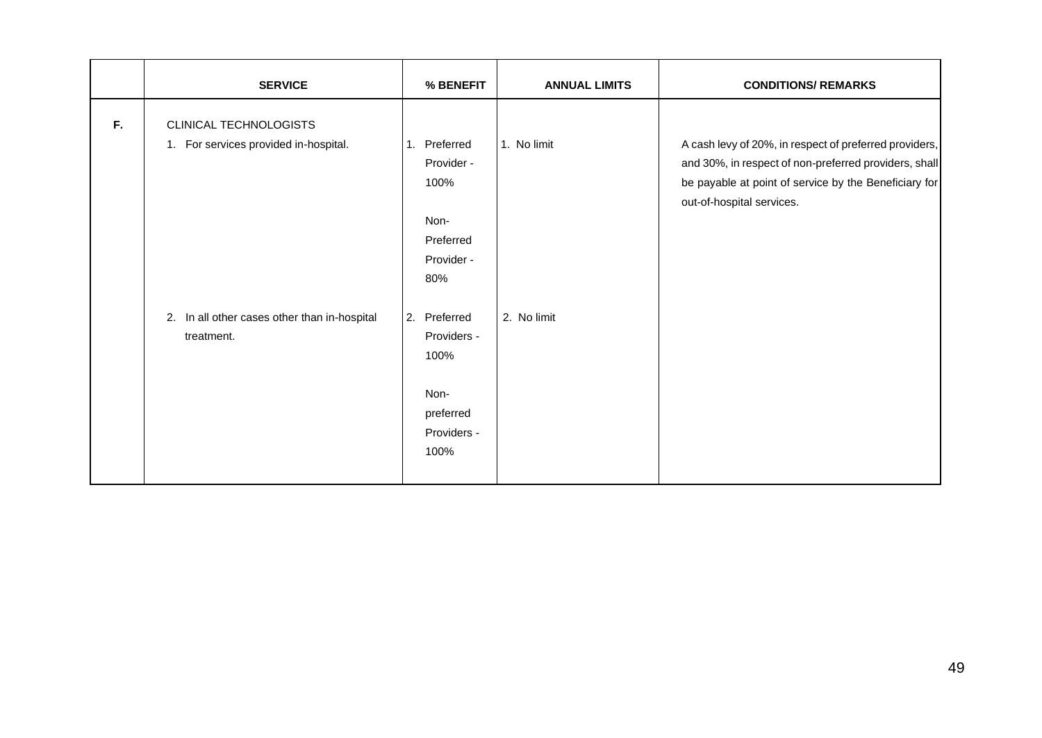| | SERVICE | % BENEFIT | ANNUAL LIMITS | CONDITIONS/ REMARKS |
|---|---|---|---|---|
| **F.** | CLINICAL TECHNOLOGISTS | | | |
| | 1. For services provided in-hospital. | 1. Preferred Provider - 100%<br><br>Non-Preferred Provider - 80% | 1. No limit | A cash levy of 20%, in respect of preferred providers, and 30%, in respect of non-preferred providers, shall be payable at point of service by the Beneficiary for out-of-hospital services. |
| | 2. In all other cases other than in-hospital treatment. | 2. Preferred Providers - 100%<br><br>Non-preferred Providers - 100% | 2. No limit | |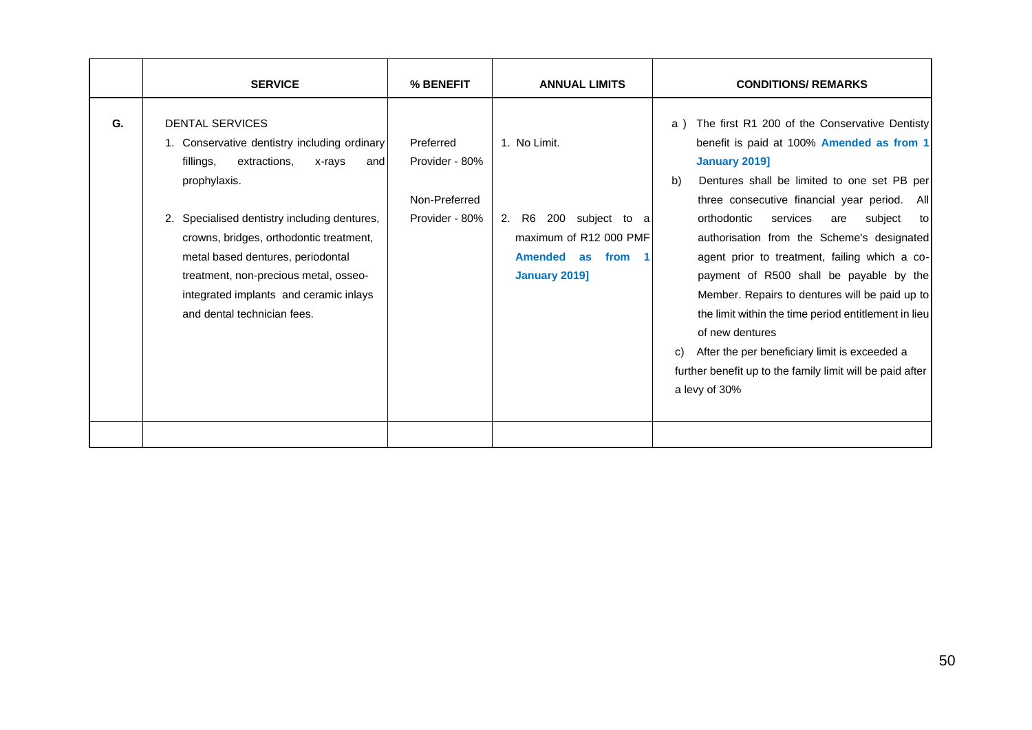| | SERVICE | % BENEFIT | ANNUAL LIMITS | CONDITIONS/ REMARKS |
|---|---|---|---|---|
| G. | DENTAL SERVICES<br>1. Conservative dentistry including ordinary fillings, extractions, x-rays and prophylaxis.<br><br>2. Specialised dentistry including dentures, crowns, bridges, orthodontic treatment, metal based dentures, periodontal treatment, non-precious metal, osseo-integrated implants and ceramic inlays and dental technician fees. | Preferred Provider - 80%<br><br>Non-Preferred Provider - 80% | 1. No Limit.<br><br>2. R6 200 subject to a maximum of R12 000 PMF **Amended as from 1 January 2019]** | a ) The first R1 200 of the Conservative Dentisty benefit is paid at 100% **Amended as from 1 January 2019]**<br>b) Dentures shall be limited to one set PB per three consecutive financial year period. All orthodontic services are subject to authorisation from the Scheme's designated agent prior to treatment, failing which a co-payment of R500 shall be payable by the Member. Repairs to dentures will be paid up to the limit within the time period entitlement in lieu of new dentures<br>c) After the per beneficiary limit is exceeded a further benefit up to the family limit will be paid after a levy of 30% |
| | | | | |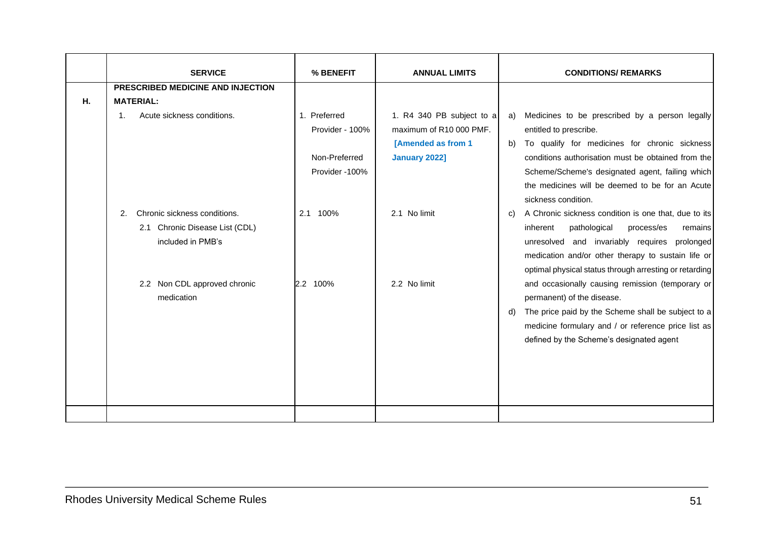| | SERVICE | % BENEFIT | ANNUAL LIMITS | CONDITIONS/ REMARKS |
|---|---|---|---|---|
| H. | **PRESCRIBED MEDICINE AND INJECTION MATERIAL:** | | | |
| | 1. Acute sickness conditions. | 1. Preferred Provider - 100%<br><br>Non-Preferred Provider -100% | 1. R4 340 PB subject to a maximum of R10 000 PMF. **[Amended as from 1 January 2022]** | a) Medicines to be prescribed by a person legally entitled to prescribe.<br>b) To qualify for medicines for chronic sickness conditions authorisation must be obtained from the Scheme/Scheme's designated agent, failing which the medicines will be deemed to be for an Acute sickness condition. |
| | 2. Chronic sickness conditions.<br>2.1 Chronic Disease List (CDL) included in PMB's | 2.1 100% | 2.1 No limit | c) A Chronic sickness condition is one that, due to its inherent pathological process/es remains unresolved and invariably requires prolonged medication and/or other therapy to sustain life or optimal physical status through arresting or retarding and occasionally causing remission (temporary or permanent) of the disease. |
| | 2.2 Non CDL approved chronic medication | 2.2 100% | 2.2 No limit | d) The price paid by the Scheme shall be subject to a medicine formulary and / or reference price list as defined by the Scheme's designated agent |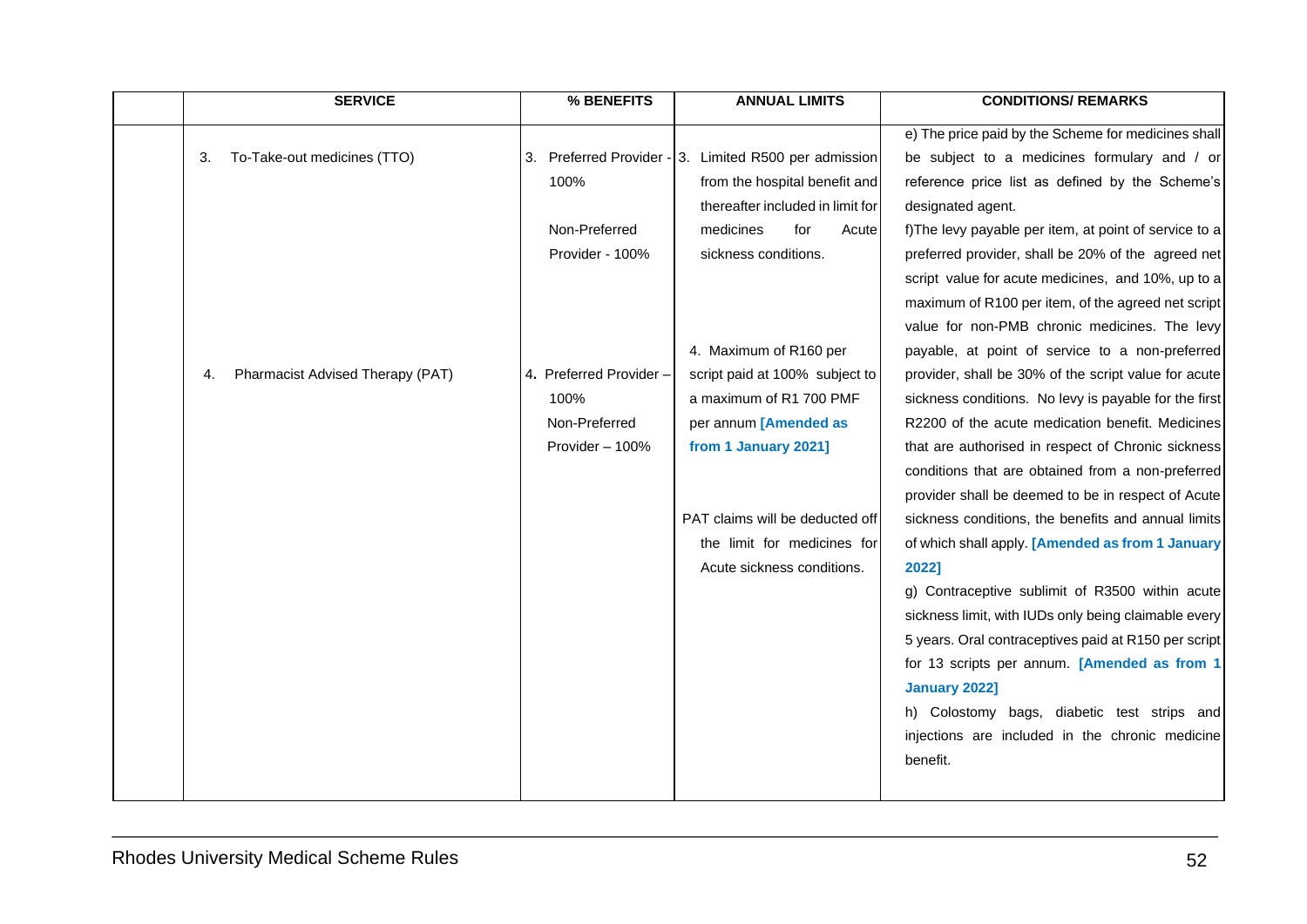| | SERVICE | % BENEFITS | ANNUAL LIMITS | CONDITIONS/ REMARKS |
|---|---|---|---|---|
| | 3. To-Take-out medicines (TTO)<br><br>4. Pharmacist Advised Therapy (PAT) | 3. Preferred Provider - 100%<br>Non-Preferred Provider - 100%<br><br>4. Preferred Provider – 100%<br>Non-Preferred Provider – 100% | 3. Limited R500 per admission from the hospital benefit and thereafter included in limit for medicines for Acute sickness conditions.<br><br>4. Maximum of R160 per script paid at 100% subject to a maximum of R1 700 PMF per annum **[Amended as from 1 January 2021]**<br><br>PAT claims will be deducted off the limit for medicines for Acute sickness conditions. | e) The price paid by the Scheme for medicines shall be subject to a medicines formulary and / or reference price list as defined by the Scheme's designated agent.<br>f)The levy payable per item, at point of service to a preferred provider, shall be 20% of the agreed net script value for acute medicines, and 10%, up to a maximum of R100 per item, of the agreed net script value for non-PMB chronic medicines. The levy payable, at point of service to a non-preferred provider, shall be 30% of the script value for acute sickness conditions. No levy is payable for the first R2200 of the acute medication benefit. Medicines that are authorised in respect of Chronic sickness conditions that are obtained from a non-preferred provider shall be deemed to be in respect of Acute sickness conditions, the benefits and annual limits of which shall apply. **[Amended as from 1 January 2022]**<br>g) Contraceptive sublimit of R3500 within acute sickness limit, with IUDs only being claimable every 5 years. Oral contraceptives paid at R150 per script for 13 scripts per annum. **[Amended as from 1 January 2022]**<br>h) Colostomy bags, diabetic test strips and injections are included in the chronic medicine benefit. |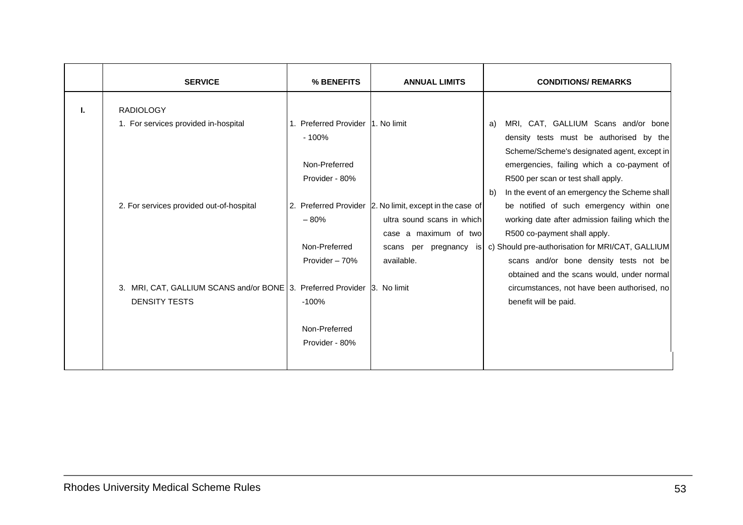| | SERVICE | % BENEFITS | ANNUAL LIMITS | CONDITIONS/ REMARKS |
|---|---|---|---|---|
| I. | RADIOLOGY | | | |
| | 1. For services provided in-hospital | 1. Preferred Provider - 100%<br><br>Non-Preferred Provider - 80% | 1. No limit | a) MRI, CAT, GALLIUM Scans and/or bone density tests must be authorised by the Scheme/Scheme's designated agent, except in emergencies, failing which a co-payment of R500 per scan or test shall apply.<br>b) In the event of an emergency the Scheme shall be notified of such emergency within one working date after admission failing which the R500 co-payment shall apply.<br>c) Should pre-authorisation for MRI/CAT, GALLIUM scans and/or bone density tests not be obtained and the scans would, under normal circumstances, not have been authorised, no benefit will be paid. |
| | 2. For services provided out-of-hospital | 2. Preferred Provider – 80%<br><br>Non-Preferred Provider – 70% | 2. No limit, except in the case of ultra sound scans in which case a maximum of two scans per pregnancy is available. | |
| | 3. MRI, CAT, GALLIUM SCANS and/or BONE DENSITY TESTS | 3. Preferred Provider -100%<br><br>Non-Preferred Provider - 80% | 3. No limit | |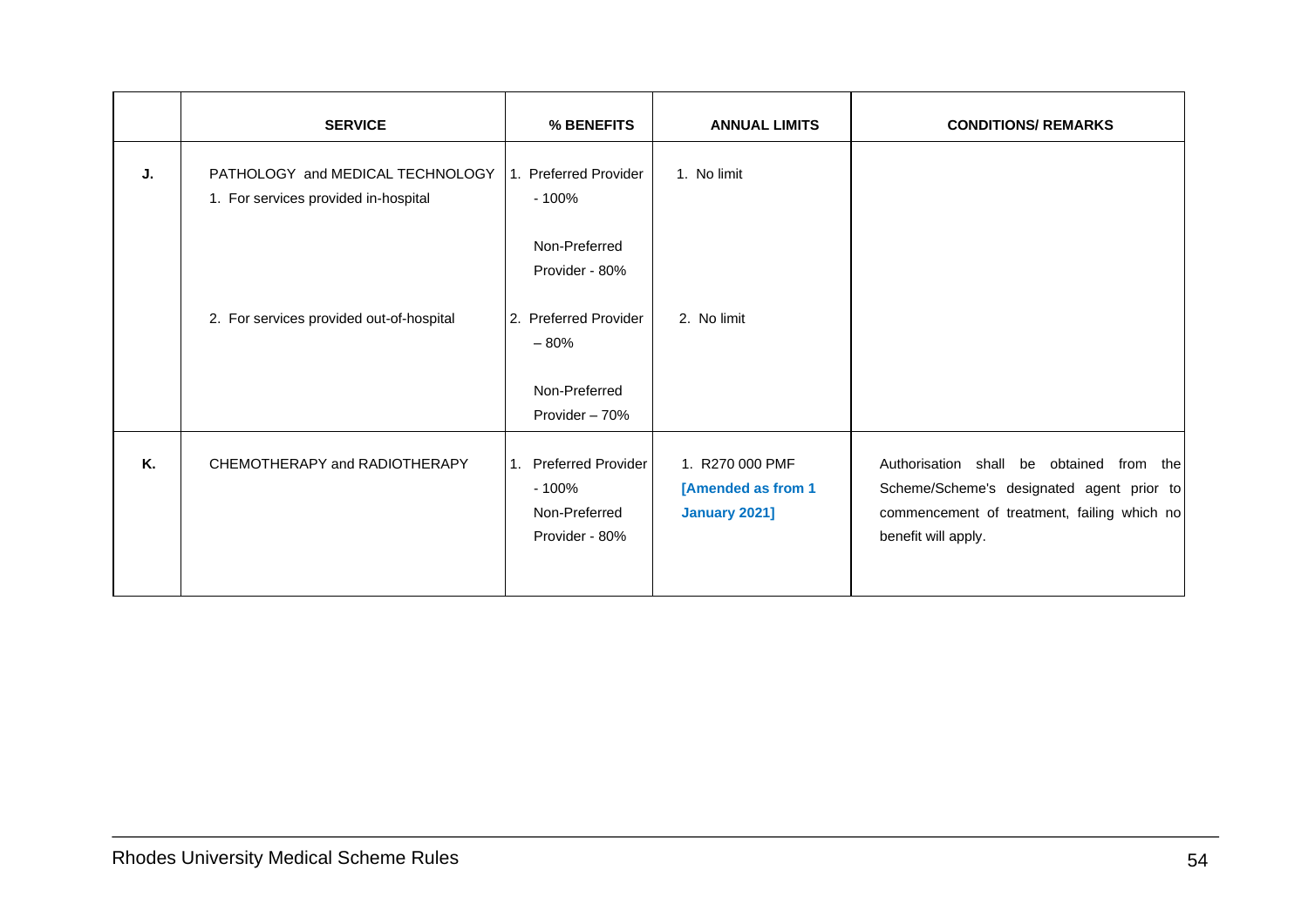| | SERVICE | % BENEFITS | ANNUAL LIMITS | CONDITIONS/ REMARKS |
|---|---|---|---|---|
| J. | PATHOLOGY and MEDICAL TECHNOLOGY<br>1. For services provided in-hospital | 1. Preferred Provider - 100%<br><br>Non-Preferred Provider - 80% | 1. No limit | |
| | 2. For services provided out-of-hospital | 2. Preferred Provider – 80%<br><br>Non-Preferred Provider – 70% | 2. No limit | |
| K. | CHEMOTHERAPY and RADIOTHERAPY | 1. Preferred Provider - 100%<br>Non-Preferred Provider - 80% | 1. R270 000 PMF<br>**[Amended as from 1 January 2021]** | Authorisation shall be obtained from the Scheme/Scheme's designated agent prior to commencement of treatment, failing which no benefit will apply. |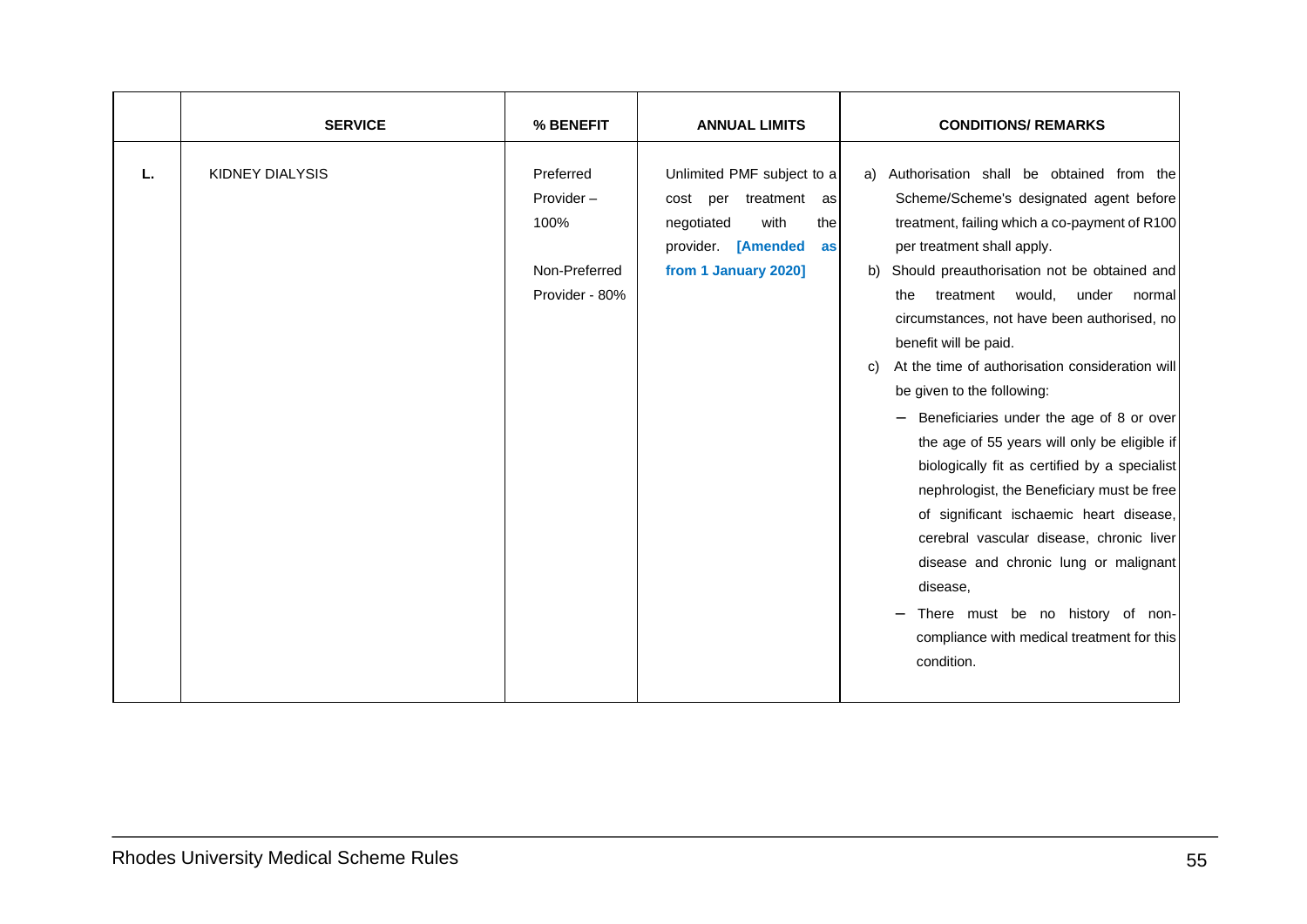| | SERVICE | % BENEFIT | ANNUAL LIMITS | CONDITIONS/ REMARKS |
|---|---|---|---|---|
| L. | KIDNEY DIALYSIS | Preferred Provider – 100%<br><br>Non-Preferred Provider - 80% | Unlimited PMF subject to a cost per treatment as negotiated with the provider. **[Amended as from 1 January 2020]** | a) Authorisation shall be obtained from the Scheme/Scheme's designated agent before treatment, failing which a co-payment of R100 per treatment shall apply.<br>b) Should preauthorisation not be obtained and the treatment would, under normal circumstances, not have been authorised, no benefit will be paid.<br>c) At the time of authorisation consideration will be given to the following:<br>– Beneficiaries under the age of 8 or over the age of 55 years will only be eligible if biologically fit as certified by a specialist nephrologist, the Beneficiary must be free of significant ischaemic heart disease, cerebral vascular disease, chronic liver disease and chronic lung or malignant disease,<br>– There must be no history of non-compliance with medical treatment for this condition. |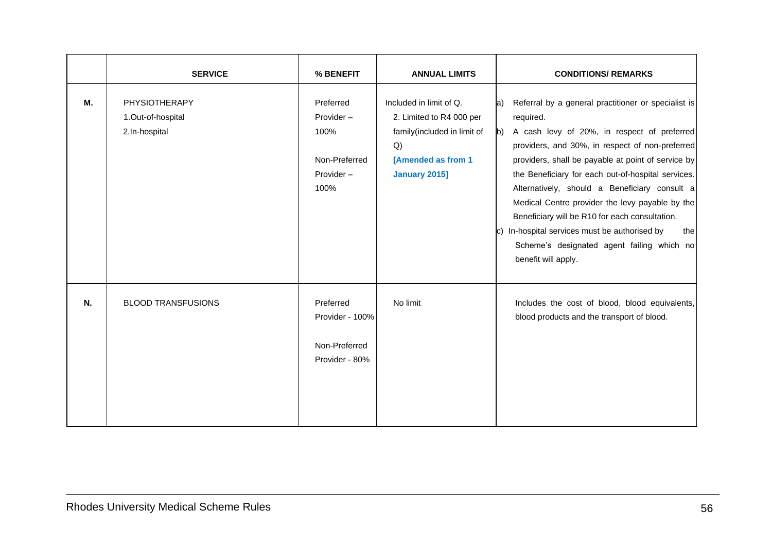| | SERVICE | % BENEFIT | ANNUAL LIMITS | CONDITIONS/ REMARKS |
|---|---|---|---|---|
| M. | PHYSIOTHERAPY<br>1.Out-of-hospital<br>2.In-hospital | Preferred Provider – 100%<br><br>Non-Preferred Provider – 100% | Included in limit of Q.<br>2. Limited to R4 000 per family(included in limit of Q)<br>**[Amended as from 1 January 2015]** | a) Referral by a general practitioner or specialist is required.<br>b) A cash levy of 20%, in respect of preferred providers, and 30%, in respect of non-preferred providers, shall be payable at point of service by the Beneficiary for each out-of-hospital services. Alternatively, should a Beneficiary consult a Medical Centre provider the levy payable by the Beneficiary will be R10 for each consultation.<br>c) In-hospital services must be authorised by the Scheme's designated agent failing which no benefit will apply. |
| N. | BLOOD TRANSFUSIONS | Preferred Provider - 100%<br><br>Non-Preferred Provider - 80% | No limit | Includes the cost of blood, blood equivalents, blood products and the transport of blood. |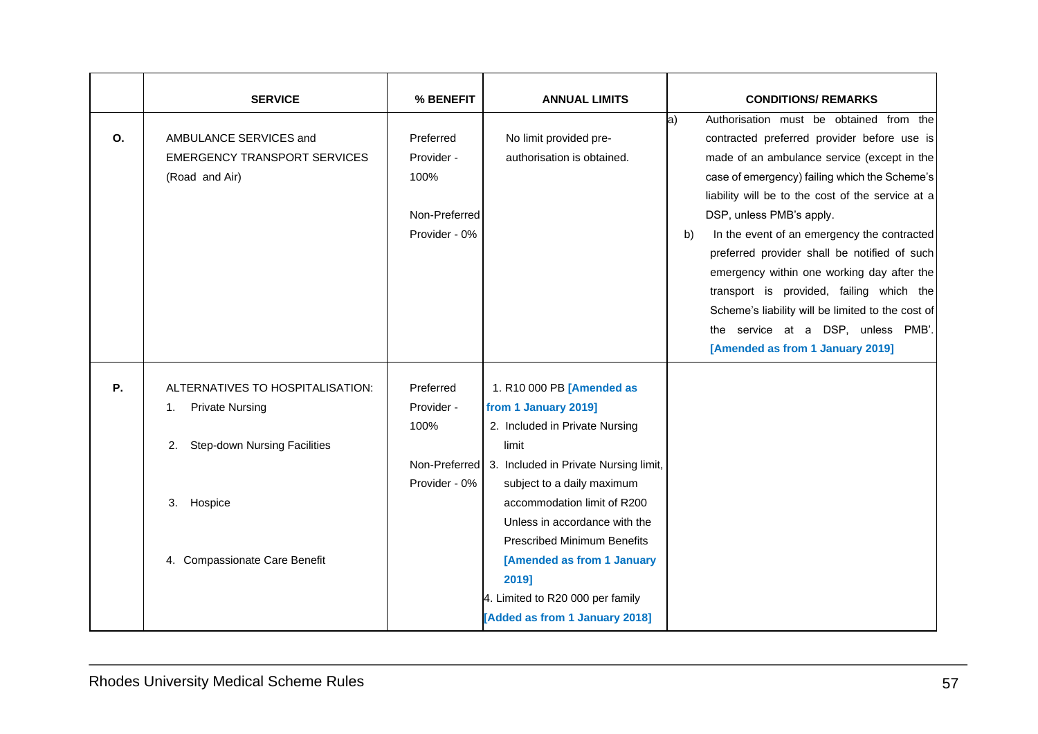| | SERVICE | % BENEFIT | ANNUAL LIMITS | CONDITIONS/ REMARKS |
|---|---|---|---|---|
| **O.** | AMBULANCE SERVICES and EMERGENCY TRANSPORT SERVICES (Road and Air) | Preferred Provider - 100%<br><br>Non-Preferred Provider - 0% | No limit provided pre-authorisation is obtained. | a) Authorisation must be obtained from the contracted preferred provider before use is made of an ambulance service (except in the case of emergency) failing which the Scheme's liability will be to the cost of the service at a DSP, unless PMB's apply.<br>b) In the event of an emergency the contracted preferred provider shall be notified of such emergency within one working day after the transport is provided, failing which the Scheme's liability will be limited to the cost of the service at a DSP, unless PMB'. **[Amended as from 1 January 2019]** |
| **P.** | ALTERNATIVES TO HOSPITALISATION:<br>1. Private Nursing<br><br>2. Step-down Nursing Facilities<br><br>3. Hospice<br><br>4. Compassionate Care Benefit | Preferred Provider - 100%<br><br>Non-Preferred Provider - 0% | 1. R10 000 PB **[Amended as from 1 January 2019]**<br>2. Included in Private Nursing limit<br>3. Included in Private Nursing limit, subject to a daily maximum accommodation limit of R200 Unless in accordance with the Prescribed Minimum Benefits **[Amended as from 1 January 2019]**<br>4. Limited to R20 000 per family **[Added as from 1 January 2018]** | |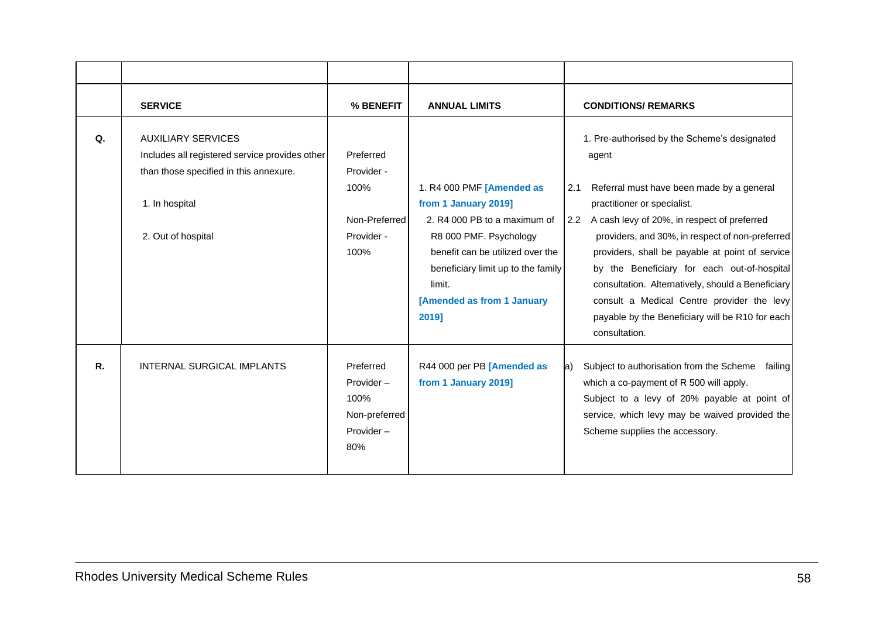| | SERVICE | % BENEFIT | ANNUAL LIMITS | CONDITIONS/ REMARKS |
|---|---|---|---|---|
| **Q.** | AUXILIARY SERVICES<br>Includes all registered service provides other than those specified in this annexure.<br><br>1. In hospital<br><br>2. Out of hospital | Preferred Provider - 100%<br><br>Non-Preferred Provider - 100% | 1. R4 000 PMF **[Amended as from 1 January 2019]**<br>2. R4 000 PB to a maximum of R8 000 PMF. Psychology benefit can be utilized over the beneficiary limit up to the family limit.<br>**[Amended as from 1 January 2019]** | 1. Pre-authorised by the Scheme's designated agent<br><br>2.1 Referral must have been made by a general practitioner or specialist.<br>2.2 A cash levy of 20%, in respect of preferred providers, and 30%, in respect of non-preferred providers, shall be payable at point of service by the Beneficiary for each out-of-hospital consultation. Alternatively, should a Beneficiary consult a Medical Centre provider the levy payable by the Beneficiary will be R10 for each consultation. |
| **R.** | INTERNAL SURGICAL IMPLANTS | Preferred Provider – 100%<br>Non-preferred Provider – 80% | R44 000 per PB **[Amended as from 1 January 2019]** | a) Subject to authorisation from the Scheme failing which a co-payment of R 500 will apply.<br>Subject to a levy of 20% payable at point of service, which levy may be waived provided the Scheme supplies the accessory. |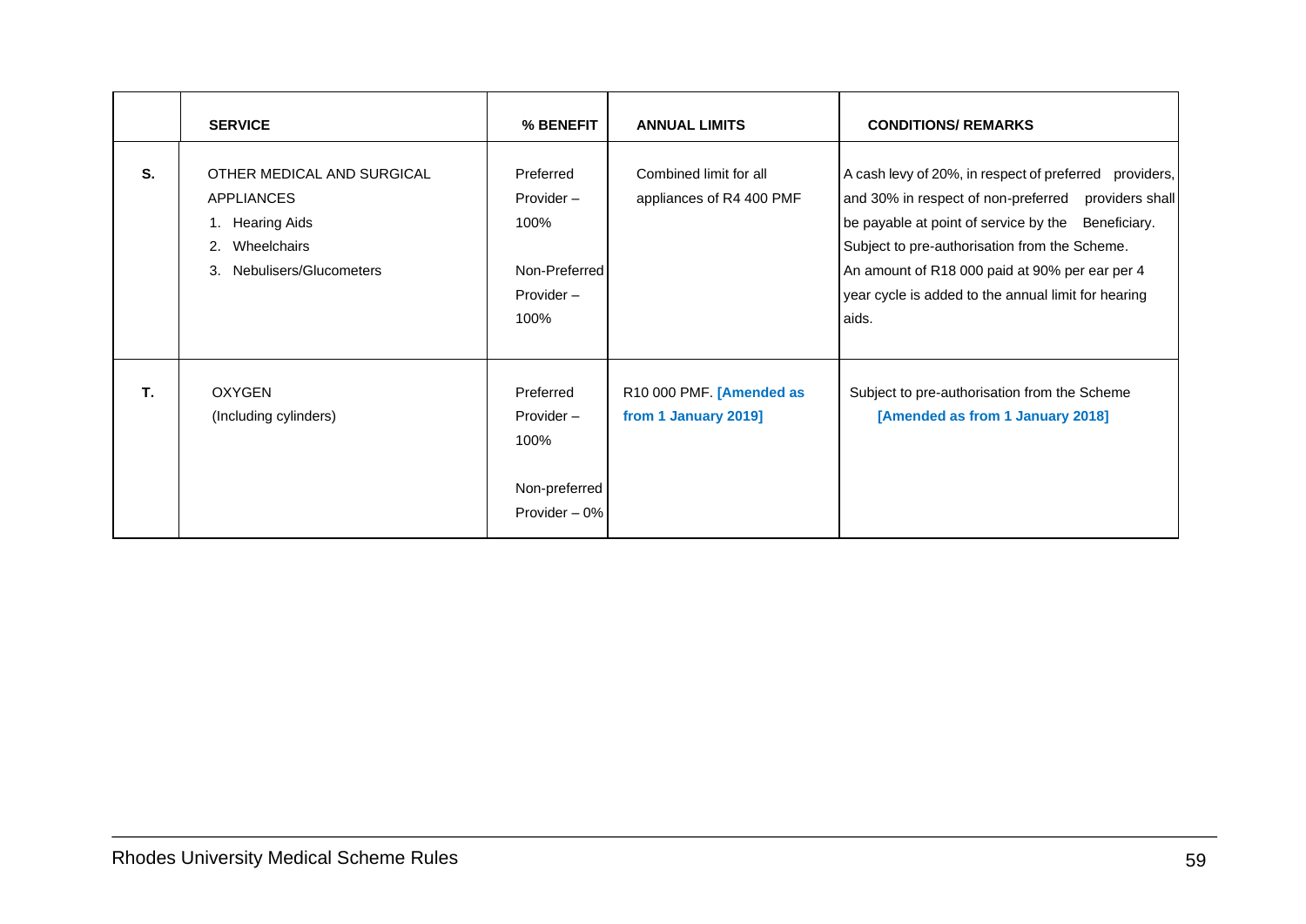|  | SERVICE | % BENEFIT | ANNUAL LIMITS | CONDITIONS/ REMARKS |
|---|---|---|---|---|
| S. | OTHER MEDICAL AND SURGICAL APPLIANCES<br>1. Hearing Aids<br>2. Wheelchairs<br>3. Nebulisers/Glucometers | Preferred Provider – 100%<br><br>Non-Preferred Provider – 100% | Combined limit for all appliances of R4 400 PMF | A cash levy of 20%, in respect of preferred providers, and 30% in respect of non-preferred providers shall be payable at point of service by the Beneficiary.<br>Subject to pre-authorisation from the Scheme.<br>An amount of R18 000 paid at 90% per ear per 4 year cycle is added to the annual limit for hearing aids. |
| T. | OXYGEN<br>(Including cylinders) | Preferred Provider – 100%<br><br>Non-preferred Provider – 0% | R10 000 PMF. **[Amended as from 1 January 2019]** | Subject to pre-authorisation from the Scheme **[Amended as from 1 January 2018]** |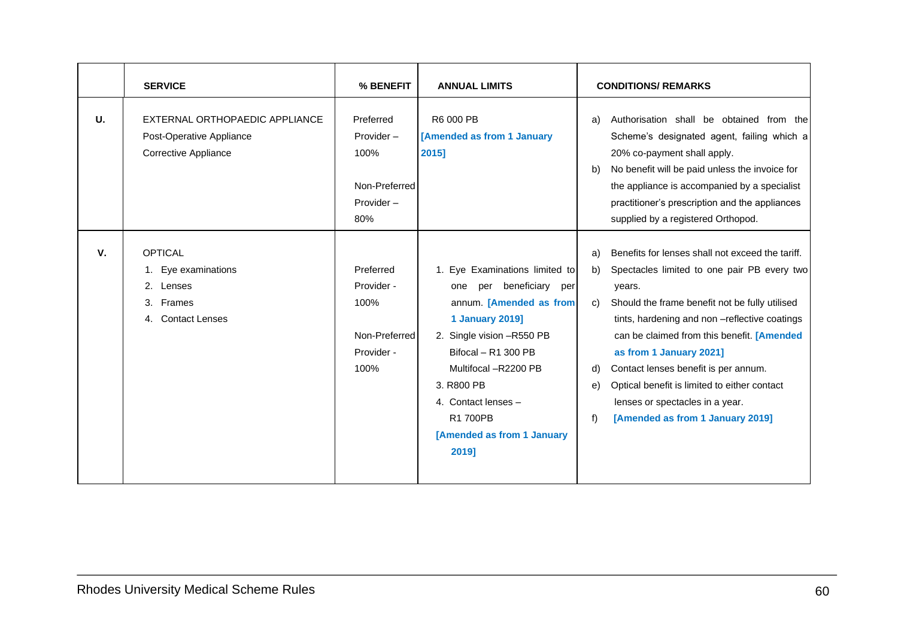| | SERVICE | % BENEFIT | ANNUAL LIMITS | CONDITIONS/ REMARKS |
|---|---|---|---|---|
| U. | EXTERNAL ORTHOPAEDIC APPLIANCE<br>Post-Operative Appliance<br>Corrective Appliance | Preferred Provider – 100%<br><br>Non-Preferred Provider – 80% | R6 000 PB<br>**[Amended as from 1 January 2015]** | a) Authorisation shall be obtained from the Scheme's designated agent, failing which a 20% co-payment shall apply.<br>b) No benefit will be paid unless the invoice for the appliance is accompanied by a specialist practitioner's prescription and the appliances supplied by a registered Orthopod. |
| V. | OPTICAL<br>1. Eye examinations<br>2. Lenses<br>3. Frames<br>4. Contact Lenses | Preferred Provider - 100%<br><br>Non-Preferred Provider - 100% | 1. Eye Examinations limited to one per beneficiary per annum. **[Amended as from 1 January 2019]**<br>2. Single vision –R550 PB<br>Bifocal – R1 300 PB<br>Multifocal –R2200 PB<br>3. R800 PB<br>4. Contact lenses – R1 700PB<br>**[Amended as from 1 January 2019]** | a) Benefits for lenses shall not exceed the tariff.<br>b) Spectacles limited to one pair PB every two years.<br>c) Should the frame benefit not be fully utilised tints, hardening and non –reflective coatings can be claimed from this benefit. **[Amended as from 1 January 2021]**<br>d) Contact lenses benefit is per annum.<br>e) Optical benefit is limited to either contact lenses or spectacles in a year.<br>f) **[Amended as from 1 January 2019]** |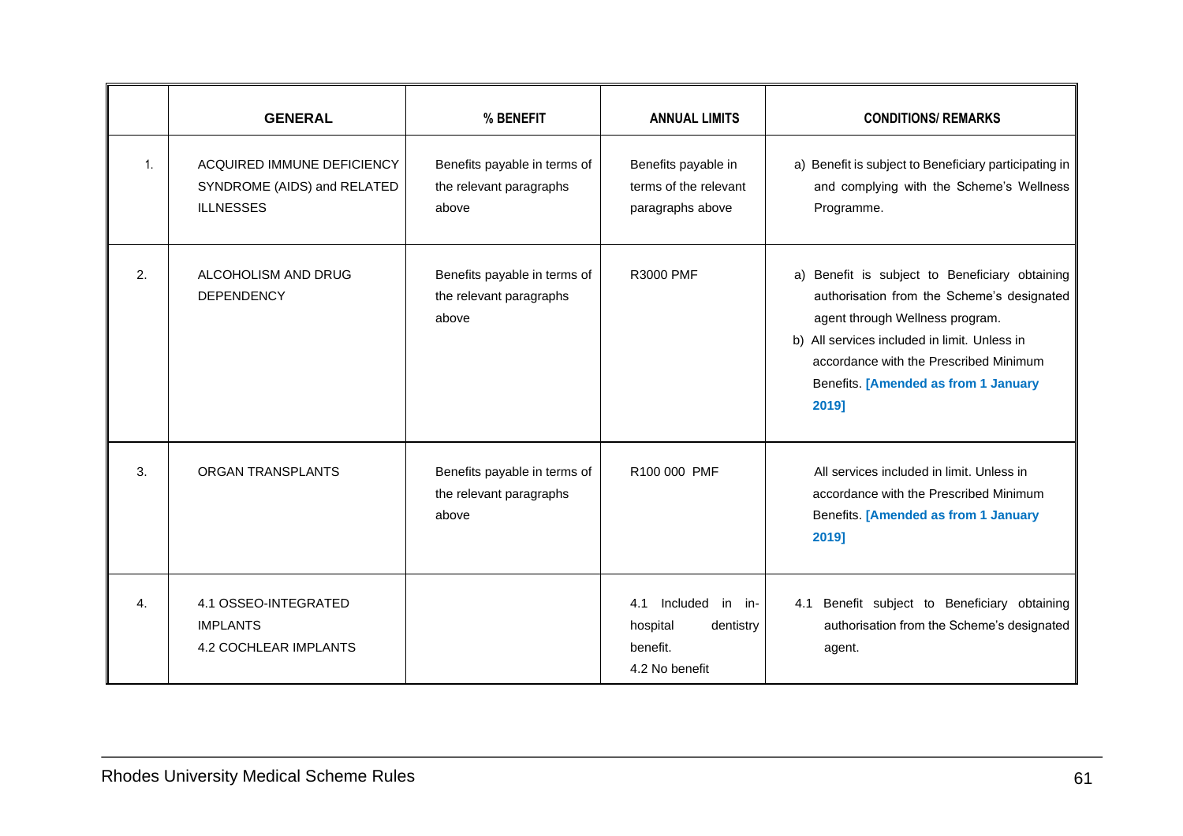| | GENERAL | % BENEFIT | ANNUAL LIMITS | CONDITIONS/ REMARKS |
|---|---|---|---|---|
| 1. | ACQUIRED IMMUNE DEFICIENCY SYNDROME (AIDS) and RELATED ILLNESSES | Benefits payable in terms of the relevant paragraphs above | Benefits payable in terms of the relevant paragraphs above | a) Benefit is subject to Beneficiary participating in and complying with the Scheme's Wellness Programme. |
| 2. | ALCOHOLISM AND DRUG DEPENDENCY | Benefits payable in terms of the relevant paragraphs above | R3000 PMF | a) Benefit is subject to Beneficiary obtaining authorisation from the Scheme's designated agent through Wellness program.<br>b) All services included in limit. Unless in accordance with the Prescribed Minimum Benefits. **[Amended as from 1 January 2019]** |
| 3. | ORGAN TRANSPLANTS | Benefits payable in terms of the relevant paragraphs above | R100 000 PMF | All services included in limit. Unless in accordance with the Prescribed Minimum Benefits. **[Amended as from 1 January 2019]** |
| 4. | 4.1 OSSEO-INTEGRATED IMPLANTS<br>4.2 COCHLEAR IMPLANTS | | 4.1 Included in in-hospital dentistry benefit.<br>4.2 No benefit | 4.1 Benefit subject to Beneficiary obtaining authorisation from the Scheme's designated agent. |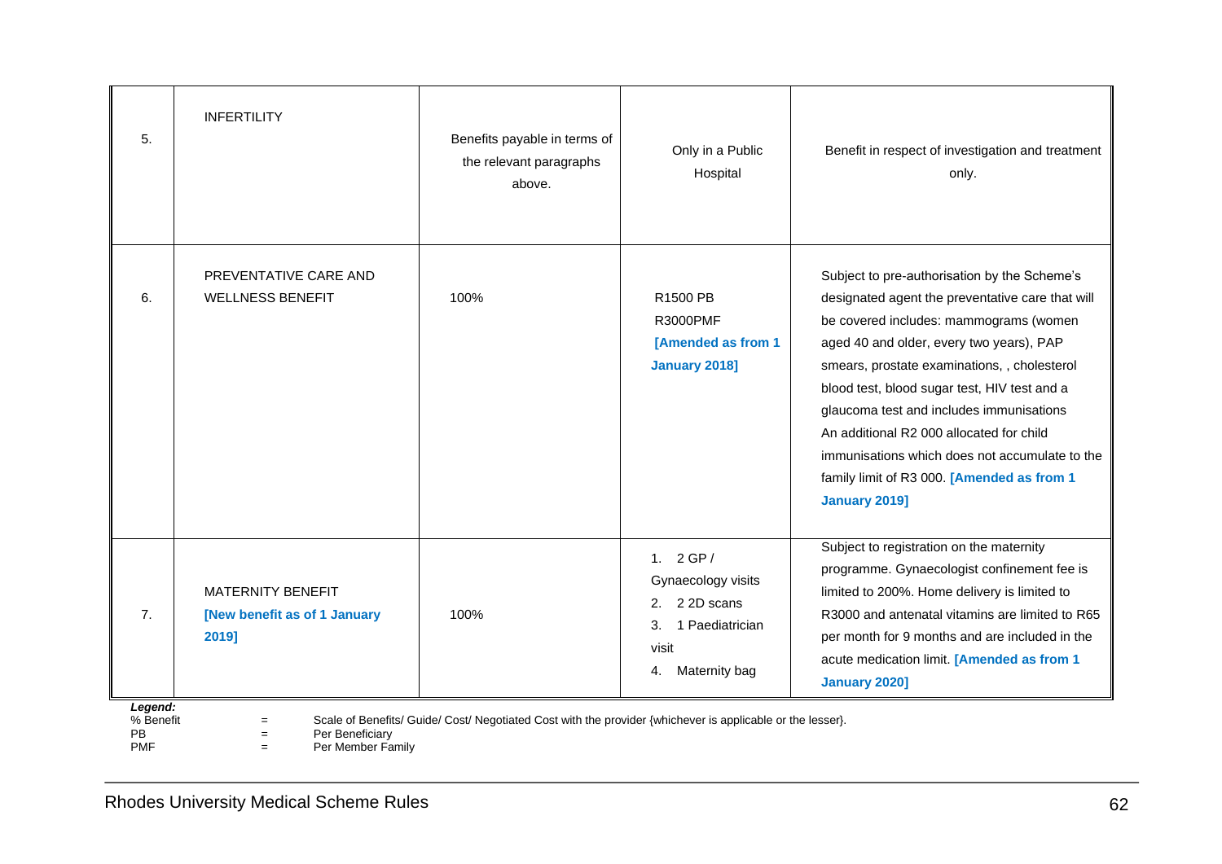| | | | | |
|---|---|---|---|---|
| 5. | INFERTILITY | Benefits payable in terms of the relevant paragraphs above. | Only in a Public Hospital | Benefit in respect of investigation and treatment only. |
| 6. | PREVENTATIVE CARE AND WELLNESS BENEFIT | 100% | R1500 PB<br>R3000PMF<br>**[Amended as from 1 January 2018]** | Subject to pre-authorisation by the Scheme's designated agent the preventative care that will be covered includes: mammograms (women aged 40 and older, every two years), PAP smears, prostate examinations, , cholesterol blood test, blood sugar test, HIV test and a glaucoma test and includes immunisations<br>An additional R2 000 allocated for child immunisations which does not accumulate to the family limit of R3 000. **[Amended as from 1 January 2019]** |
| 7. | MATERNITY BENEFIT<br>**[New benefit as of 1 January 2019]** | 100% | 1. 2 GP / Gynaecology visits<br>2. 2 2D scans<br>3. 1 Paediatrician visit<br>4. Maternity bag | Subject to registration on the maternity programme. Gynaecologist confinement fee is limited to 200%. Home delivery is limited to R3000 and antenatal vitamins are limited to R65 per month for 9 months and are included in the acute medication limit. **[Amended as from 1 January 2020]** |

***Legend:***

| | | |
|---|---|---|
| % Benefit | = | Scale of Benefits/ Guide/ Cost/ Negotiated Cost with the provider {whichever is applicable or the lesser}. |
| PB | = | Per Beneficiary |
| PMF | = | Per Member Family |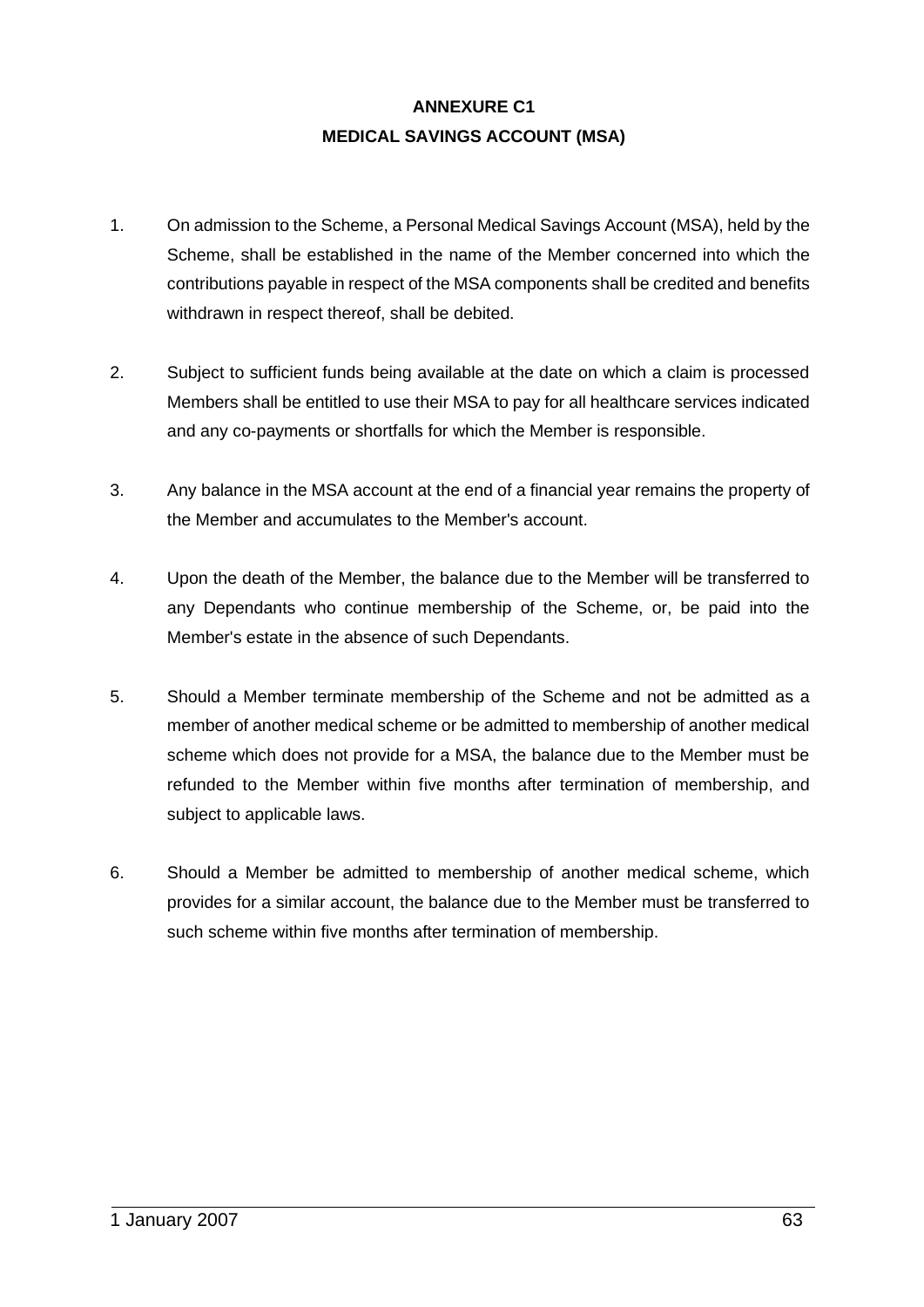# ANNEXURE C1

## MEDICAL SAVINGS ACCOUNT (MSA)

1. On admission to the Scheme, a Personal Medical Savings Account (MSA), held by the Scheme, shall be established in the name of the Member concerned into which the contributions payable in respect of the MSA components shall be credited and benefits withdrawn in respect thereof, shall be debited.

2. Subject to sufficient funds being available at the date on which a claim is processed Members shall be entitled to use their MSA to pay for all healthcare services indicated and any co-payments or shortfalls for which the Member is responsible.

3. Any balance in the MSA account at the end of a financial year remains the property of the Member and accumulates to the Member's account.

4. Upon the death of the Member, the balance due to the Member will be transferred to any Dependants who continue membership of the Scheme, or, be paid into the Member's estate in the absence of such Dependants.

5. Should a Member terminate membership of the Scheme and not be admitted as a member of another medical scheme or be admitted to membership of another medical scheme which does not provide for a MSA, the balance due to the Member must be refunded to the Member within five months after termination of membership, and subject to applicable laws.

6. Should a Member be admitted to membership of another medical scheme, which provides for a similar account, the balance due to the Member must be transferred to such scheme within five months after termination of membership.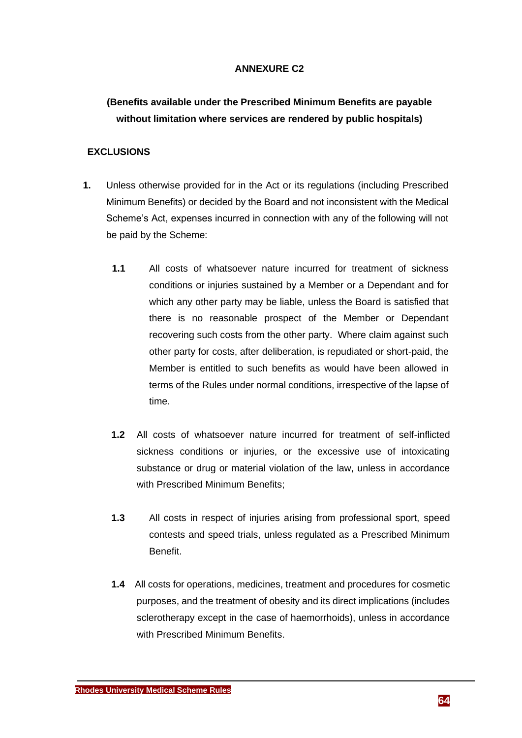## ANNEXURE C2

**(Benefits available under the Prescribed Minimum Benefits are payable without limitation where services are rendered by public hospitals)**

### EXCLUSIONS

**1.** Unless otherwise provided for in the Act or its regulations (including Prescribed Minimum Benefits) or decided by the Board and not inconsistent with the Medical Scheme's Act, expenses incurred in connection with any of the following will not be paid by the Scheme:

**1.1** All costs of whatsoever nature incurred for treatment of sickness conditions or injuries sustained by a Member or a Dependant and for which any other party may be liable, unless the Board is satisfied that there is no reasonable prospect of the Member or Dependant recovering such costs from the other party. Where claim against such other party for costs, after deliberation, is repudiated or short-paid, the Member is entitled to such benefits as would have been allowed in terms of the Rules under normal conditions, irrespective of the lapse of time.

**1.2** All costs of whatsoever nature incurred for treatment of self-inflicted sickness conditions or injuries, or the excessive use of intoxicating substance or drug or material violation of the law, unless in accordance with Prescribed Minimum Benefits;

**1.3** All costs in respect of injuries arising from professional sport, speed contests and speed trials, unless regulated as a Prescribed Minimum Benefit.

**1.4** All costs for operations, medicines, treatment and procedures for cosmetic purposes, and the treatment of obesity and its direct implications (includes sclerotherapy except in the case of haemorrhoids), unless in accordance with Prescribed Minimum Benefits.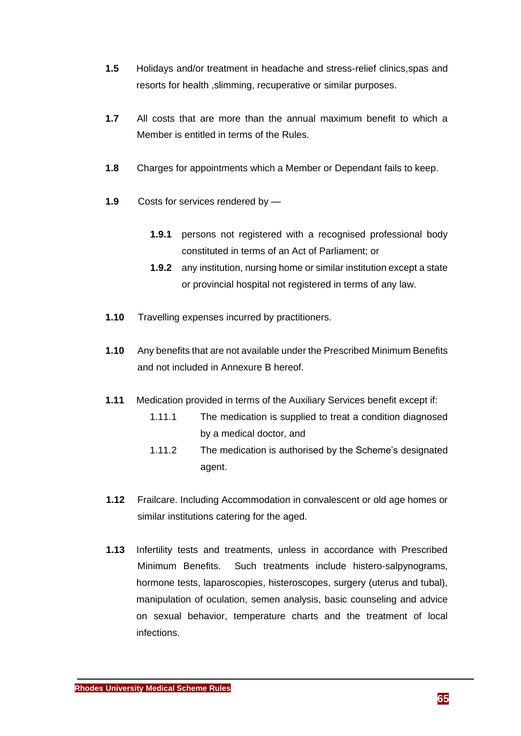**1.5** Holidays and/or treatment in headache and stress-relief clinics,spas and resorts for health ,slimming, recuperative or similar purposes.

**1.7** All costs that are more than the annual maximum benefit to which a Member is entitled in terms of the Rules.

**1.8** Charges for appointments which a Member or Dependant fails to keep.

**1.9** Costs for services rendered by —

- **1.9.1** persons not registered with a recognised professional body constituted in terms of an Act of Parliament; or
- **1.9.2** any institution, nursing home or similar institution except a state or provincial hospital not registered in terms of any law.

**1.10** Travelling expenses incurred by practitioners.

**1.10** Any benefits that are not available under the Prescribed Minimum Benefits and not included in Annexure B hereof.

**1.11** Medication provided in terms of the Auxiliary Services benefit except if:

- 1.11.1 The medication is supplied to treat a condition diagnosed by a medical doctor, and
- 1.11.2 The medication is authorised by the Scheme's designated agent.

**1.12** Frailcare. Including Accommodation in convalescent or old age homes or similar institutions catering for the aged.

**1.13** Infertility tests and treatments, unless in accordance with Prescribed Minimum Benefits. Such treatments include histero-salpynograms, hormone tests, laparoscopies, histeroscopes, surgery (uterus and tubal), manipulation of oculation, semen analysis, basic counseling and advice on sexual behavior, temperature charts and the treatment of local infections.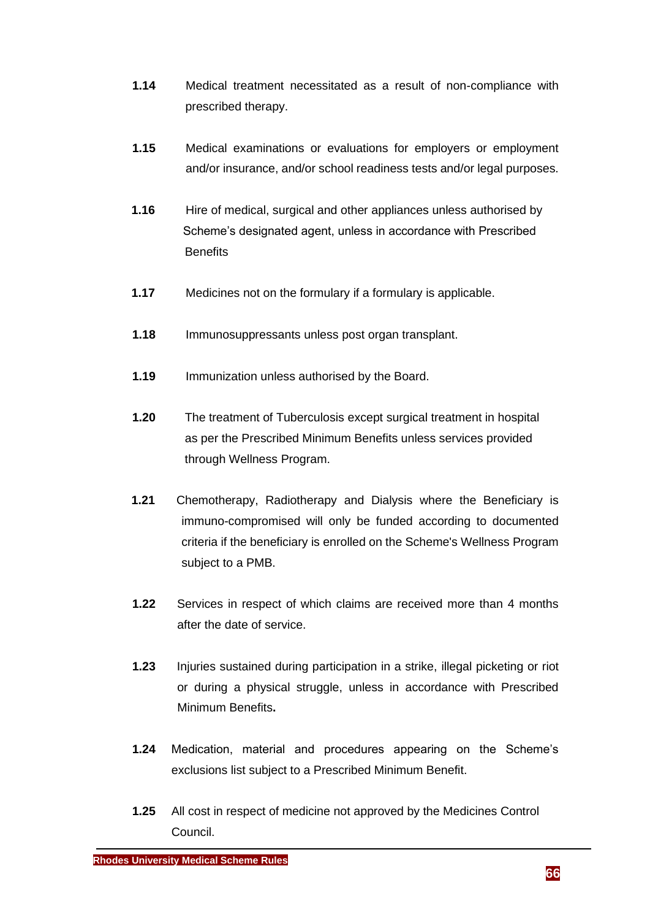**1.14** Medical treatment necessitated as a result of non-compliance with prescribed therapy.

**1.15** Medical examinations or evaluations for employers or employment and/or insurance, and/or school readiness tests and/or legal purposes.

**1.16** Hire of medical, surgical and other appliances unless authorised by Scheme's designated agent, unless in accordance with Prescribed Benefits

**1.17** Medicines not on the formulary if a formulary is applicable.

**1.18** Immunosuppressants unless post organ transplant.

**1.19** Immunization unless authorised by the Board.

**1.20** The treatment of Tuberculosis except surgical treatment in hospital as per the Prescribed Minimum Benefits unless services provided through Wellness Program.

**1.21** Chemotherapy, Radiotherapy and Dialysis where the Beneficiary is immuno-compromised will only be funded according to documented criteria if the beneficiary is enrolled on the Scheme's Wellness Program subject to a PMB.

**1.22** Services in respect of which claims are received more than 4 months after the date of service.

**1.23** Injuries sustained during participation in a strike, illegal picketing or riot or during a physical struggle, unless in accordance with Prescribed Minimum Benefits**.**

**1.24** Medication, material and procedures appearing on the Scheme's exclusions list subject to a Prescribed Minimum Benefit.

**1.25** All cost in respect of medicine not approved by the Medicines Control Council.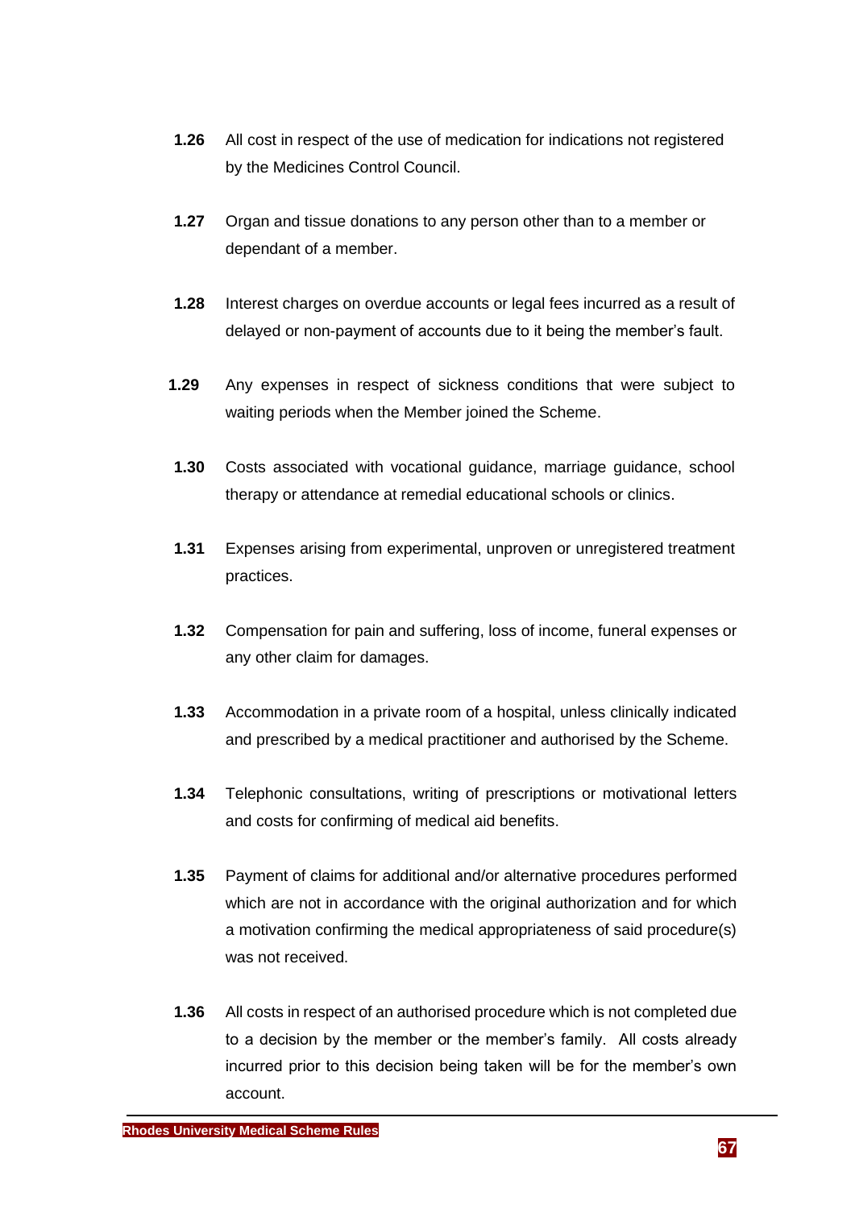**1.26** All cost in respect of the use of medication for indications not registered by the Medicines Control Council.

**1.27** Organ and tissue donations to any person other than to a member or dependant of a member.

**1.28** Interest charges on overdue accounts or legal fees incurred as a result of delayed or non-payment of accounts due to it being the member's fault.

**1.29** Any expenses in respect of sickness conditions that were subject to waiting periods when the Member joined the Scheme.

**1.30** Costs associated with vocational guidance, marriage guidance, school therapy or attendance at remedial educational schools or clinics.

**1.31** Expenses arising from experimental, unproven or unregistered treatment practices.

**1.32** Compensation for pain and suffering, loss of income, funeral expenses or any other claim for damages.

**1.33** Accommodation in a private room of a hospital, unless clinically indicated and prescribed by a medical practitioner and authorised by the Scheme.

**1.34** Telephonic consultations, writing of prescriptions or motivational letters and costs for confirming of medical aid benefits.

**1.35** Payment of claims for additional and/or alternative procedures performed which are not in accordance with the original authorization and for which a motivation confirming the medical appropriateness of said procedure(s) was not received.

**1.36** All costs in respect of an authorised procedure which is not completed due to a decision by the member or the member's family. All costs already incurred prior to this decision being taken will be for the member's own account.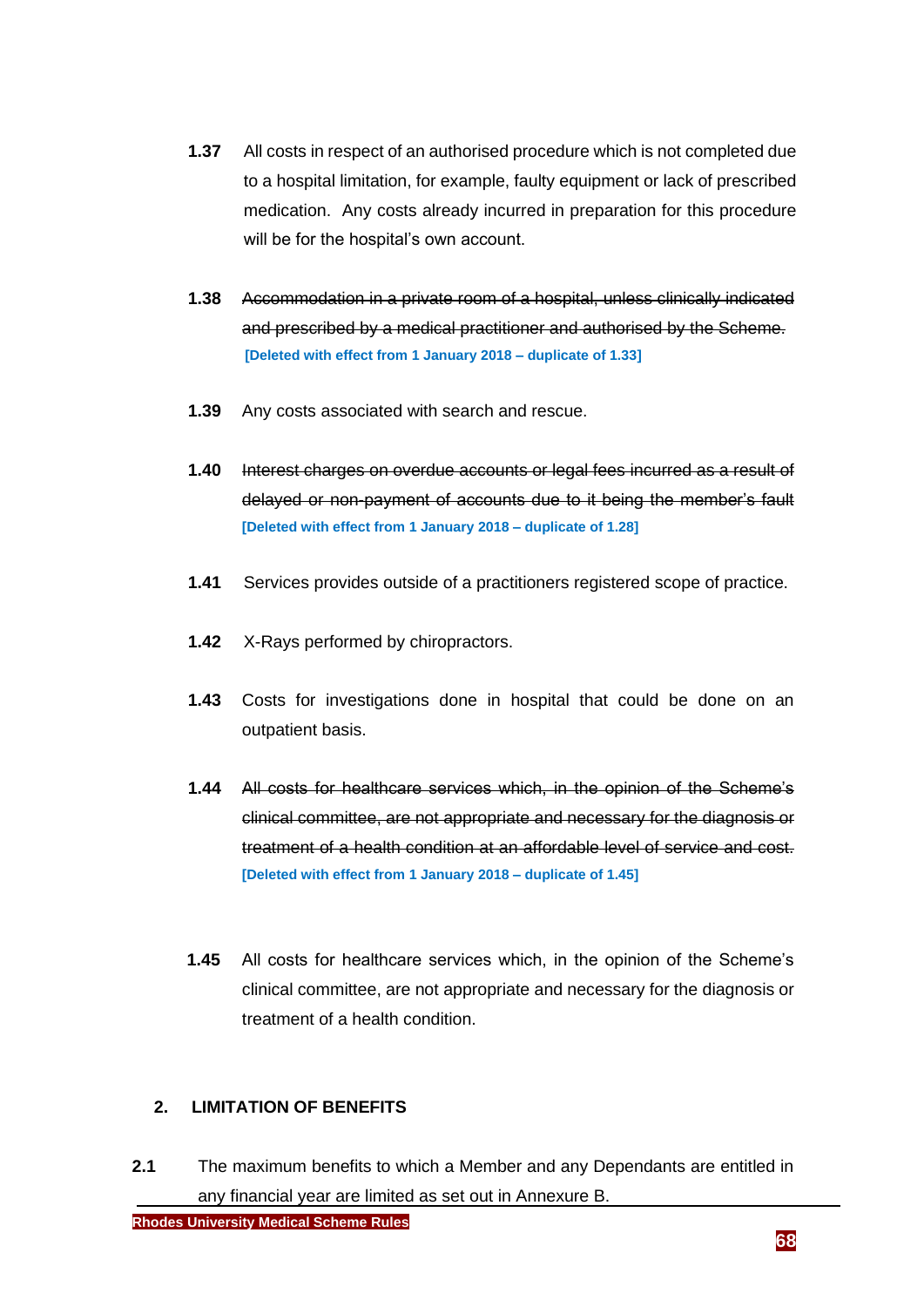**1.37** All costs in respect of an authorised procedure which is not completed due to a hospital limitation, for example, faulty equipment or lack of prescribed medication. Any costs already incurred in preparation for this procedure will be for the hospital's own account.

**1.38** ~~Accommodation in a private room of a hospital, unless clinically indicated and prescribed by a medical practitioner and authorised by the Scheme.~~ **[Deleted with effect from 1 January 2018 – duplicate of 1.33]**

**1.39** Any costs associated with search and rescue.

**1.40** ~~Interest charges on overdue accounts or legal fees incurred as a result of delayed or non-payment of accounts due to it being the member's fault~~ **[Deleted with effect from 1 January 2018 – duplicate of 1.28]**

**1.41** Services provides outside of a practitioners registered scope of practice.

**1.42** X-Rays performed by chiropractors.

**1.43** Costs for investigations done in hospital that could be done on an outpatient basis.

**1.44** ~~All costs for healthcare services which, in the opinion of the Scheme's clinical committee, are not appropriate and necessary for the diagnosis or treatment of a health condition at an affordable level of service and cost.~~ **[Deleted with effect from 1 January 2018 – duplicate of 1.45]**

**1.45** All costs for healthcare services which, in the opinion of the Scheme's clinical committee, are not appropriate and necessary for the diagnosis or treatment of a health condition.

## 2. LIMITATION OF BENEFITS

**2.1** The maximum benefits to which a Member and any Dependants are entitled in any financial year are limited as set out in Annexure B.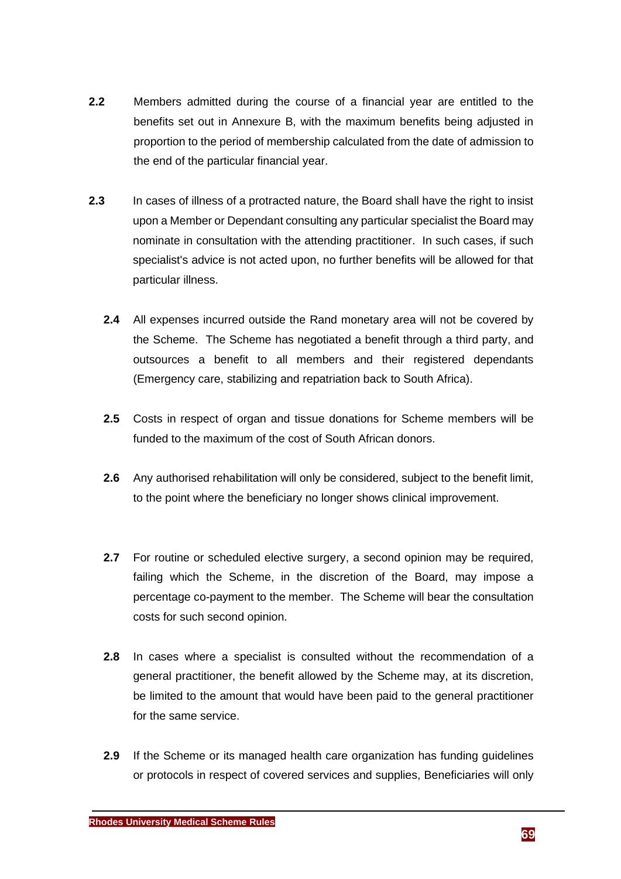**2.2** Members admitted during the course of a financial year are entitled to the benefits set out in Annexure B, with the maximum benefits being adjusted in proportion to the period of membership calculated from the date of admission to the end of the particular financial year.

**2.3** In cases of illness of a protracted nature, the Board shall have the right to insist upon a Member or Dependant consulting any particular specialist the Board may nominate in consultation with the attending practitioner. In such cases, if such specialist's advice is not acted upon, no further benefits will be allowed for that particular illness.

**2.4** All expenses incurred outside the Rand monetary area will not be covered by the Scheme. The Scheme has negotiated a benefit through a third party, and outsources a benefit to all members and their registered dependants (Emergency care, stabilizing and repatriation back to South Africa).

**2.5** Costs in respect of organ and tissue donations for Scheme members will be funded to the maximum of the cost of South African donors.

**2.6** Any authorised rehabilitation will only be considered, subject to the benefit limit, to the point where the beneficiary no longer shows clinical improvement.

**2.7** For routine or scheduled elective surgery, a second opinion may be required, failing which the Scheme, in the discretion of the Board, may impose a percentage co-payment to the member. The Scheme will bear the consultation costs for such second opinion.

**2.8** In cases where a specialist is consulted without the recommendation of a general practitioner, the benefit allowed by the Scheme may, at its discretion, be limited to the amount that would have been paid to the general practitioner for the same service.

**2.9** If the Scheme or its managed health care organization has funding guidelines or protocols in respect of covered services and supplies, Beneficiaries will only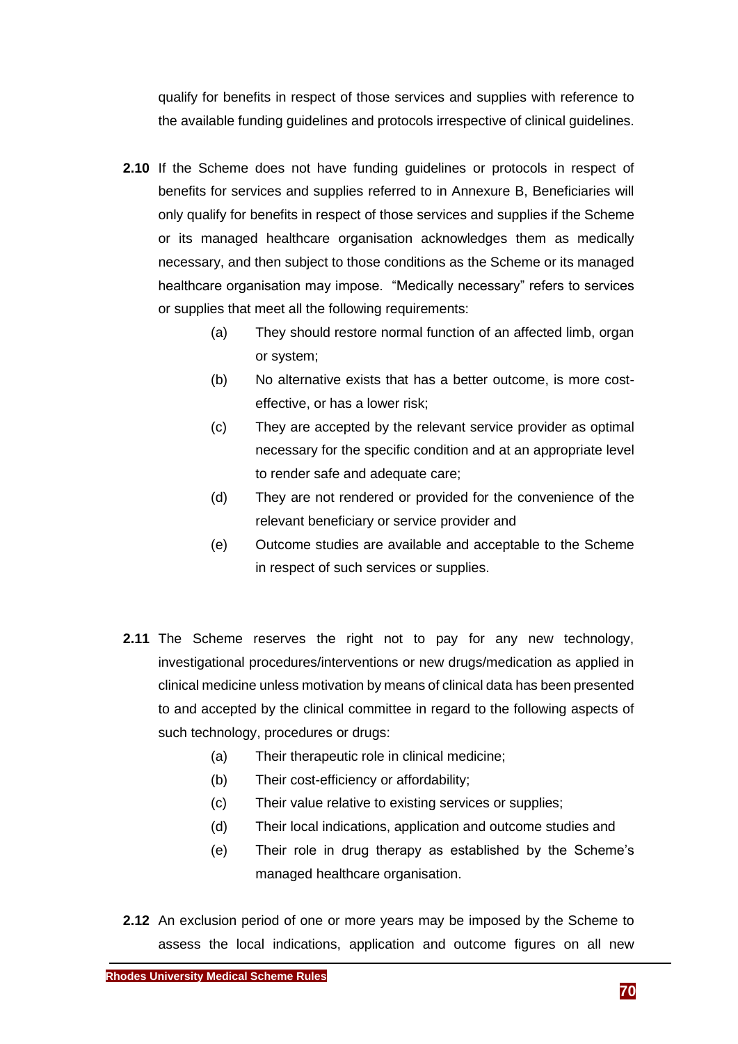qualify for benefits in respect of those services and supplies with reference to the available funding guidelines and protocols irrespective of clinical guidelines.

**2.10** If the Scheme does not have funding guidelines or protocols in respect of benefits for services and supplies referred to in Annexure B, Beneficiaries will only qualify for benefits in respect of those services and supplies if the Scheme or its managed healthcare organisation acknowledges them as medically necessary, and then subject to those conditions as the Scheme or its managed healthcare organisation may impose. "Medically necessary" refers to services or supplies that meet all the following requirements:

(a) They should restore normal function of an affected limb, organ or system;

(b) No alternative exists that has a better outcome, is more cost-effective, or has a lower risk;

(c) They are accepted by the relevant service provider as optimal necessary for the specific condition and at an appropriate level to render safe and adequate care;

(d) They are not rendered or provided for the convenience of the relevant beneficiary or service provider and

(e) Outcome studies are available and acceptable to the Scheme in respect of such services or supplies.

**2.11** The Scheme reserves the right not to pay for any new technology, investigational procedures/interventions or new drugs/medication as applied in clinical medicine unless motivation by means of clinical data has been presented to and accepted by the clinical committee in regard to the following aspects of such technology, procedures or drugs:

(a) Their therapeutic role in clinical medicine;

(b) Their cost-efficiency or affordability;

(c) Their value relative to existing services or supplies;

(d) Their local indications, application and outcome studies and

(e) Their role in drug therapy as established by the Scheme's managed healthcare organisation.

**2.12** An exclusion period of one or more years may be imposed by the Scheme to assess the local indications, application and outcome figures on all new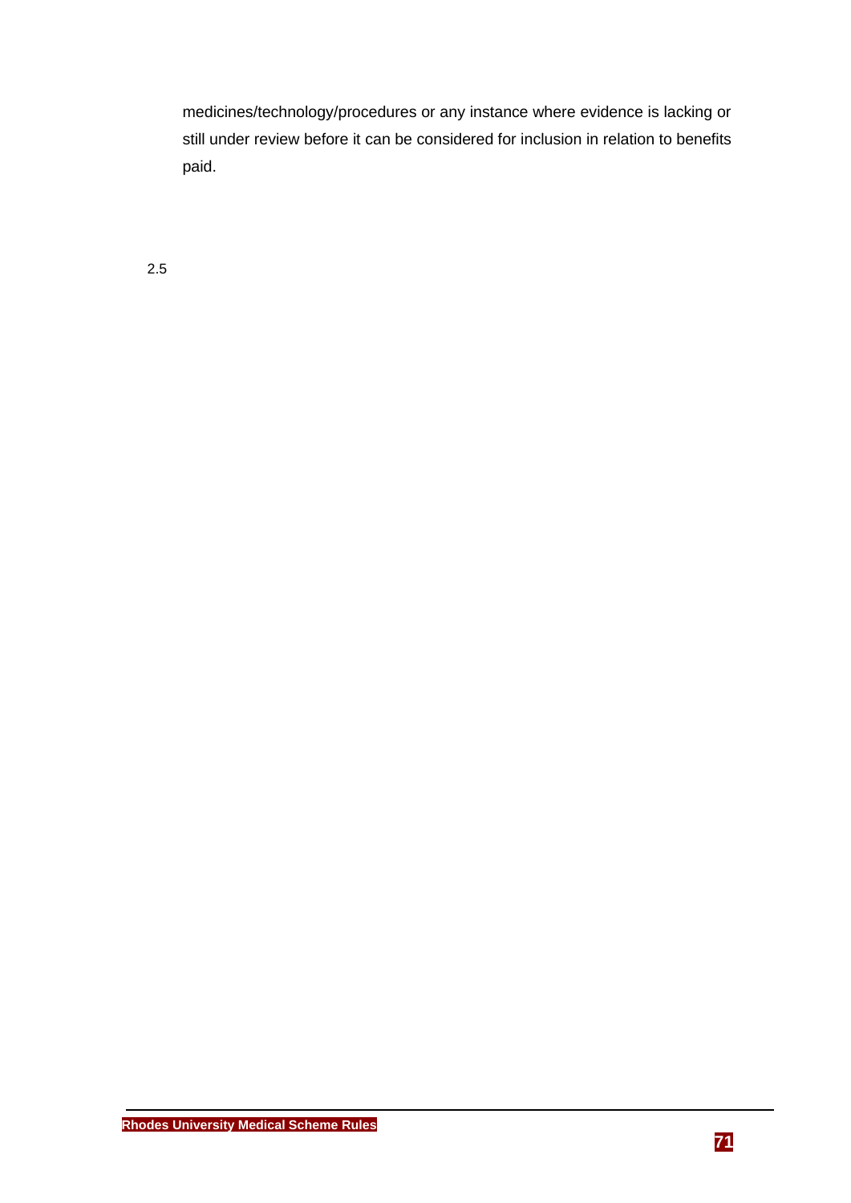medicines/technology/procedures or any instance where evidence is lacking or still under review before it can be considered for inclusion in relation to benefits paid.

2.5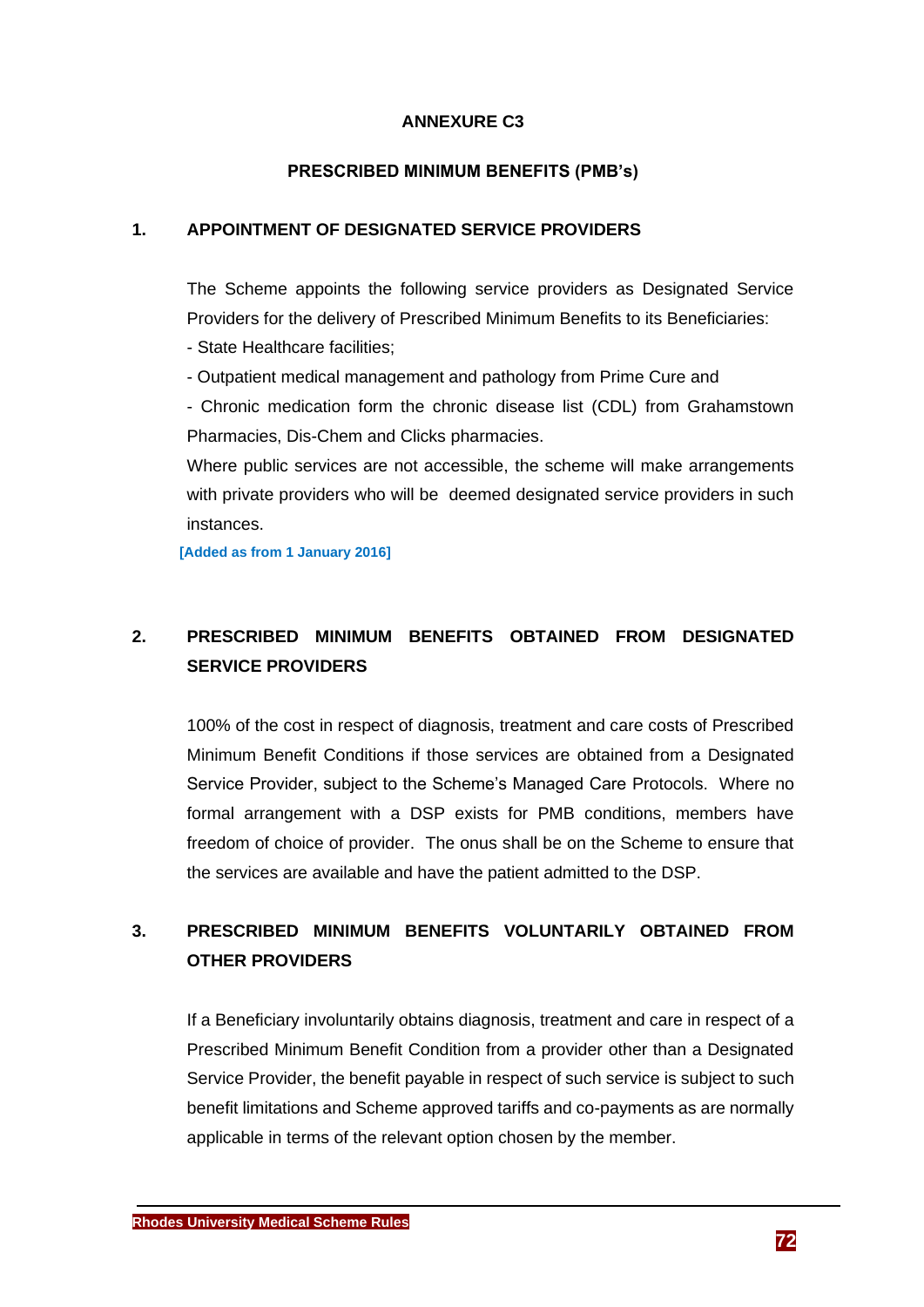# ANNEXURE C3

## PRESCRIBED MINIMUM BENEFITS (PMB's)

### 1. APPOINTMENT OF DESIGNATED SERVICE PROVIDERS

The Scheme appoints the following service providers as Designated Service Providers for the delivery of Prescribed Minimum Benefits to its Beneficiaries:

- State Healthcare facilities;
- Outpatient medical management and pathology from Prime Cure and
- Chronic medication form the chronic disease list (CDL) from Grahamstown Pharmacies, Dis-Chem and Clicks pharmacies.

Where public services are not accessible, the scheme will make arrangements with private providers who will be deemed designated service providers in such instances.

**[Added as from 1 January 2016]**

### 2. PRESCRIBED MINIMUM BENEFITS OBTAINED FROM DESIGNATED SERVICE PROVIDERS

100% of the cost in respect of diagnosis, treatment and care costs of Prescribed Minimum Benefit Conditions if those services are obtained from a Designated Service Provider, subject to the Scheme's Managed Care Protocols. Where no formal arrangement with a DSP exists for PMB conditions, members have freedom of choice of provider. The onus shall be on the Scheme to ensure that the services are available and have the patient admitted to the DSP.

### 3. PRESCRIBED MINIMUM BENEFITS VOLUNTARILY OBTAINED FROM OTHER PROVIDERS

If a Beneficiary involuntarily obtains diagnosis, treatment and care in respect of a Prescribed Minimum Benefit Condition from a provider other than a Designated Service Provider, the benefit payable in respect of such service is subject to such benefit limitations and Scheme approved tariffs and co-payments as are normally applicable in terms of the relevant option chosen by the member.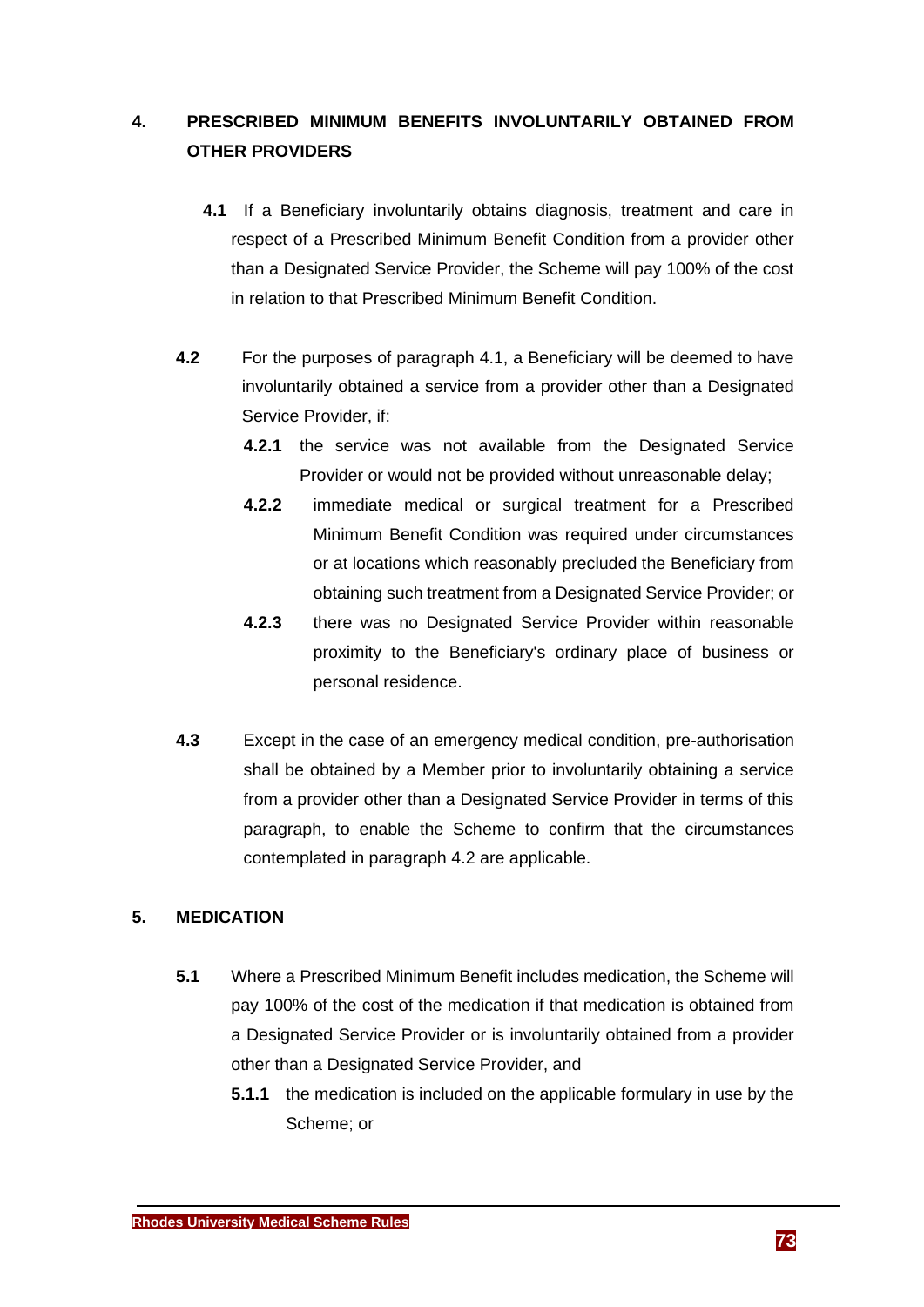## 4. PRESCRIBED MINIMUM BENEFITS INVOLUNTARILY OBTAINED FROM OTHER PROVIDERS

**4.1** If a Beneficiary involuntarily obtains diagnosis, treatment and care in respect of a Prescribed Minimum Benefit Condition from a provider other than a Designated Service Provider, the Scheme will pay 100% of the cost in relation to that Prescribed Minimum Benefit Condition.

**4.2** For the purposes of paragraph 4.1, a Beneficiary will be deemed to have involuntarily obtained a service from a provider other than a Designated Service Provider, if:

**4.2.1** the service was not available from the Designated Service Provider or would not be provided without unreasonable delay;

**4.2.2** immediate medical or surgical treatment for a Prescribed Minimum Benefit Condition was required under circumstances or at locations which reasonably precluded the Beneficiary from obtaining such treatment from a Designated Service Provider; or

**4.2.3** there was no Designated Service Provider within reasonable proximity to the Beneficiary's ordinary place of business or personal residence.

**4.3** Except in the case of an emergency medical condition, pre-authorisation shall be obtained by a Member prior to involuntarily obtaining a service from a provider other than a Designated Service Provider in terms of this paragraph, to enable the Scheme to confirm that the circumstances contemplated in paragraph 4.2 are applicable.

## 5. MEDICATION

**5.1** Where a Prescribed Minimum Benefit includes medication, the Scheme will pay 100% of the cost of the medication if that medication is obtained from a Designated Service Provider or is involuntarily obtained from a provider other than a Designated Service Provider, and

**5.1.1** the medication is included on the applicable formulary in use by the Scheme; or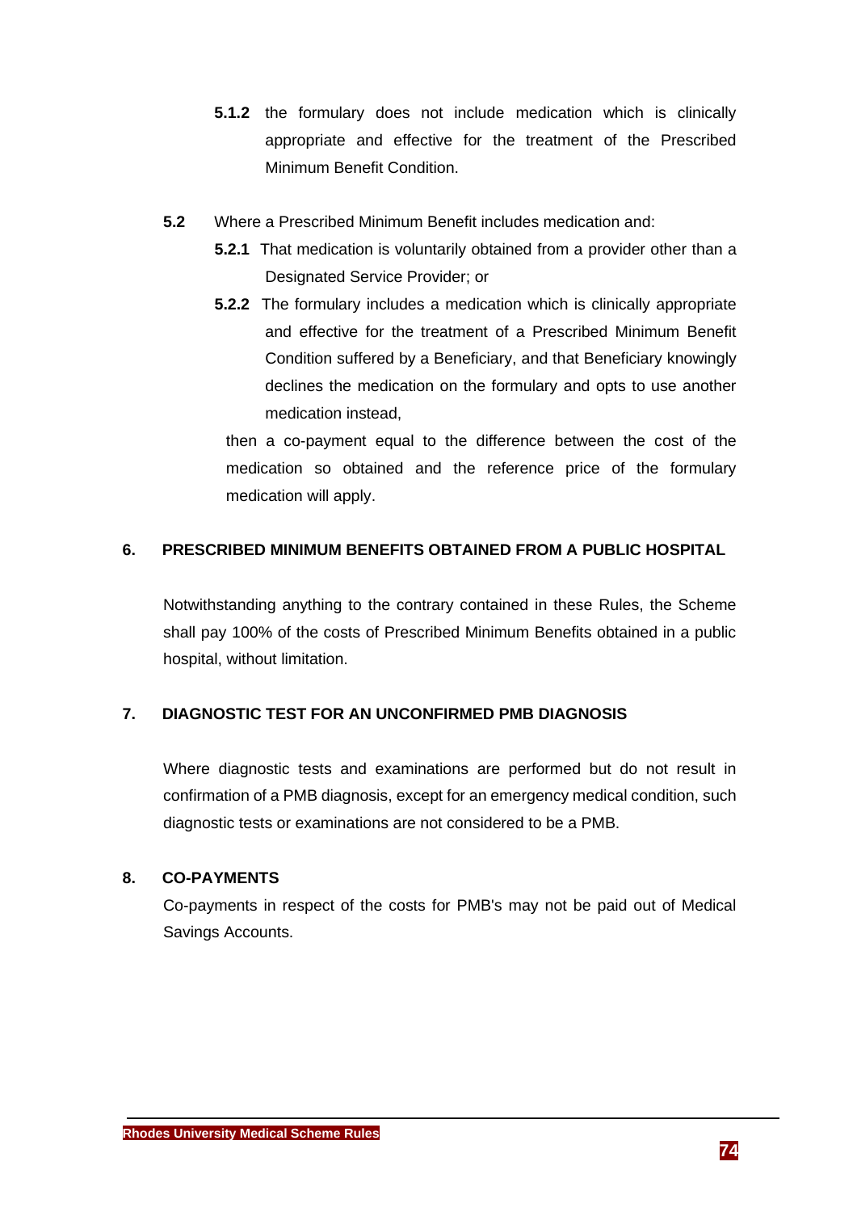**5.1.2** the formulary does not include medication which is clinically appropriate and effective for the treatment of the Prescribed Minimum Benefit Condition.

**5.2** Where a Prescribed Minimum Benefit includes medication and:

**5.2.1** That medication is voluntarily obtained from a provider other than a Designated Service Provider; or

**5.2.2** The formulary includes a medication which is clinically appropriate and effective for the treatment of a Prescribed Minimum Benefit Condition suffered by a Beneficiary, and that Beneficiary knowingly declines the medication on the formulary and opts to use another medication instead,

then a co-payment equal to the difference between the cost of the medication so obtained and the reference price of the formulary medication will apply.

## 6. PRESCRIBED MINIMUM BENEFITS OBTAINED FROM A PUBLIC HOSPITAL

Notwithstanding anything to the contrary contained in these Rules, the Scheme shall pay 100% of the costs of Prescribed Minimum Benefits obtained in a public hospital, without limitation.

## 7. DIAGNOSTIC TEST FOR AN UNCONFIRMED PMB DIAGNOSIS

Where diagnostic tests and examinations are performed but do not result in confirmation of a PMB diagnosis, except for an emergency medical condition, such diagnostic tests or examinations are not considered to be a PMB.

## 8. CO-PAYMENTS

Co-payments in respect of the costs for PMB's may not be paid out of Medical Savings Accounts.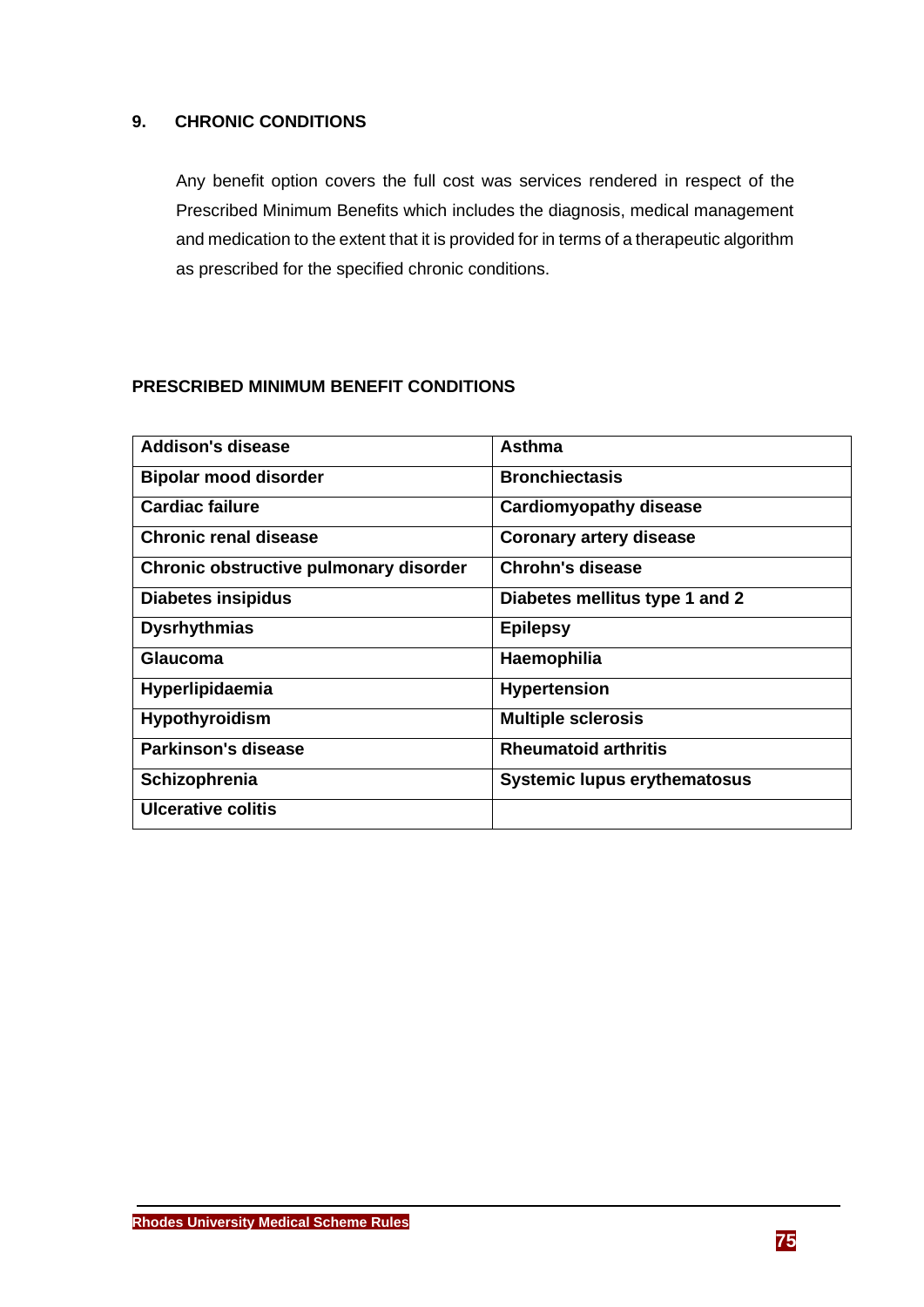## 9. CHRONIC CONDITIONS

Any benefit option covers the full cost was services rendered in respect of the Prescribed Minimum Benefits which includes the diagnosis, medical management and medication to the extent that it is provided for in terms of a therapeutic algorithm as prescribed for the specified chronic conditions.

### PRESCRIBED MINIMUM BENEFIT CONDITIONS

| | |
|---|---|
| **Addison's disease** | **Asthma** |
| **Bipolar mood disorder** | **Bronchiectasis** |
| **Cardiac failure** | **Cardiomyopathy disease** |
| **Chronic renal disease** | **Coronary artery disease** |
| **Chronic obstructive pulmonary disorder** | **Chrohn's disease** |
| **Diabetes insipidus** | **Diabetes mellitus type 1 and 2** |
| **Dysrhythmias** | **Epilepsy** |
| **Glaucoma** | **Haemophilia** |
| **Hyperlipidaemia** | **Hypertension** |
| **Hypothyroidism** | **Multiple sclerosis** |
| **Parkinson's disease** | **Rheumatoid arthritis** |
| **Schizophrenia** | **Systemic lupus erythematosus** |
| **Ulcerative colitis** | |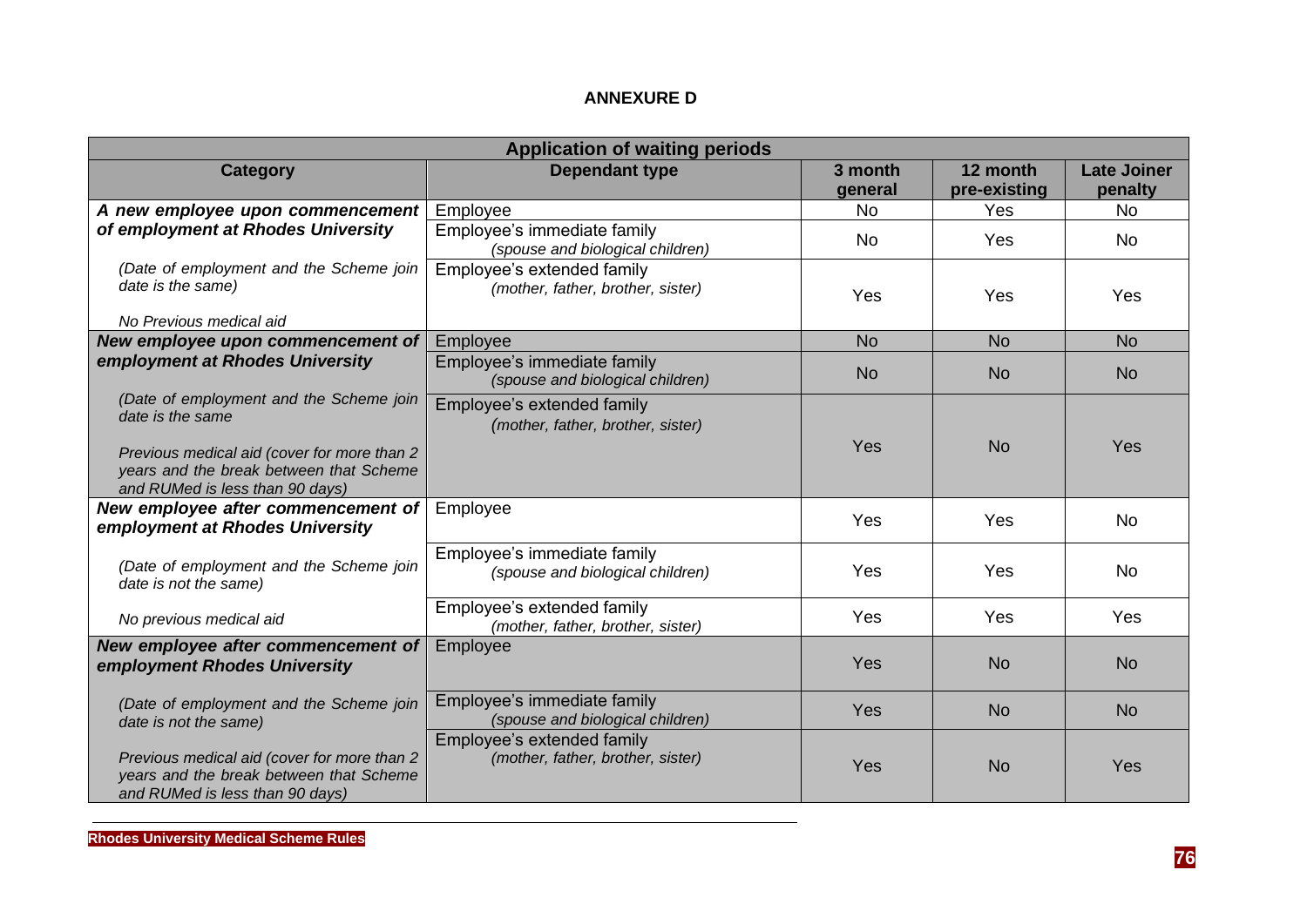**ANNEXURE D**

| Application of waiting periods | | | | |
|---|---|---|---|---|
| **Category** | **Dependant type** | **3 month general** | **12 month pre-existing** | **Late Joiner penalty** |
| ***A new employee upon commencement of employment at Rhodes University*** *(Date of employment and the Scheme join date is the same)* *No Previous medical aid* | Employee | No | Yes | No |
| | Employee's immediate family *(spouse and biological children)* | No | Yes | No |
| | Employee's extended family *(mother, father, brother, sister)* | Yes | Yes | Yes |
| ***New employee upon commencement of employment at Rhodes University*** *(Date of employment and the Scheme join date is the same* *Previous medical aid (cover for more than 2 years and the break between that Scheme and RUMed is less than 90 days)* | Employee | No | No | No |
| | Employee's immediate family *(spouse and biological children)* | No | No | No |
| | Employee's extended family *(mother, father, brother, sister)* | Yes | No | Yes |
| ***New employee after commencement of employment at Rhodes University*** *(Date of employment and the Scheme join date is not the same)* *No previous medical aid* | Employee | Yes | Yes | No |
| | Employee's immediate family *(spouse and biological children)* | Yes | Yes | No |
| | Employee's extended family *(mother, father, brother, sister)* | Yes | Yes | Yes |
| ***New employee after commencement of employment Rhodes University*** *(Date of employment and the Scheme join date is not the same)* *Previous medical aid (cover for more than 2 years and the break between that Scheme and RUMed is less than 90 days)* | Employee | Yes | No | No |
| | Employee's immediate family *(spouse and biological children)* | Yes | No | No |
| | Employee's extended family *(mother, father, brother, sister)* | Yes | No | Yes |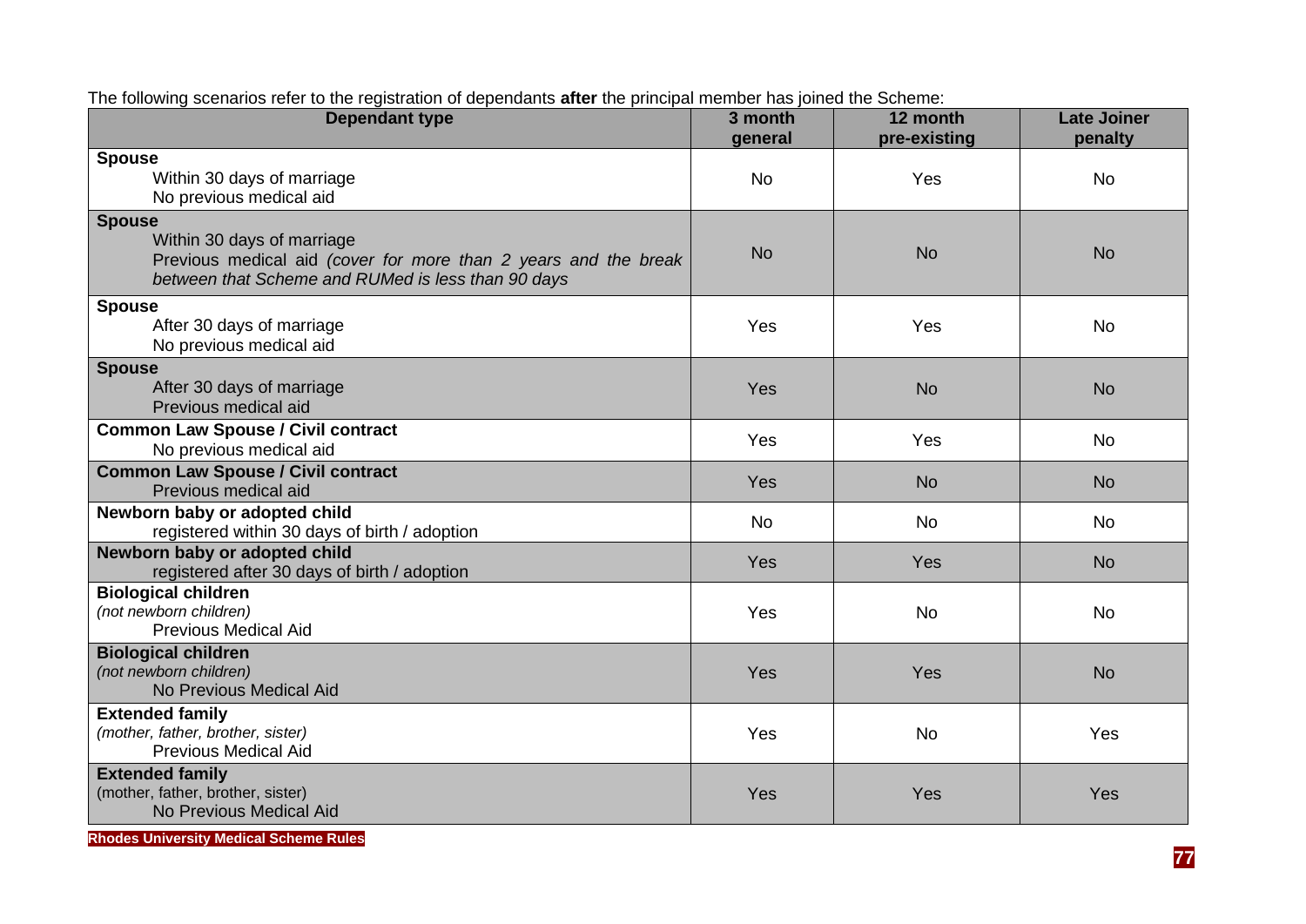The following scenarios refer to the registration of dependants **after** the principal member has joined the Scheme:

| Dependant type | 3 month general | 12 month pre-existing | Late Joiner penalty |
|---|---|---|---|
| **Spouse**<br>Within 30 days of marriage<br>No previous medical aid | No | Yes | No |
| **Spouse**<br>Within 30 days of marriage<br>Previous medical aid *(cover for more than 2 years and the break between that Scheme and RUMed is less than 90 days* | No | No | No |
| **Spouse**<br>After 30 days of marriage<br>No previous medical aid | Yes | Yes | No |
| **Spouse**<br>After 30 days of marriage<br>Previous medical aid | Yes | No | No |
| **Common Law Spouse / Civil contract**<br>No previous medical aid | Yes | Yes | No |
| **Common Law Spouse / Civil contract**<br>Previous medical aid | Yes | No | No |
| **Newborn baby or adopted child**<br>registered within 30 days of birth / adoption | No | No | No |
| **Newborn baby or adopted child**<br>registered after 30 days of birth / adoption | Yes | Yes | No |
| **Biological children**<br>*(not newborn children)*<br>Previous Medical Aid | Yes | No | No |
| **Biological children**<br>*(not newborn children)*<br>No Previous Medical Aid | Yes | Yes | No |
| **Extended family**<br>*(mother, father, brother, sister)*<br>Previous Medical Aid | Yes | No | Yes |
| **Extended family**<br>(mother, father, brother, sister)<br>No Previous Medical Aid | Yes | Yes | Yes |